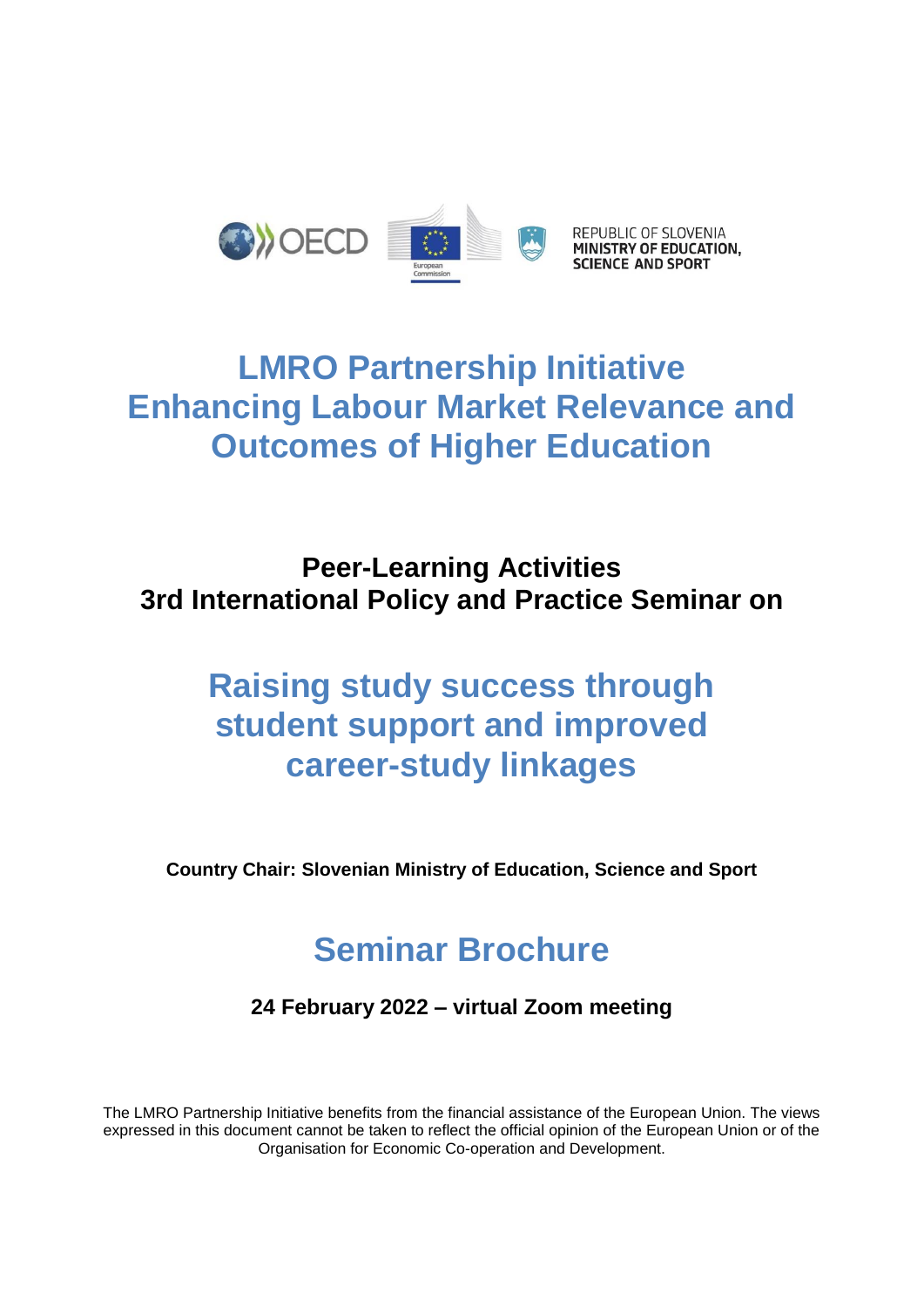REPUBLIC OF SLOVENIA
MINISTRY OF EDUCATION, SCIENCE AND SPORT

# LMRO Partnership Initiative Enhancing Labour Market Relevance and Outcomes of Higher Education

## Peer-Learning Activities 3rd International Policy and Practice Seminar on

# Raising study success through student support and improved career-study linkages

**Country Chair: Slovenian Ministry of Education, Science and Sport**

# Seminar Brochure

**24 February 2022 – virtual Zoom meeting**

The LMRO Partnership Initiative benefits from the financial assistance of the European Union. The views expressed in this document cannot be taken to reflect the official opinion of the European Union or of the Organisation for Economic Co-operation and Development.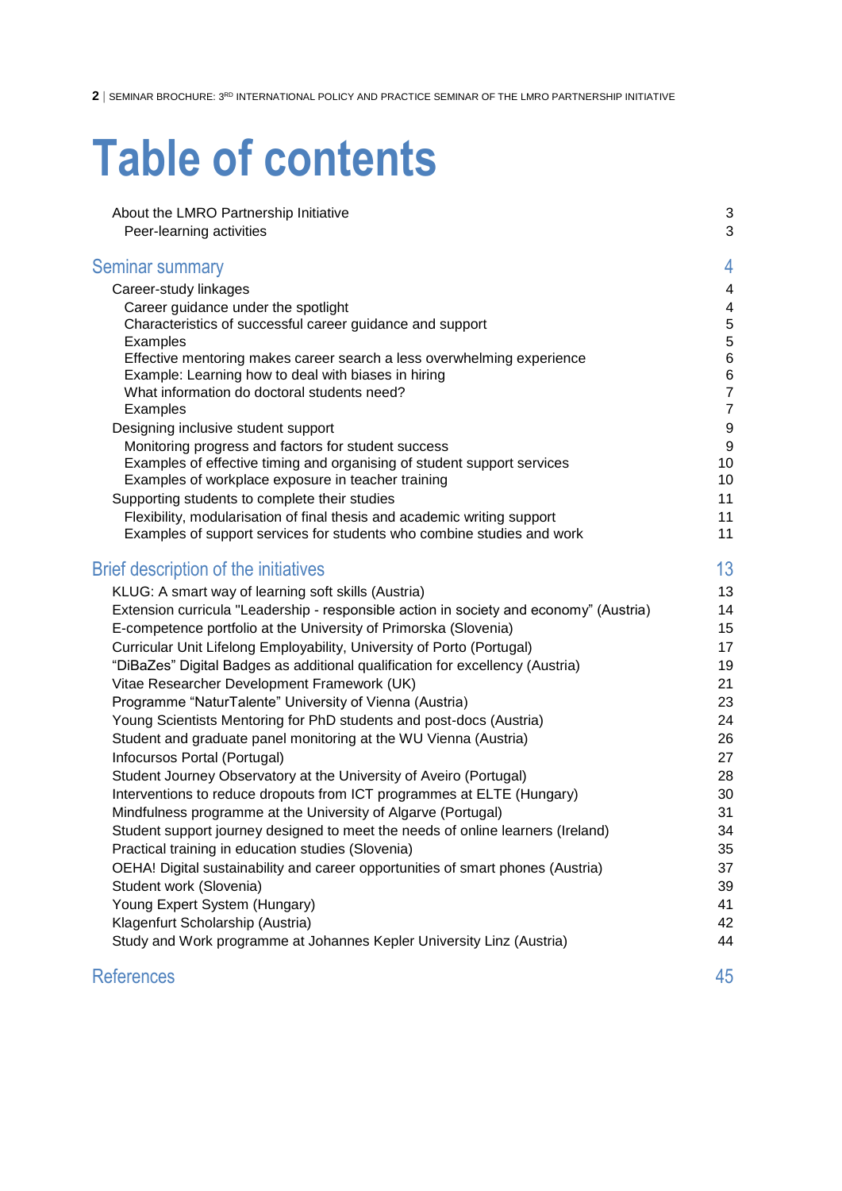# Table of contents

| | |
|---|---|
| About the LMRO Partnership Initiative | 3 |
| Peer-learning activities | 3 |
| **Seminar summary** | **4** |
| Career-study linkages | 4 |
| Career guidance under the spotlight | 4 |
| Characteristics of successful career guidance and support | 5 |
| Examples | 5 |
| Effective mentoring makes career search a less overwhelming experience | 6 |
| Example: Learning how to deal with biases in hiring | 6 |
| What information do doctoral students need? | 7 |
| Examples | 7 |
| Designing inclusive student support | 9 |
| Monitoring progress and factors for student success | 9 |
| Examples of effective timing and organising of student support services | 10 |
| Examples of workplace exposure in teacher training | 10 |
| Supporting students to complete their studies | 11 |
| Flexibility, modularisation of final thesis and academic writing support | 11 |
| Examples of support services for students who combine studies and work | 11 |
| **Brief description of the initiatives** | **13** |
| KLUG: A smart way of learning soft skills (Austria) | 13 |
| Extension curricula "Leadership - responsible action in society and economy" (Austria) | 14 |
| E-competence portfolio at the University of Primorska (Slovenia) | 15 |
| Curricular Unit Lifelong Employability, University of Porto (Portugal) | 17 |
| "DiBaZes" Digital Badges as additional qualification for excellency (Austria) | 19 |
| Vitae Researcher Development Framework (UK) | 21 |
| Programme "NaturTalente" University of Vienna (Austria) | 23 |
| Young Scientists Mentoring for PhD students and post-docs (Austria) | 24 |
| Student and graduate panel monitoring at the WU Vienna (Austria) | 26 |
| Infocursos Portal (Portugal) | 27 |
| Student Journey Observatory at the University of Aveiro (Portugal) | 28 |
| Interventions to reduce dropouts from ICT programmes at ELTE (Hungary) | 30 |
| Mindfulness programme at the University of Algarve (Portugal) | 31 |
| Student support journey designed to meet the needs of online learners (Ireland) | 34 |
| Practical training in education studies (Slovenia) | 35 |
| OEHA! Digital sustainability and career opportunities of smart phones (Austria) | 37 |
| Student work (Slovenia) | 39 |
| Young Expert System (Hungary) | 41 |
| Klagenfurt Scholarship (Austria) | 42 |
| Study and Work programme at Johannes Kepler University Linz (Austria) | 44 |
| **References** | **45** |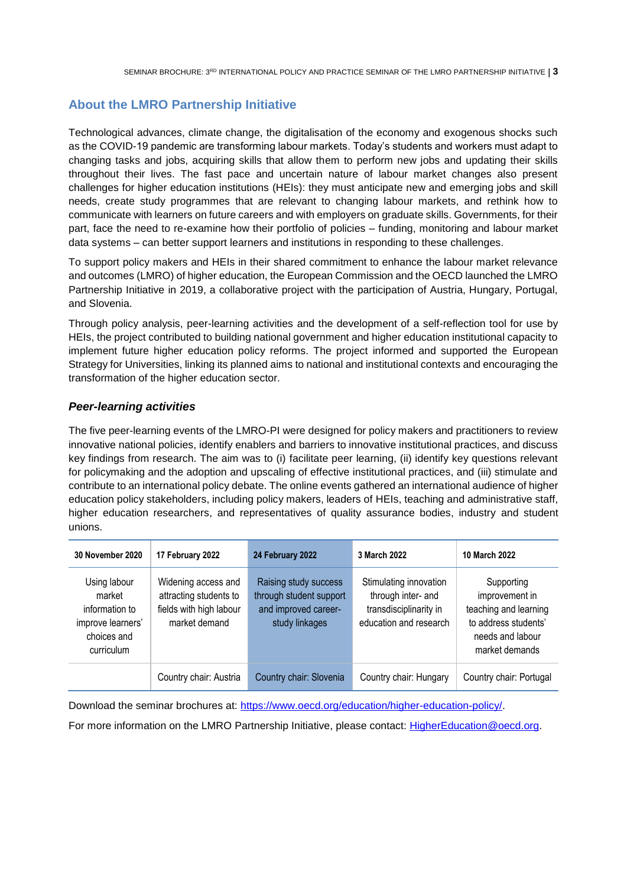## About the LMRO Partnership Initiative

Technological advances, climate change, the digitalisation of the economy and exogenous shocks such as the COVID-19 pandemic are transforming labour markets. Today's students and workers must adapt to changing tasks and jobs, acquiring skills that allow them to perform new jobs and updating their skills throughout their lives. The fast pace and uncertain nature of labour market changes also present challenges for higher education institutions (HEIs): they must anticipate new and emerging jobs and skill needs, create study programmes that are relevant to changing labour markets, and rethink how to communicate with learners on future careers and with employers on graduate skills. Governments, for their part, face the need to re-examine how their portfolio of policies – funding, monitoring and labour market data systems – can better support learners and institutions in responding to these challenges.

To support policy makers and HEIs in their shared commitment to enhance the labour market relevance and outcomes (LMRO) of higher education, the European Commission and the OECD launched the LMRO Partnership Initiative in 2019, a collaborative project with the participation of Austria, Hungary, Portugal, and Slovenia.

Through policy analysis, peer-learning activities and the development of a self-reflection tool for use by HEIs, the project contributed to building national government and higher education institutional capacity to implement future higher education policy reforms. The project informed and supported the European Strategy for Universities, linking its planned aims to national and institutional contexts and encouraging the transformation of the higher education sector.

### *Peer-learning activities*

The five peer-learning events of the LMRO-PI were designed for policy makers and practitioners to review innovative national policies, identify enablers and barriers to innovative institutional practices, and discuss key findings from research. The aim was to (i) facilitate peer learning, (ii) identify key questions relevant for policymaking and the adoption and upscaling of effective institutional practices, and (iii) stimulate and contribute to an international policy debate. The online events gathered an international audience of higher education policy stakeholders, including policy makers, leaders of HEIs, teaching and administrative staff, higher education researchers, and representatives of quality assurance bodies, industry and student unions.

| 30 November 2020 | 17 February 2022 | 24 February 2022 | 3 March 2022 | 10 March 2022 |
|---|---|---|---|---|
| Using labour market information to improve learners' choices and curriculum | Widening access and attracting students to fields with high labour market demand | Raising study success through student support and improved career-study linkages | Stimulating innovation through inter- and transdisciplinarity in education and research | Supporting improvement in teaching and learning to address students' needs and labour market demands |
| | Country chair: Austria | Country chair: Slovenia | Country chair: Hungary | Country chair: Portugal |

Download the seminar brochures at: [https://www.oecd.org/education/higher-education-policy/](https://www.oecd.org/education/higher-education-policy/).

For more information on the LMRO Partnership Initiative, please contact: [HigherEducation@oecd.org](mailto:HigherEducation@oecd.org).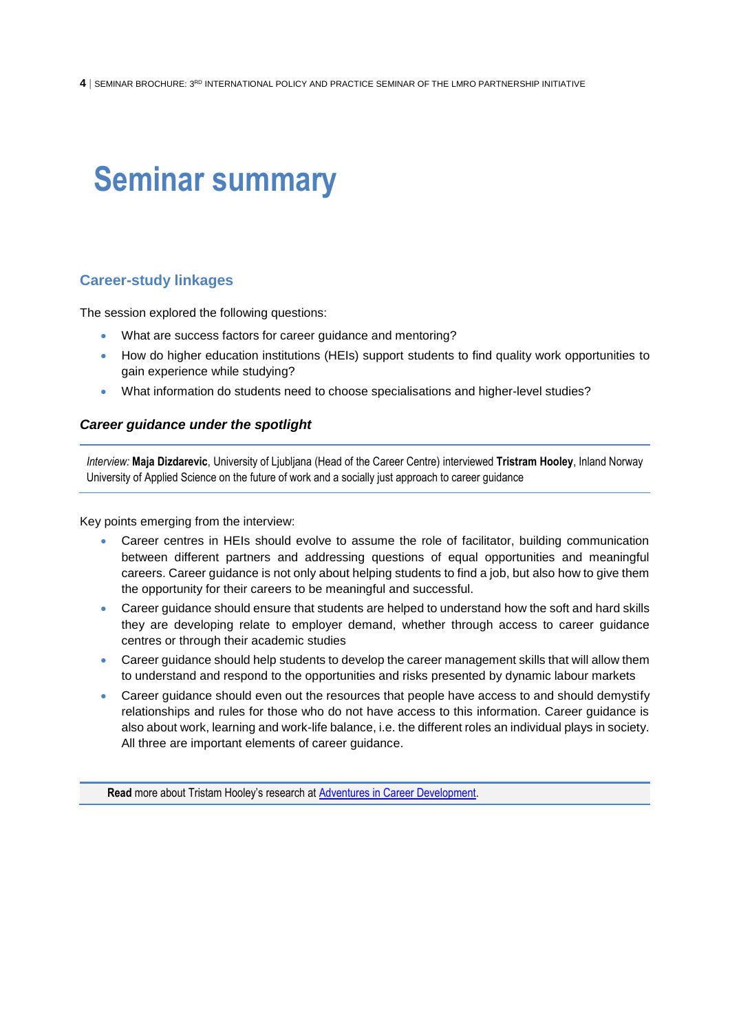# Seminar summary

## Career-study linkages

The session explored the following questions:

- What are success factors for career guidance and mentoring?
- How do higher education institutions (HEIs) support students to find quality work opportunities to gain experience while studying?
- What information do students need to choose specialisations and higher-level studies?

### *Career guidance under the spotlight*

*Interview:* **Maja Dizdarevic**, University of Ljubljana (Head of the Career Centre) interviewed **Tristram Hooley**, Inland Norway University of Applied Science on the future of work and a socially just approach to career guidance

Key points emerging from the interview:

- Career centres in HEIs should evolve to assume the role of facilitator, building communication between different partners and addressing questions of equal opportunities and meaningful careers. Career guidance is not only about helping students to find a job, but also how to give them the opportunity for their careers to be meaningful and successful.
- Career guidance should ensure that students are helped to understand how the soft and hard skills they are developing relate to employer demand, whether through access to career guidance centres or through their academic studies
- Career guidance should help students to develop the career management skills that will allow them to understand and respond to the opportunities and risks presented by dynamic labour markets
- Career guidance should even out the resources that people have access to and should demystify relationships and rules for those who do not have access to this information. Career guidance is also about work, learning and work-life balance, i.e. the different roles an individual plays in society. All three are important elements of career guidance.

**Read** more about Tristam Hooley's research at Adventures in Career Development.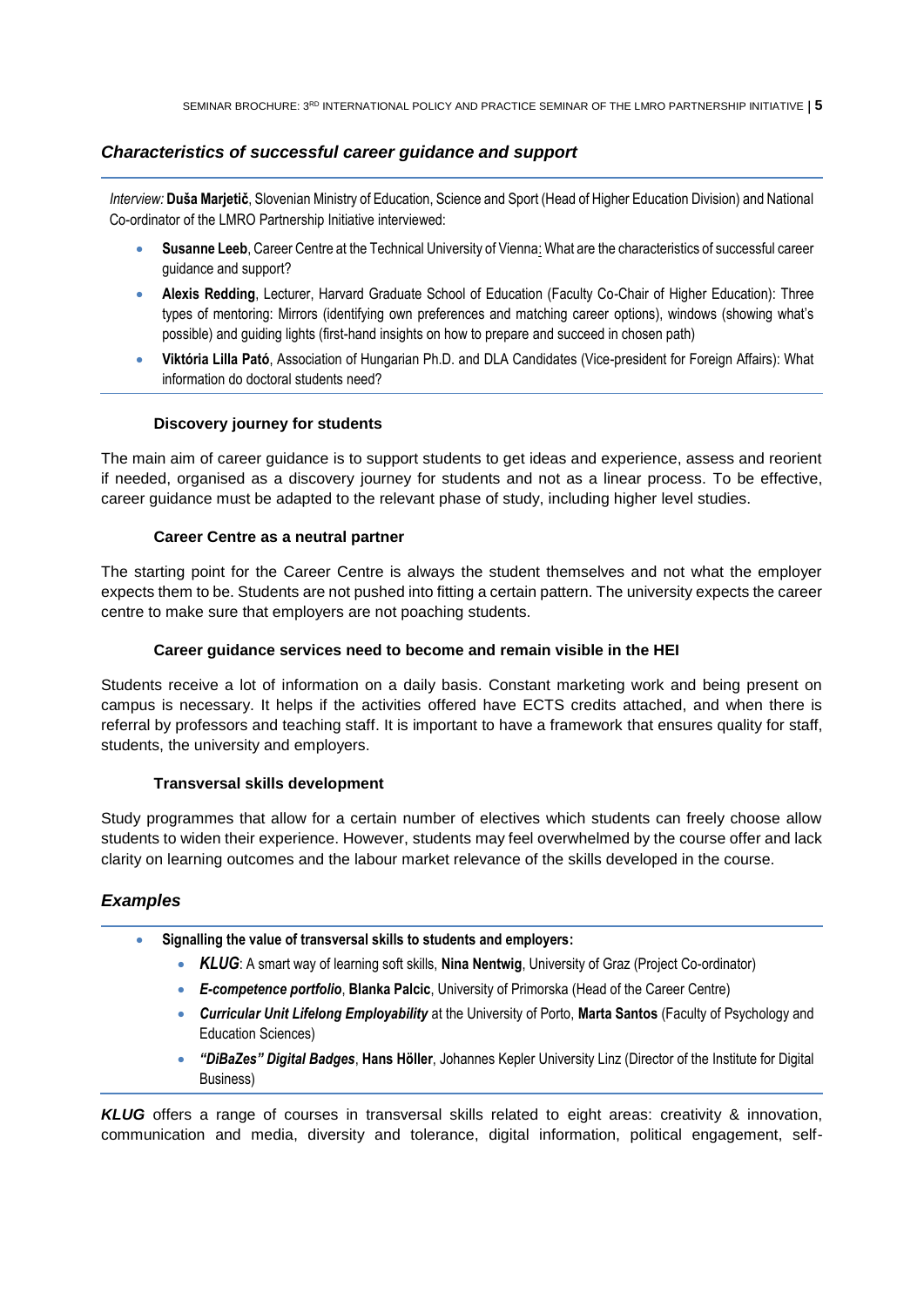## *Characteristics of successful career guidance and support*

*Interview:* **Duša Marjetič**, Slovenian Ministry of Education, Science and Sport (Head of Higher Education Division) and National Co-ordinator of the LMRO Partnership Initiative interviewed:

- **Susanne Leeb**, Career Centre at the Technical University of Vienna: What are the characteristics of successful career guidance and support?
- **Alexis Redding**, Lecturer, Harvard Graduate School of Education (Faculty Co-Chair of Higher Education): Three types of mentoring: Mirrors (identifying own preferences and matching career options), windows (showing what's possible) and guiding lights (first-hand insights on how to prepare and succeed in chosen path)
- **Viktória Lilla Pató**, Association of Hungarian Ph.D. and DLA Candidates (Vice-president for Foreign Affairs): What information do doctoral students need?

### Discovery journey for students

The main aim of career guidance is to support students to get ideas and experience, assess and reorient if needed, organised as a discovery journey for students and not as a linear process. To be effective, career guidance must be adapted to the relevant phase of study, including higher level studies.

### Career Centre as a neutral partner

The starting point for the Career Centre is always the student themselves and not what the employer expects them to be. Students are not pushed into fitting a certain pattern. The university expects the career centre to make sure that employers are not poaching students.

### Career guidance services need to become and remain visible in the HEI

Students receive a lot of information on a daily basis. Constant marketing work and being present on campus is necessary. It helps if the activities offered have ECTS credits attached, and when there is referral by professors and teaching staff. It is important to have a framework that ensures quality for staff, students, the university and employers.

### Transversal skills development

Study programmes that allow for a certain number of electives which students can freely choose allow students to widen their experience. However, students may feel overwhelmed by the course offer and lack clarity on learning outcomes and the labour market relevance of the skills developed in the course.

## *Examples*

- **Signalling the value of transversal skills to students and employers:**
  - ***KLUG***: A smart way of learning soft skills, **Nina Nentwig**, University of Graz (Project Co-ordinator)
  - ***E-competence portfolio***, **Blanka Palcic**, University of Primorska (Head of the Career Centre)
  - ***Curricular Unit Lifelong Employability*** at the University of Porto, **Marta Santos** (Faculty of Psychology and Education Sciences)
  - ***"DiBaZes" Digital Badges***, **Hans Höller**, Johannes Kepler University Linz (Director of the Institute for Digital Business)

***KLUG*** offers a range of courses in transversal skills related to eight areas: creativity & innovation, communication and media, diversity and tolerance, digital information, political engagement, self-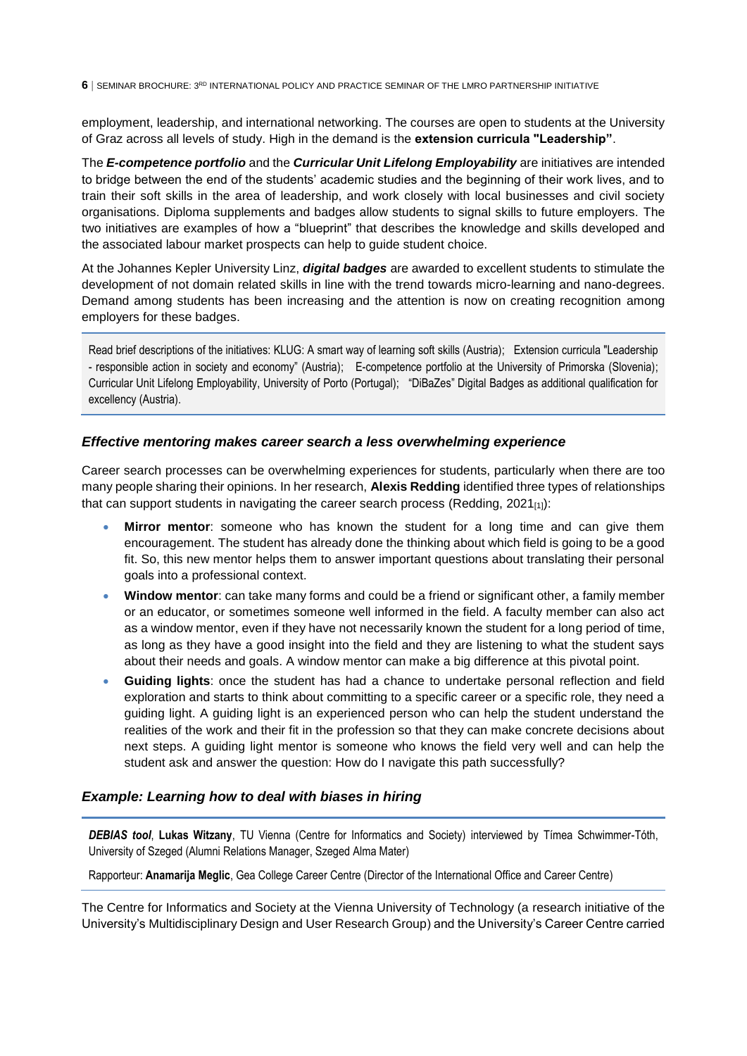employment, leadership, and international networking. The courses are open to students at the University of Graz across all levels of study. High in the demand is the **extension curricula "Leadership"**.

The ***E-competence portfolio*** and the ***Curricular Unit Lifelong Employability*** are initiatives are intended to bridge between the end of the students' academic studies and the beginning of their work lives, and to train their soft skills in the area of leadership, and work closely with local businesses and civil society organisations. Diploma supplements and badges allow students to signal skills to future employers. The two initiatives are examples of how a "blueprint" that describes the knowledge and skills developed and the associated labour market prospects can help to guide student choice.

At the Johannes Kepler University Linz, ***digital badges*** are awarded to excellent students to stimulate the development of not domain related skills in line with the trend towards micro-learning and nano-degrees. Demand among students has been increasing and the attention is now on creating recognition among employers for these badges.

> Read brief descriptions of the initiatives: KLUG: A smart way of learning soft skills (Austria); Extension curricula "Leadership - responsible action in society and economy" (Austria); E-competence portfolio at the University of Primorska (Slovenia); Curricular Unit Lifelong Employability, University of Porto (Portugal); "DiBaZes" Digital Badges as additional qualification for excellency (Austria).

### *Effective mentoring makes career search a less overwhelming experience*

Career search processes can be overwhelming experiences for students, particularly when there are too many people sharing their opinions. In her research, **Alexis Redding** identified three types of relationships that can support students in navigating the career search process (Redding, 2021[1]):

- **Mirror mentor**: someone who has known the student for a long time and can give them encouragement. The student has already done the thinking about which field is going to be a good fit. So, this new mentor helps them to answer important questions about translating their personal goals into a professional context.
- **Window mentor**: can take many forms and could be a friend or significant other, a family member or an educator, or sometimes someone well informed in the field. A faculty member can also act as a window mentor, even if they have not necessarily known the student for a long period of time, as long as they have a good insight into the field and they are listening to what the student says about their needs and goals. A window mentor can make a big difference at this pivotal point.
- **Guiding lights**: once the student has had a chance to undertake personal reflection and field exploration and starts to think about committing to a specific career or a specific role, they need a guiding light. A guiding light is an experienced person who can help the student understand the realities of the work and their fit in the profession so that they can make concrete decisions about next steps. A guiding light mentor is someone who knows the field very well and can help the student ask and answer the question: How do I navigate this path successfully?

### *Example: Learning how to deal with biases in hiring*

> ***DEBIAS tool***, **Lukas Witzany**, TU Vienna (Centre for Informatics and Society) interviewed by Tímea Schwimmer-Tóth, University of Szeged (Alumni Relations Manager, Szeged Alma Mater)
>
> Rapporteur: **Anamarija Meglic**, Gea College Career Centre (Director of the International Office and Career Centre)

The Centre for Informatics and Society at the Vienna University of Technology (a research initiative of the University's Multidisciplinary Design and User Research Group) and the University's Career Centre carried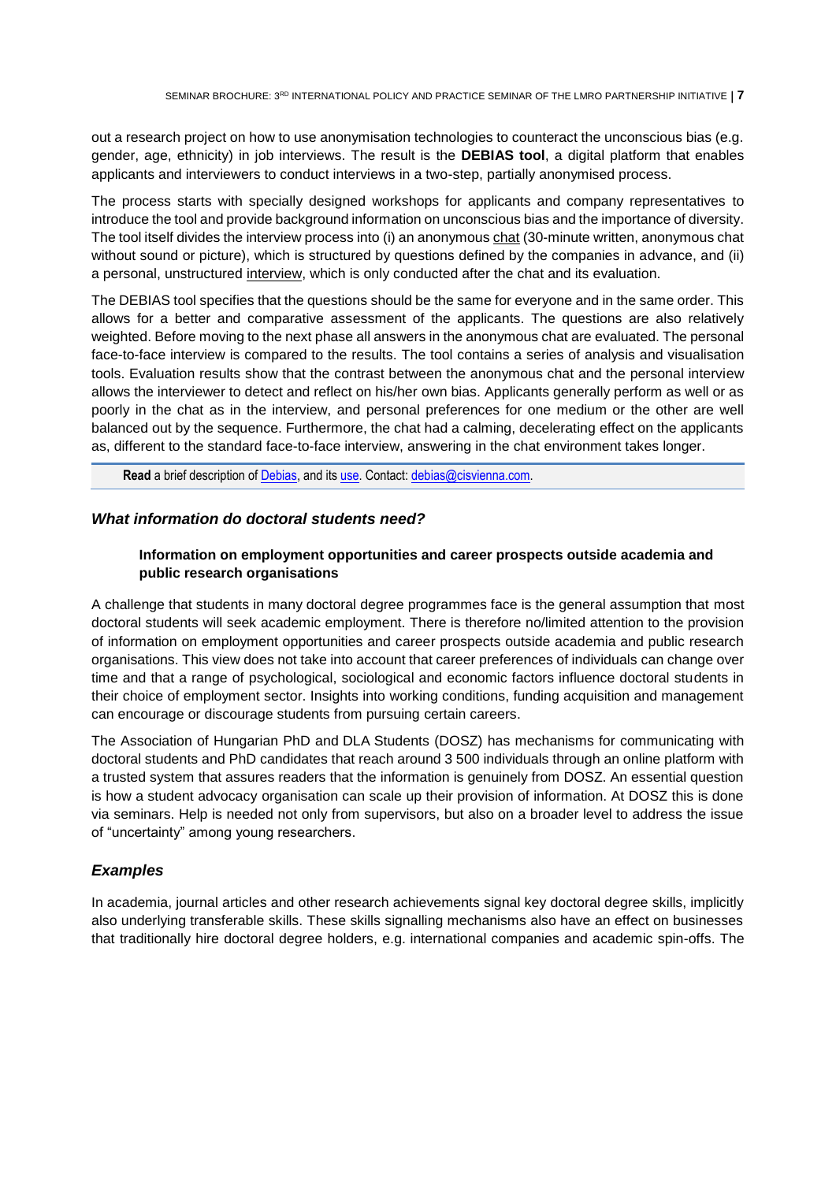out a research project on how to use anonymisation technologies to counteract the unconscious bias (e.g. gender, age, ethnicity) in job interviews. The result is the **DEBIAS tool**, a digital platform that enables applicants and interviewers to conduct interviews in a two-step, partially anonymised process.

The process starts with specially designed workshops for applicants and company representatives to introduce the tool and provide background information on unconscious bias and the importance of diversity. The tool itself divides the interview process into (i) an anonymous chat (30-minute written, anonymous chat without sound or picture), which is structured by questions defined by the companies in advance, and (ii) a personal, unstructured interview, which is only conducted after the chat and its evaluation.

The DEBIAS tool specifies that the questions should be the same for everyone and in the same order. This allows for a better and comparative assessment of the applicants. The questions are also relatively weighted. Before moving to the next phase all answers in the anonymous chat are evaluated. The personal face-to-face interview is compared to the results. The tool contains a series of analysis and visualisation tools. Evaluation results show that the contrast between the anonymous chat and the personal interview allows the interviewer to detect and reflect on his/her own bias. Applicants generally perform as well or as poorly in the chat as in the interview, and personal preferences for one medium or the other are well balanced out by the sequence. Furthermore, the chat had a calming, decelerating effect on the applicants as, different to the standard face-to-face interview, answering in the chat environment takes longer.

**Read** a brief description of Debias, and its use. Contact: debias@cisvienna.com.

### *What information do doctoral students need?*

#### Information on employment opportunities and career prospects outside academia and public research organisations

A challenge that students in many doctoral degree programmes face is the general assumption that most doctoral students will seek academic employment. There is therefore no/limited attention to the provision of information on employment opportunities and career prospects outside academia and public research organisations. This view does not take into account that career preferences of individuals can change over time and that a range of psychological, sociological and economic factors influence doctoral students in their choice of employment sector. Insights into working conditions, funding acquisition and management can encourage or discourage students from pursuing certain careers.

The Association of Hungarian PhD and DLA Students (DOSZ) has mechanisms for communicating with doctoral students and PhD candidates that reach around 3 500 individuals through an online platform with a trusted system that assures readers that the information is genuinely from DOSZ. An essential question is how a student advocacy organisation can scale up their provision of information. At DOSZ this is done via seminars. Help is needed not only from supervisors, but also on a broader level to address the issue of "uncertainty" among young researchers.

### *Examples*

In academia, journal articles and other research achievements signal key doctoral degree skills, implicitly also underlying transferable skills. These skills signalling mechanisms also have an effect on businesses that traditionally hire doctoral degree holders, e.g. international companies and academic spin-offs. The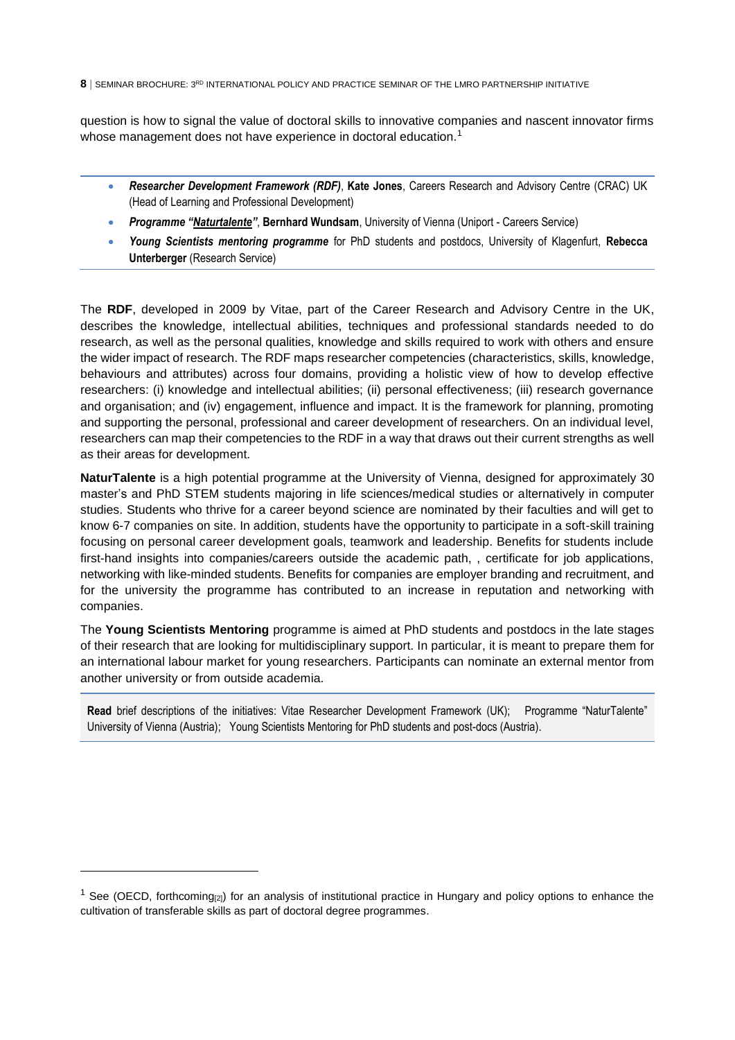question is how to signal the value of doctoral skills to innovative companies and nascent innovator firms whose management does not have experience in doctoral education.[1]

- ***Researcher Development Framework (RDF)***, **Kate Jones**, Careers Research and Advisory Centre (CRAC) UK (Head of Learning and Professional Development)
- ***Programme "Naturtalente"***, **Bernhard Wundsam**, University of Vienna (Uniport - Careers Service)
- ***Young Scientists mentoring programme*** for PhD students and postdocs, University of Klagenfurt, **Rebecca Unterberger** (Research Service)

The **RDF**, developed in 2009 by Vitae, part of the Career Research and Advisory Centre in the UK, describes the knowledge, intellectual abilities, techniques and professional standards needed to do research, as well as the personal qualities, knowledge and skills required to work with others and ensure the wider impact of research. The RDF maps researcher competencies (characteristics, skills, knowledge, behaviours and attributes) across four domains, providing a holistic view of how to develop effective researchers: (i) knowledge and intellectual abilities; (ii) personal effectiveness; (iii) research governance and organisation; and (iv) engagement, influence and impact. It is the framework for planning, promoting and supporting the personal, professional and career development of researchers. On an individual level, researchers can map their competencies to the RDF in a way that draws out their current strengths as well as their areas for development.

**NaturTalente** is a high potential programme at the University of Vienna, designed for approximately 30 master's and PhD STEM students majoring in life sciences/medical studies or alternatively in computer studies. Students who thrive for a career beyond science are nominated by their faculties and will get to know 6-7 companies on site. In addition, students have the opportunity to participate in a soft-skill training focusing on personal career development goals, teamwork and leadership. Benefits for students include first-hand insights into companies/careers outside the academic path, , certificate for job applications, networking with like-minded students. Benefits for companies are employer branding and recruitment, and for the university the programme has contributed to an increase in reputation and networking with companies.

The **Young Scientists Mentoring** programme is aimed at PhD students and postdocs in the late stages of their research that are looking for multidisciplinary support. In particular, it is meant to prepare them for an international labour market for young researchers. Participants can nominate an external mentor from another university or from outside academia.

**Read** brief descriptions of the initiatives: Vitae Researcher Development Framework (UK); Programme "NaturTalente" University of Vienna (Austria); Young Scientists Mentoring for PhD students and post-docs (Austria).

---

[1] See (OECD, forthcoming[2]) for an analysis of institutional practice in Hungary and policy options to enhance the cultivation of transferable skills as part of doctoral degree programmes.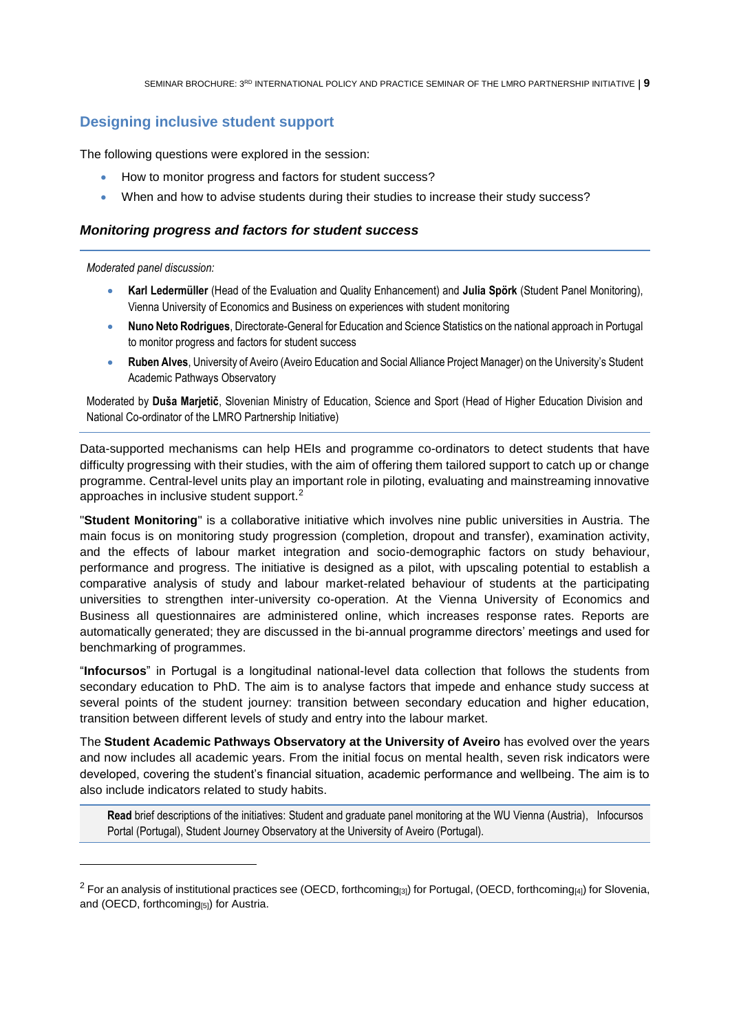## Designing inclusive student support

The following questions were explored in the session:

- How to monitor progress and factors for student success?
- When and how to advise students during their studies to increase their study success?

### *Monitoring progress and factors for student success*

*Moderated panel discussion:*

- **Karl Ledermüller** (Head of the Evaluation and Quality Enhancement) and **Julia Spörk** (Student Panel Monitoring), Vienna University of Economics and Business on experiences with student monitoring
- **Nuno Neto Rodrigues**, Directorate-General for Education and Science Statistics on the national approach in Portugal to monitor progress and factors for student success
- **Ruben Alves**, University of Aveiro (Aveiro Education and Social Alliance Project Manager) on the University's Student Academic Pathways Observatory

Moderated by **Duša Marjetič**, Slovenian Ministry of Education, Science and Sport (Head of Higher Education Division and National Co-ordinator of the LMRO Partnership Initiative)

Data-supported mechanisms can help HEIs and programme co-ordinators to detect students that have difficulty progressing with their studies, with the aim of offering them tailored support to catch up or change programme. Central-level units play an important role in piloting, evaluating and mainstreaming innovative approaches in inclusive student support.[2]

"**Student Monitoring**" is a collaborative initiative which involves nine public universities in Austria. The main focus is on monitoring study progression (completion, dropout and transfer), examination activity, and the effects of labour market integration and socio-demographic factors on study behaviour, performance and progress. The initiative is designed as a pilot, with upscaling potential to establish a comparative analysis of study and labour market-related behaviour of students at the participating universities to strengthen inter-university co-operation. At the Vienna University of Economics and Business all questionnaires are administered online, which increases response rates. Reports are automatically generated; they are discussed in the bi-annual programme directors' meetings and used for benchmarking of programmes.

"**Infocursos**" in Portugal is a longitudinal national-level data collection that follows the students from secondary education to PhD. The aim is to analyse factors that impede and enhance study success at several points of the student journey: transition between secondary education and higher education, transition between different levels of study and entry into the labour market.

The **Student Academic Pathways Observatory at the University of Aveiro** has evolved over the years and now includes all academic years. From the initial focus on mental health, seven risk indicators were developed, covering the student's financial situation, academic performance and wellbeing. The aim is to also include indicators related to study habits.

**Read** brief descriptions of the initiatives: Student and graduate panel monitoring at the WU Vienna (Austria), Infocursos Portal (Portugal), Student Journey Observatory at the University of Aveiro (Portugal).

---

[2] For an analysis of institutional practices see (OECD, forthcoming[3]) for Portugal, (OECD, forthcoming[4]) for Slovenia, and (OECD, forthcoming[5]) for Austria.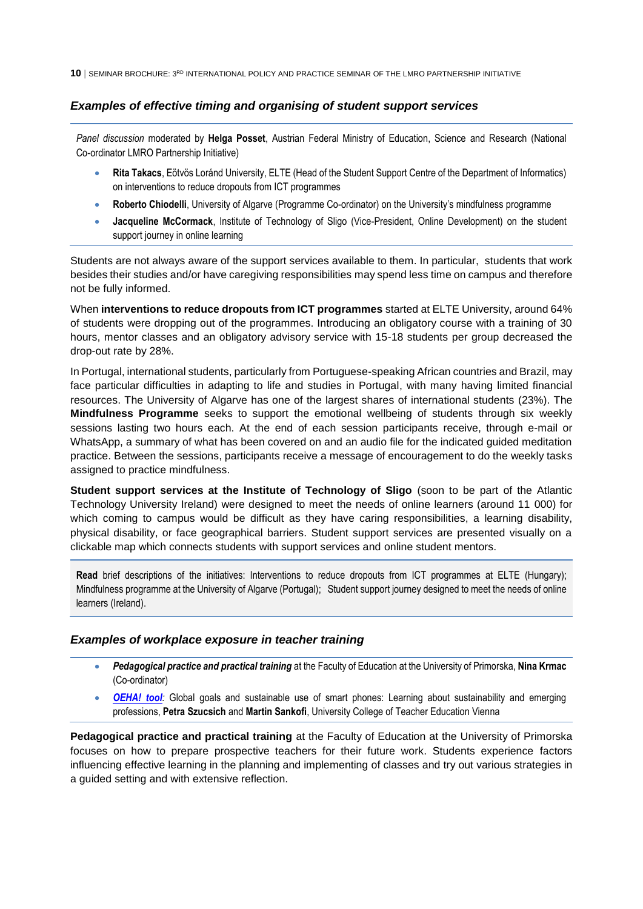### *Examples of effective timing and organising of student support services*

*Panel discussion* moderated by **Helga Posset**, Austrian Federal Ministry of Education, Science and Research (National Co-ordinator LMRO Partnership Initiative)

- **Rita Takacs**, Eötvös Loránd University, ELTE (Head of the Student Support Centre of the Department of Informatics) on interventions to reduce dropouts from ICT programmes
- **Roberto Chiodelli**, University of Algarve (Programme Co-ordinator) on the University's mindfulness programme
- **Jacqueline McCormack**, Institute of Technology of Sligo (Vice-President, Online Development) on the student support journey in online learning

Students are not always aware of the support services available to them. In particular, students that work besides their studies and/or have caregiving responsibilities may spend less time on campus and therefore not be fully informed.

When **interventions to reduce dropouts from ICT programmes** started at ELTE University, around 64% of students were dropping out of the programmes. Introducing an obligatory course with a training of 30 hours, mentor classes and an obligatory advisory service with 15-18 students per group decreased the drop-out rate by 28%.

In Portugal, international students, particularly from Portuguese-speaking African countries and Brazil, may face particular difficulties in adapting to life and studies in Portugal, with many having limited financial resources. The University of Algarve has one of the largest shares of international students (23%). The **Mindfulness Programme** seeks to support the emotional wellbeing of students through six weekly sessions lasting two hours each. At the end of each session participants receive, through e-mail or WhatsApp, a summary of what has been covered on and an audio file for the indicated guided meditation practice. Between the sessions, participants receive a message of encouragement to do the weekly tasks assigned to practice mindfulness.

**Student support services at the Institute of Technology of Sligo** (soon to be part of the Atlantic Technology University Ireland) were designed to meet the needs of online learners (around 11 000) for which coming to campus would be difficult as they have caring responsibilities, a learning disability, physical disability, or face geographical barriers. Student support services are presented visually on a clickable map which connects students with support services and online student mentors.

**Read** brief descriptions of the initiatives: Interventions to reduce dropouts from ICT programmes at ELTE (Hungary); Mindfulness programme at the University of Algarve (Portugal); Student support journey designed to meet the needs of online learners (Ireland).

### *Examples of workplace exposure in teacher training*

- ***Pedagogical practice and practical training*** at the Faculty of Education at the University of Primorska, **Nina Krmac** (Co-ordinator)
- ***OEHA! tool****:* Global goals and sustainable use of smart phones: Learning about sustainability and emerging professions, **Petra Szucsich** and **Martin Sankofi**, University College of Teacher Education Vienna

**Pedagogical practice and practical training** at the Faculty of Education at the University of Primorska focuses on how to prepare prospective teachers for their future work. Students experience factors influencing effective learning in the planning and implementing of classes and try out various strategies in a guided setting and with extensive reflection.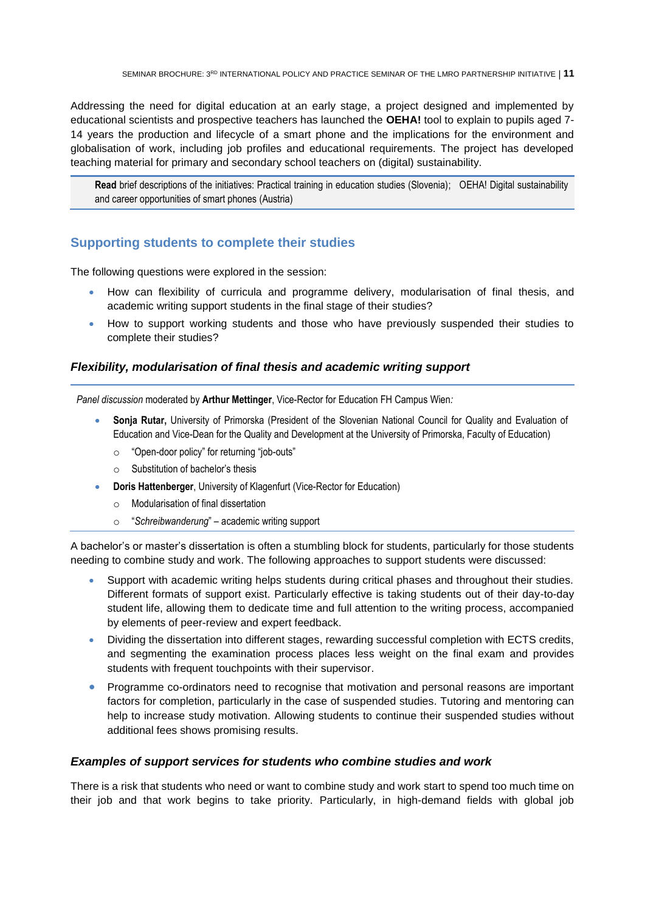Addressing the need for digital education at an early stage, a project designed and implemented by educational scientists and prospective teachers has launched the **OEHA!** tool to explain to pupils aged 7-14 years the production and lifecycle of a smart phone and the implications for the environment and globalisation of work, including job profiles and educational requirements. The project has developed teaching material for primary and secondary school teachers on (digital) sustainability.

> **Read** brief descriptions of the initiatives: Practical training in education studies (Slovenia); OEHA! Digital sustainability and career opportunities of smart phones (Austria)

## Supporting students to complete their studies

The following questions were explored in the session:

- How can flexibility of curricula and programme delivery, modularisation of final thesis, and academic writing support students in the final stage of their studies?
- How to support working students and those who have previously suspended their studies to complete their studies?

### *Flexibility, modularisation of final thesis and academic writing support*

*Panel discussion* moderated by **Arthur Mettinger**, Vice-Rector for Education FH Campus Wien*:*

- **Sonja Rutar,** University of Primorska (President of the Slovenian National Council for Quality and Evaluation of Education and Vice-Dean for the Quality and Development at the University of Primorska, Faculty of Education)
  - "Open-door policy" for returning "job-outs"
  - Substitution of bachelor's thesis
- **Doris Hattenberger**, University of Klagenfurt (Vice-Rector for Education)
  - Modularisation of final dissertation
  - "*Schreibwanderung*" – academic writing support

A bachelor's or master's dissertation is often a stumbling block for students, particularly for those students needing to combine study and work. The following approaches to support students were discussed:

- Support with academic writing helps students during critical phases and throughout their studies. Different formats of support exist. Particularly effective is taking students out of their day-to-day student life, allowing them to dedicate time and full attention to the writing process, accompanied by elements of peer-review and expert feedback.
- Dividing the dissertation into different stages, rewarding successful completion with ECTS credits, and segmenting the examination process places less weight on the final exam and provides students with frequent touchpoints with their supervisor.
- Programme co-ordinators need to recognise that motivation and personal reasons are important factors for completion, particularly in the case of suspended studies. Tutoring and mentoring can help to increase study motivation. Allowing students to continue their suspended studies without additional fees shows promising results.

### *Examples of support services for students who combine studies and work*

There is a risk that students who need or want to combine study and work start to spend too much time on their job and that work begins to take priority. Particularly, in high-demand fields with global job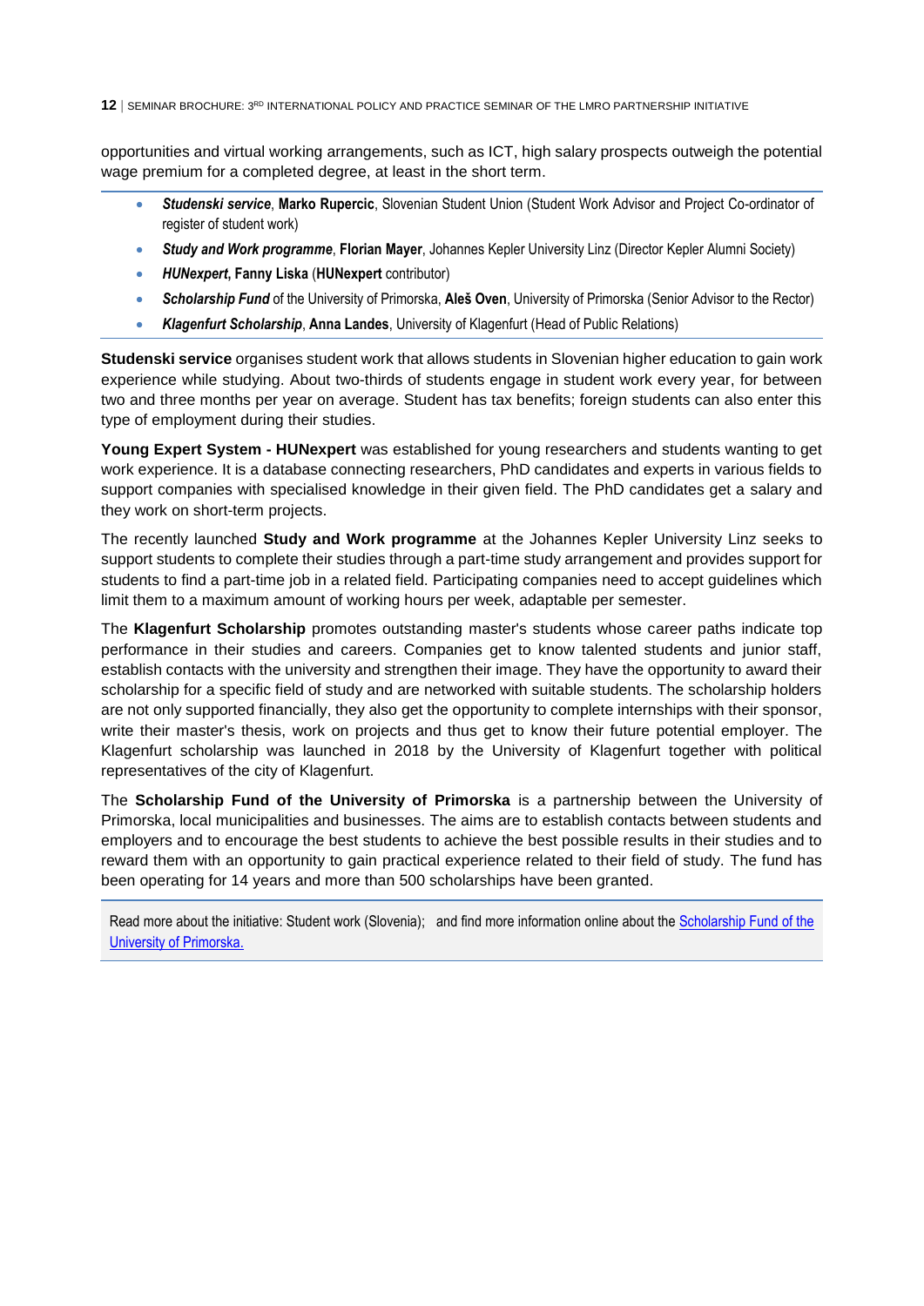opportunities and virtual working arrangements, such as ICT, high salary prospects outweigh the potential wage premium for a completed degree, at least in the short term.

- ***Studenski service***, **Marko Rupercic**, Slovenian Student Union (Student Work Advisor and Project Co-ordinator of register of student work)
- ***Study and Work programme***, **Florian Mayer**, Johannes Kepler University Linz (Director Kepler Alumni Society)
- ***HUNexpert***, **Fanny Liska** (**HUNexpert** contributor)
- ***Scholarship Fund*** of the University of Primorska, **Aleš Oven**, University of Primorska (Senior Advisor to the Rector)
- ***Klagenfurt Scholarship***, **Anna Landes**, University of Klagenfurt (Head of Public Relations)

**Studenski service** organises student work that allows students in Slovenian higher education to gain work experience while studying. About two-thirds of students engage in student work every year, for between two and three months per year on average. Student has tax benefits; foreign students can also enter this type of employment during their studies.

**Young Expert System - HUNexpert** was established for young researchers and students wanting to get work experience. It is a database connecting researchers, PhD candidates and experts in various fields to support companies with specialised knowledge in their given field. The PhD candidates get a salary and they work on short-term projects.

The recently launched **Study and Work programme** at the Johannes Kepler University Linz seeks to support students to complete their studies through a part-time study arrangement and provides support for students to find a part-time job in a related field. Participating companies need to accept guidelines which limit them to a maximum amount of working hours per week, adaptable per semester.

The **Klagenfurt Scholarship** promotes outstanding master's students whose career paths indicate top performance in their studies and careers. Companies get to know talented students and junior staff, establish contacts with the university and strengthen their image. They have the opportunity to award their scholarship for a specific field of study and are networked with suitable students. The scholarship holders are not only supported financially, they also get the opportunity to complete internships with their sponsor, write their master's thesis, work on projects and thus get to know their future potential employer. The Klagenfurt scholarship was launched in 2018 by the University of Klagenfurt together with political representatives of the city of Klagenfurt.

The **Scholarship Fund of the University of Primorska** is a partnership between the University of Primorska, local municipalities and businesses. The aims are to establish contacts between students and employers and to encourage the best students to achieve the best possible results in their studies and to reward them with an opportunity to gain practical experience related to their field of study. The fund has been operating for 14 years and more than 500 scholarships have been granted.

Read more about the initiative: Student work (Slovenia); and find more information online about the [Scholarship Fund of the University of Primorska.]()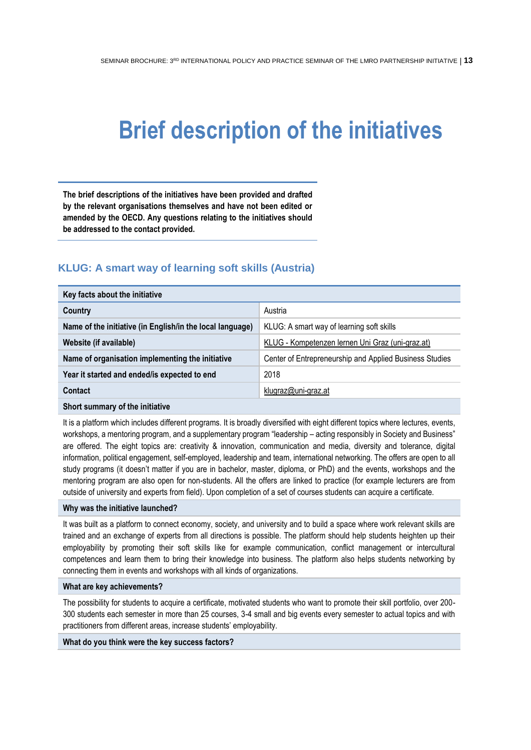# Brief description of the initiatives

**The brief descriptions of the initiatives have been provided and drafted by the relevant organisations themselves and have not been edited or amended by the OECD. Any questions relating to the initiatives should be addressed to the contact provided.**

## KLUG: A smart way of learning soft skills (Austria)

| Key facts about the initiative | |
|---|---|
| **Country** | Austria |
| **Name of the initiative (in English/in the local language)** | KLUG: A smart way of learning soft skills |
| **Website (if available)** | KLUG - Kompetenzen lernen Uni Graz (uni-graz.at) |
| **Name of organisation implementing the initiative** | Center of Entrepreneurship and Applied Business Studies |
| **Year it started and ended/is expected to end** | 2018 |
| **Contact** | klugraz@uni-graz.at |

**Short summary of the initiative**

It is a platform which includes different programs. It is broadly diversified with eight different topics where lectures, events, workshops, a mentoring program, and a supplementary program “leadership – acting responsibly in Society and Business” are offered. The eight topics are: creativity & innovation, communication and media, diversity and tolerance, digital information, political engagement, self-employed, leadership and team, international networking. The offers are open to all study programs (it doesn’t matter if you are in bachelor, master, diploma, or PhD) and the events, workshops and the mentoring program are also open for non-students. All the offers are linked to practice (for example lecturers are from outside of university and experts from field). Upon completion of a set of courses students can acquire a certificate.

**Why was the initiative launched?**

It was built as a platform to connect economy, society, and university and to build a space where work relevant skills are trained and an exchange of experts from all directions is possible. The platform should help students heighten up their employability by promoting their soft skills like for example communication, conflict management or intercultural competences and learn them to bring their knowledge into business. The platform also helps students networking by connecting them in events and workshops with all kinds of organizations.

**What are key achievements?**

The possibility for students to acquire a certificate, motivated students who want to promote their skill portfolio, over 200-300 students each semester in more than 25 courses, 3-4 small and big events every semester to actual topics and with practitioners from different areas, increase students’ employability.

**What do you think were the key success factors?**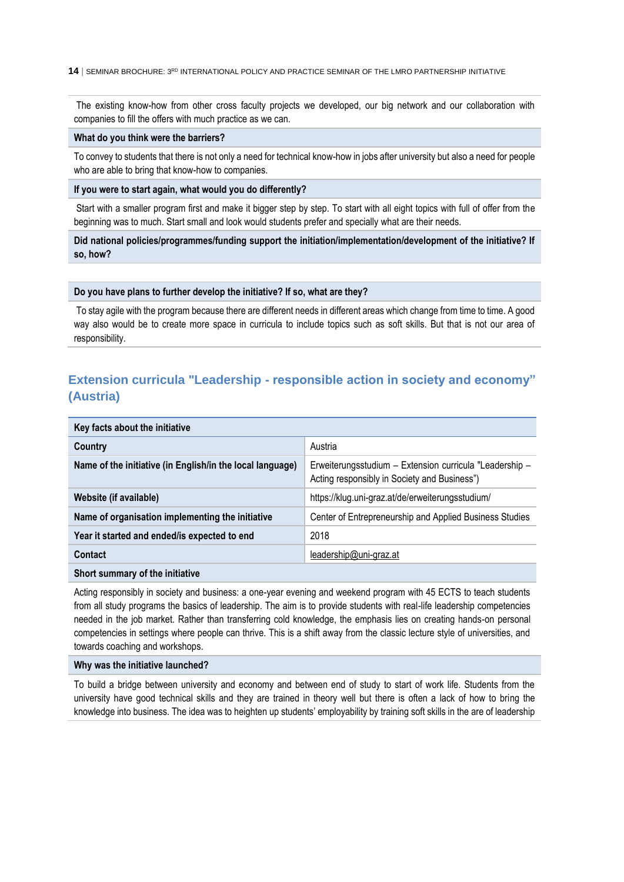The existing know-how from other cross faculty projects we developed, our big network and our collaboration with companies to fill the offers with much practice as we can.

**What do you think were the barriers?**

To convey to students that there is not only a need for technical know-how in jobs after university but also a need for people who are able to bring that know-how to companies.

**If you were to start again, what would you do differently?**

Start with a smaller program first and make it bigger step by step. To start with all eight topics with full of offer from the beginning was to much. Start small and look would students prefer and specially what are their needs.

**Did national policies/programmes/funding support the initiation/implementation/development of the initiative? If so, how?**

**Do you have plans to further develop the initiative? If so, what are they?**

To stay agile with the program because there are different needs in different areas which change from time to time. A good way also would be to create more space in curricula to include topics such as soft skills. But that is not our area of responsibility.

## Extension curricula "Leadership - responsible action in society and economy" (Austria)

| Key facts about the initiative | |
|---|---|
| **Country** | Austria |
| **Name of the initiative (in English/in the local language)** | Erweiterungsstudium – Extension curricula "Leadership – Acting responsibly in Society and Business") |
| **Website (if available)** | https://klug.uni-graz.at/de/erweiterungsstudium/ |
| **Name of organisation implementing the initiative** | Center of Entrepreneurship and Applied Business Studies |
| **Year it started and ended/is expected to end** | 2018 |
| **Contact** | leadership@uni-graz.at |

**Short summary of the initiative**

Acting responsibly in society and business: a one-year evening and weekend program with 45 ECTS to teach students from all study programs the basics of leadership. The aim is to provide students with real-life leadership competencies needed in the job market. Rather than transferring cold knowledge, the emphasis lies on creating hands-on personal competencies in settings where people can thrive. This is a shift away from the classic lecture style of universities, and towards coaching and workshops.

**Why was the initiative launched?**

To build a bridge between university and economy and between end of study to start of work life. Students from the university have good technical skills and they are trained in theory well but there is often a lack of how to bring the knowledge into business. The idea was to heighten up students' employability by training soft skills in the are of leadership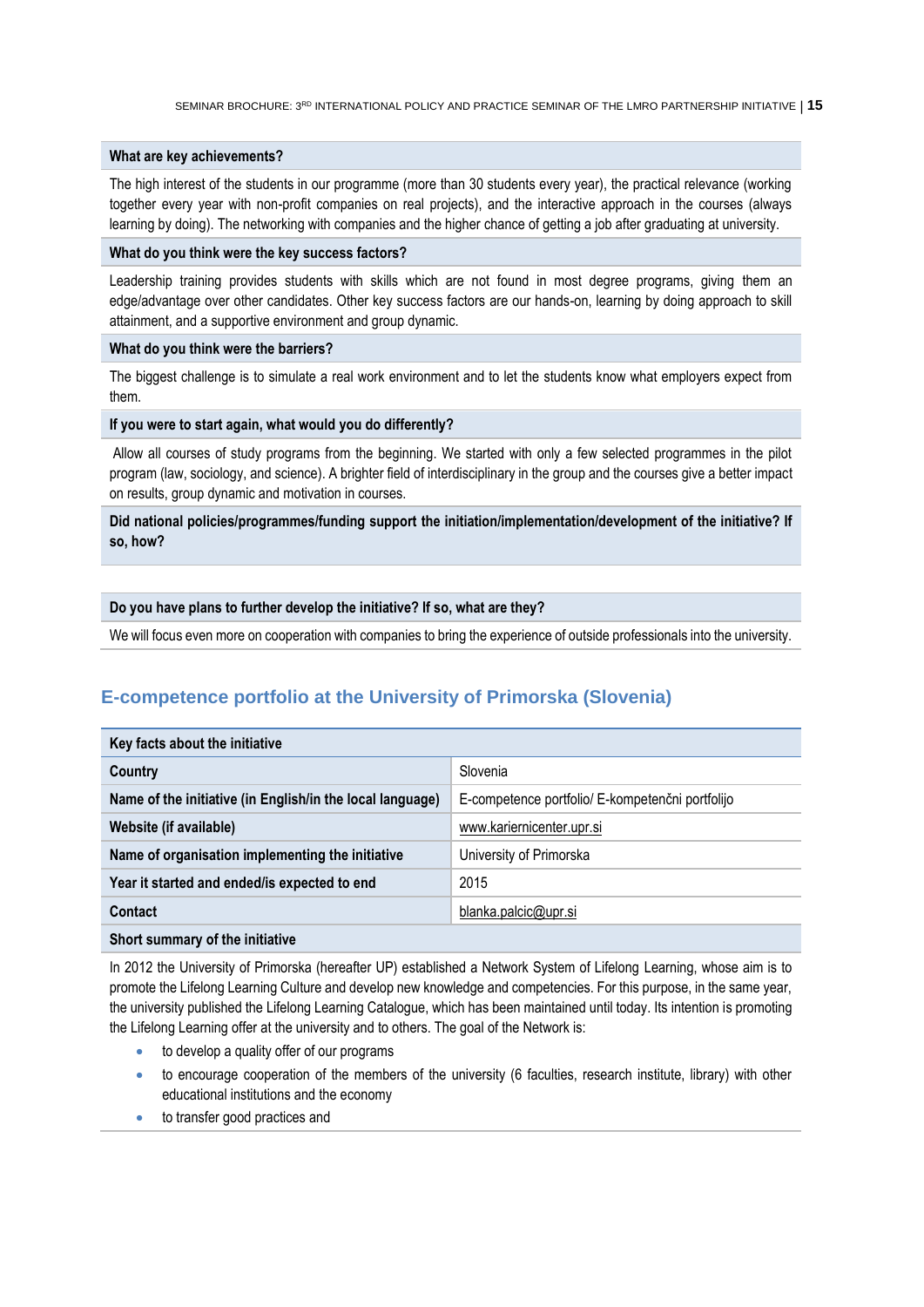**What are key achievements?**

The high interest of the students in our programme (more than 30 students every year), the practical relevance (working together every year with non-profit companies on real projects), and the interactive approach in the courses (always learning by doing). The networking with companies and the higher chance of getting a job after graduating at university.

**What do you think were the key success factors?**

Leadership training provides students with skills which are not found in most degree programs, giving them an edge/advantage over other candidates. Other key success factors are our hands-on, learning by doing approach to skill attainment, and a supportive environment and group dynamic.

**What do you think were the barriers?**

The biggest challenge is to simulate a real work environment and to let the students know what employers expect from them.

**If you were to start again, what would you do differently?**

Allow all courses of study programs from the beginning. We started with only a few selected programmes in the pilot program (law, sociology, and science). A brighter field of interdisciplinary in the group and the courses give a better impact on results, group dynamic and motivation in courses.

**Did national policies/programmes/funding support the initiation/implementation/development of the initiative? If so, how?**

**Do you have plans to further develop the initiative? If so, what are they?**

We will focus even more on cooperation with companies to bring the experience of outside professionals into the university.

## E-competence portfolio at the University of Primorska (Slovenia)

| Key facts about the initiative | |
|---|---|
| **Country** | Slovenia |
| **Name of the initiative (in English/in the local language)** | E-competence portfolio/ E-kompetenčni portfolijo |
| **Website (if available)** | www.kariernicenter.upr.si |
| **Name of organisation implementing the initiative** | University of Primorska |
| **Year it started and ended/is expected to end** | 2015 |
| **Contact** | blanka.palcic@upr.si |

**Short summary of the initiative**

In 2012 the University of Primorska (hereafter UP) established a Network System of Lifelong Learning, whose aim is to promote the Lifelong Learning Culture and develop new knowledge and competencies. For this purpose, in the same year, the university published the Lifelong Learning Catalogue, which has been maintained until today. Its intention is promoting the Lifelong Learning offer at the university and to others. The goal of the Network is:

- to develop a quality offer of our programs
- to encourage cooperation of the members of the university (6 faculties, research institute, library) with other educational institutions and the economy
- to transfer good practices and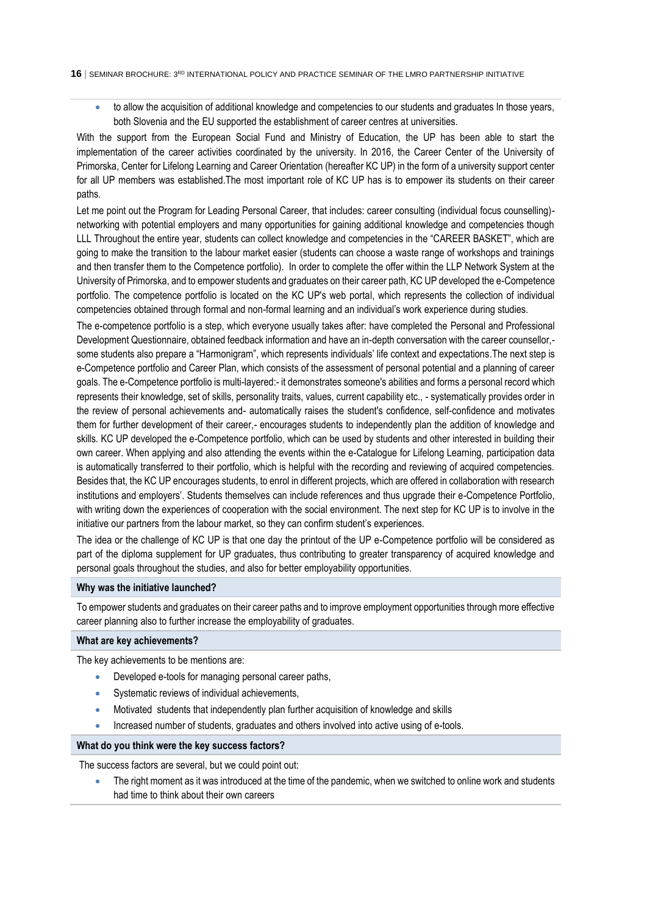- to allow the acquisition of additional knowledge and competencies to our students and graduates In those years, both Slovenia and the EU supported the establishment of career centres at universities.

With the support from the European Social Fund and Ministry of Education, the UP has been able to start the implementation of the career activities coordinated by the university. In 2016, the Career Center of the University of Primorska, Center for Lifelong Learning and Career Orientation (hereafter KC UP) in the form of a university support center for all UP members was established.The most important role of KC UP has is to empower its students on their career paths.

Let me point out the Program for Leading Personal Career, that includes: career consulting (individual focus counselling)- networking with potential employers and many opportunities for gaining additional knowledge and competencies though LLL Throughout the entire year, students can collect knowledge and competencies in the "CAREER BASKET", which are going to make the transition to the labour market easier (students can choose a waste range of workshops and trainings and then transfer them to the Competence portfolio). In order to complete the offer within the LLP Network System at the University of Primorska, and to empower students and graduates on their career path, KC UP developed the e-Competence portfolio. The competence portfolio is located on the KC UP's web portal, which represents the collection of individual competencies obtained through formal and non-formal learning and an individual's work experience during studies.

The e-competence portfolio is a step, which everyone usually takes after: have completed the Personal and Professional Development Questionnaire, obtained feedback information and have an in-depth conversation with the career counsellor,- some students also prepare a "Harmonigram", which represents individuals' life context and expectations.The next step is e-Competence portfolio and Career Plan, which consists of the assessment of personal potential and a planning of career goals. The e-Competence portfolio is multi-layered:- it demonstrates someone's abilities and forms a personal record which represents their knowledge, set of skills, personality traits, values, current capability etc., - systematically provides order in the review of personal achievements and- automatically raises the student's confidence, self-confidence and motivates them for further development of their career,- encourages students to independently plan the addition of knowledge and skills. KC UP developed the e-Competence portfolio, which can be used by students and other interested in building their own career. When applying and also attending the events within the e-Catalogue for Lifelong Learning, participation data is automatically transferred to their portfolio, which is helpful with the recording and reviewing of acquired competencies. Besides that, the KC UP encourages students, to enrol in different projects, which are offered in collaboration with research institutions and employers'. Students themselves can include references and thus upgrade their e-Competence Portfolio, with writing down the experiences of cooperation with the social environment. The next step for KC UP is to involve in the initiative our partners from the labour market, so they can confirm student's experiences.

The idea or the challenge of KC UP is that one day the printout of the UP e-Competence portfolio will be considered as part of the diploma supplement for UP graduates, thus contributing to greater transparency of acquired knowledge and personal goals throughout the studies, and also for better employability opportunities.

**Why was the initiative launched?**

To empower students and graduates on their career paths and to improve employment opportunities through more effective career planning also to further increase the employability of graduates.

**What are key achievements?**

The key achievements to be mentions are:

- Developed e-tools for managing personal career paths,
- Systematic reviews of individual achievements,
- Motivated students that independently plan further acquisition of knowledge and skills
- Increased number of students, graduates and others involved into active using of e-tools.

**What do you think were the key success factors?**

The success factors are several, but we could point out:

- The right moment as it was introduced at the time of the pandemic, when we switched to online work and students had time to think about their own careers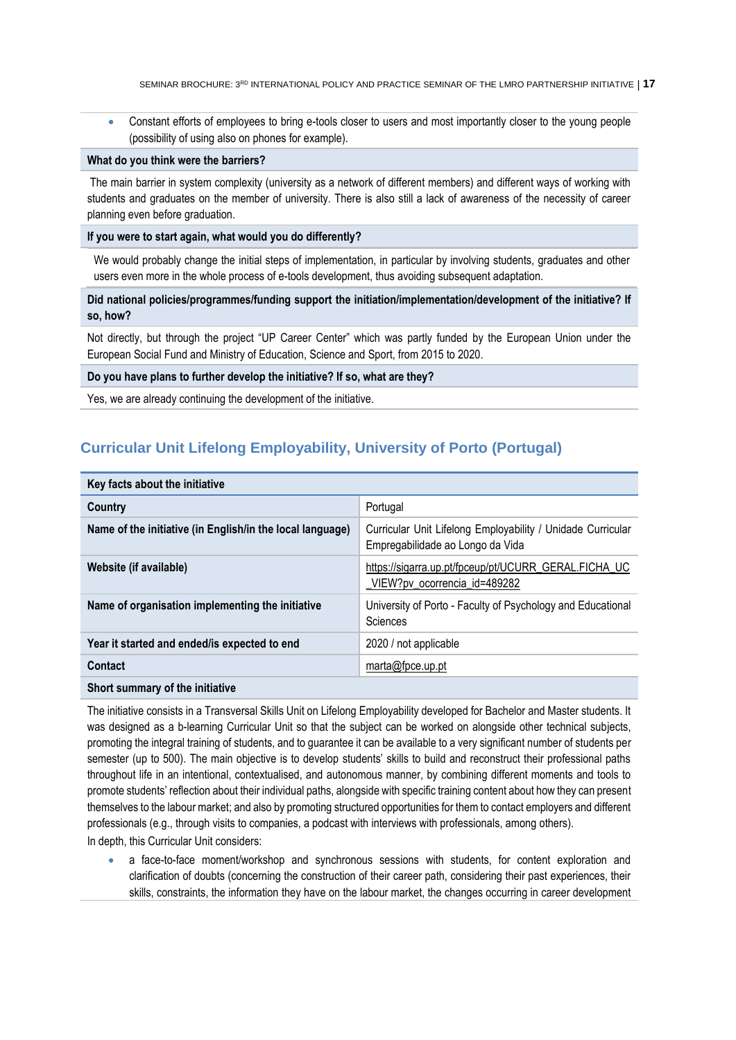- Constant efforts of employees to bring e-tools closer to users and most importantly closer to the young people (possibility of using also on phones for example).

**What do you think were the barriers?**

The main barrier in system complexity (university as a network of different members) and different ways of working with students and graduates on the member of university. There is also still a lack of awareness of the necessity of career planning even before graduation.

**If you were to start again, what would you do differently?**

We would probably change the initial steps of implementation, in particular by involving students, graduates and other users even more in the whole process of e-tools development, thus avoiding subsequent adaptation.

**Did national policies/programmes/funding support the initiation/implementation/development of the initiative? If so, how?**

Not directly, but through the project "UP Career Center" which was partly funded by the European Union under the European Social Fund and Ministry of Education, Science and Sport, from 2015 to 2020.

**Do you have plans to further develop the initiative? If so, what are they?**

Yes, we are already continuing the development of the initiative.

## Curricular Unit Lifelong Employability, University of Porto (Portugal)

| Key facts about the initiative | |
|---|---|
| **Country** | Portugal |
| **Name of the initiative (in English/in the local language)** | Curricular Unit Lifelong Employability / Unidade Curricular Empregabilidade ao Longo da Vida |
| **Website (if available)** | https://sigarra.up.pt/fpceup/pt/UCURR_GERAL.FICHA_UC_VIEW?pv_ocorrencia_id=489282 |
| **Name of organisation implementing the initiative** | University of Porto - Faculty of Psychology and Educational Sciences |
| **Year it started and ended/is expected to end** | 2020 / not applicable |
| **Contact** | marta@fpce.up.pt |

**Short summary of the initiative**

The initiative consists in a Transversal Skills Unit on Lifelong Employability developed for Bachelor and Master students. It was designed as a b-learning Curricular Unit so that the subject can be worked on alongside other technical subjects, promoting the integral training of students, and to guarantee it can be available to a very significant number of students per semester (up to 500). The main objective is to develop students' skills to build and reconstruct their professional paths throughout life in an intentional, contextualised, and autonomous manner, by combining different moments and tools to promote students' reflection about their individual paths, alongside with specific training content about how they can present themselves to the labour market; and also by promoting structured opportunities for them to contact employers and different professionals (e.g., through visits to companies, a podcast with interviews with professionals, among others).

In depth, this Curricular Unit considers:

- a face-to-face moment/workshop and synchronous sessions with students, for content exploration and clarification of doubts (concerning the construction of their career path, considering their past experiences, their skills, constraints, the information they have on the labour market, the changes occurring in career development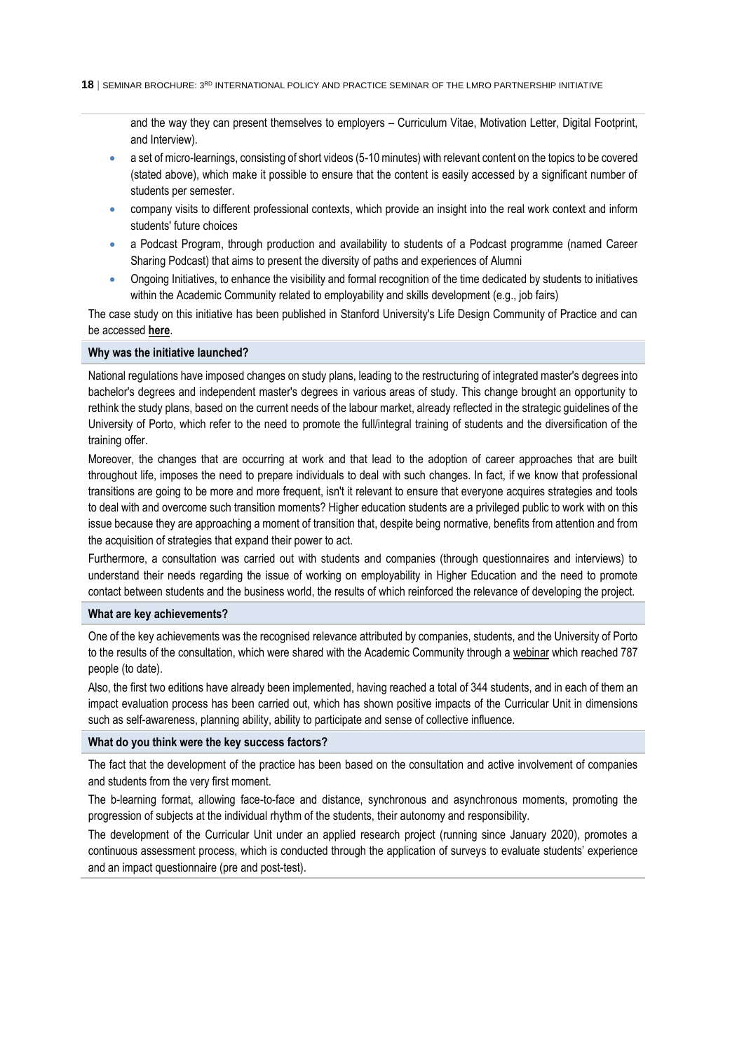and the way they can present themselves to employers – Curriculum Vitae, Motivation Letter, Digital Footprint, and Interview).

- a set of micro-learnings, consisting of short videos (5-10 minutes) with relevant content on the topics to be covered (stated above), which make it possible to ensure that the content is easily accessed by a significant number of students per semester.
- company visits to different professional contexts, which provide an insight into the real work context and inform students' future choices
- a Podcast Program, through production and availability to students of a Podcast programme (named Career Sharing Podcast) that aims to present the diversity of paths and experiences of Alumni
- Ongoing Initiatives, to enhance the visibility and formal recognition of the time dedicated by students to initiatives within the Academic Community related to employability and skills development (e.g., job fairs)

The case study on this initiative has been published in Stanford University's Life Design Community of Practice and can be accessed **here**.

**Why was the initiative launched?**

National regulations have imposed changes on study plans, leading to the restructuring of integrated master's degrees into bachelor's degrees and independent master's degrees in various areas of study. This change brought an opportunity to rethink the study plans, based on the current needs of the labour market, already reflected in the strategic guidelines of the University of Porto, which refer to the need to promote the full/integral training of students and the diversification of the training offer.

Moreover, the changes that are occurring at work and that lead to the adoption of career approaches that are built throughout life, imposes the need to prepare individuals to deal with such changes. In fact, if we know that professional transitions are going to be more and more frequent, isn't it relevant to ensure that everyone acquires strategies and tools to deal with and overcome such transition moments? Higher education students are a privileged public to work with on this issue because they are approaching a moment of transition that, despite being normative, benefits from attention and from the acquisition of strategies that expand their power to act.

Furthermore, a consultation was carried out with students and companies (through questionnaires and interviews) to understand their needs regarding the issue of working on employability in Higher Education and the need to promote contact between students and the business world, the results of which reinforced the relevance of developing the project.

**What are key achievements?**

One of the key achievements was the recognised relevance attributed by companies, students, and the University of Porto to the results of the consultation, which were shared with the Academic Community through a webinar which reached 787 people (to date).

Also, the first two editions have already been implemented, having reached a total of 344 students, and in each of them an impact evaluation process has been carried out, which has shown positive impacts of the Curricular Unit in dimensions such as self-awareness, planning ability, ability to participate and sense of collective influence.

**What do you think were the key success factors?**

The fact that the development of the practice has been based on the consultation and active involvement of companies and students from the very first moment.

The b-learning format, allowing face-to-face and distance, synchronous and asynchronous moments, promoting the progression of subjects at the individual rhythm of the students, their autonomy and responsibility.

The development of the Curricular Unit under an applied research project (running since January 2020), promotes a continuous assessment process, which is conducted through the application of surveys to evaluate students' experience and an impact questionnaire (pre and post-test).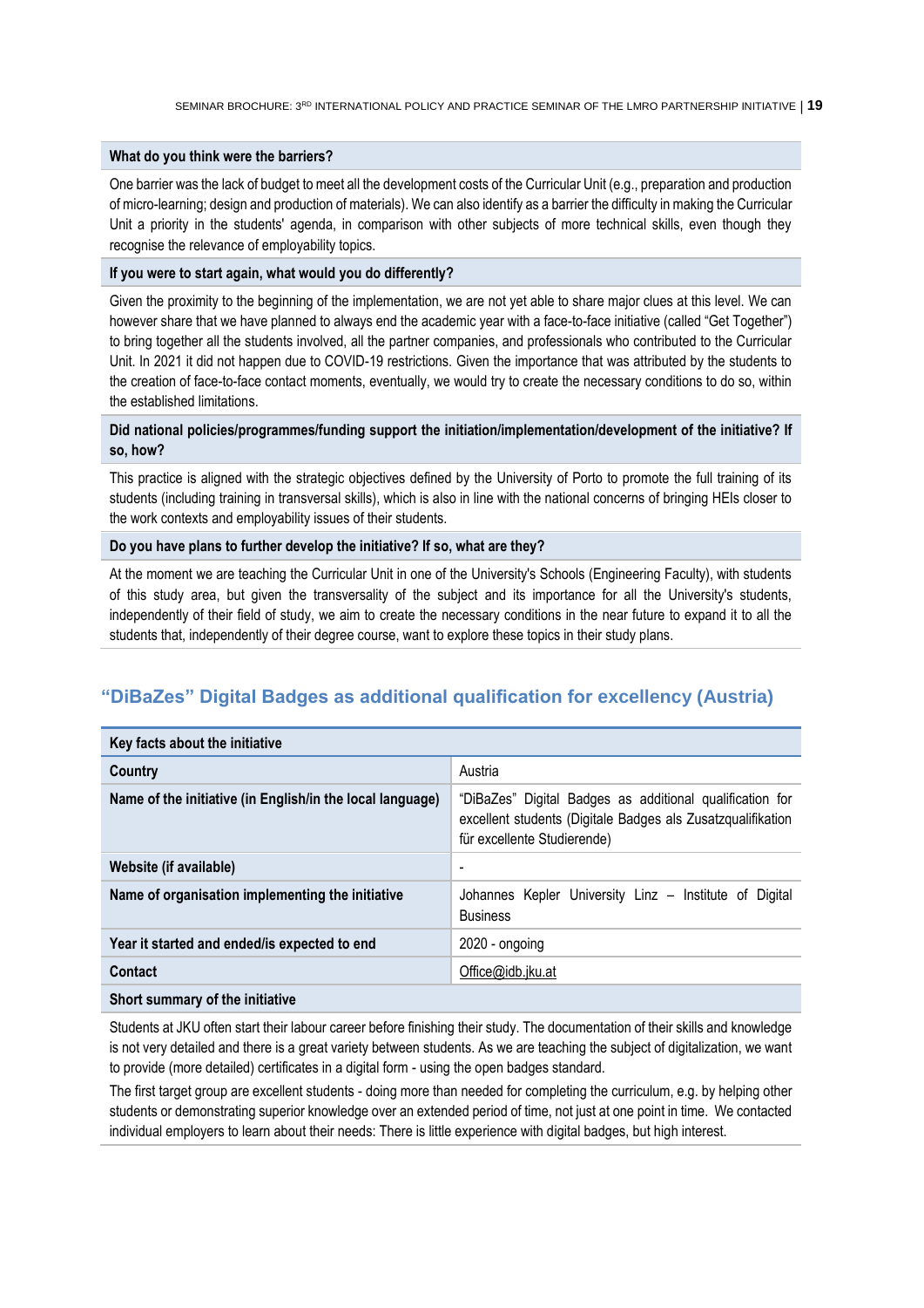**What do you think were the barriers?**

One barrier was the lack of budget to meet all the development costs of the Curricular Unit (e.g., preparation and production of micro-learning; design and production of materials). We can also identify as a barrier the difficulty in making the Curricular Unit a priority in the students' agenda, in comparison with other subjects of more technical skills, even though they recognise the relevance of employability topics.

**If you were to start again, what would you do differently?**

Given the proximity to the beginning of the implementation, we are not yet able to share major clues at this level. We can however share that we have planned to always end the academic year with a face-to-face initiative (called "Get Together") to bring together all the students involved, all the partner companies, and professionals who contributed to the Curricular Unit. In 2021 it did not happen due to COVID-19 restrictions. Given the importance that was attributed by the students to the creation of face-to-face contact moments, eventually, we would try to create the necessary conditions to do so, within the established limitations.

**Did national policies/programmes/funding support the initiation/implementation/development of the initiative? If so, how?**

This practice is aligned with the strategic objectives defined by the University of Porto to promote the full training of its students (including training in transversal skills), which is also in line with the national concerns of bringing HEIs closer to the work contexts and employability issues of their students.

**Do you have plans to further develop the initiative? If so, what are they?**

At the moment we are teaching the Curricular Unit in one of the University's Schools (Engineering Faculty), with students of this study area, but given the transversality of the subject and its importance for all the University's students, independently of their field of study, we aim to create the necessary conditions in the near future to expand it to all the students that, independently of their degree course, want to explore these topics in their study plans.

## "DiBaZes" Digital Badges as additional qualification for excellency (Austria)

| Key facts about the initiative | |
|---|---|
| **Country** | Austria |
| **Name of the initiative (in English/in the local language)** | "DiBaZes" Digital Badges as additional qualification for excellent students (Digitale Badges als Zusatzqualifikation für excellente Studierende) |
| **Website (if available)** | - |
| **Name of organisation implementing the initiative** | Johannes Kepler University Linz – Institute of Digital Business |
| **Year it started and ended/is expected to end** | 2020 - ongoing |
| **Contact** | Office@idb.jku.at |

**Short summary of the initiative**

Students at JKU often start their labour career before finishing their study. The documentation of their skills and knowledge is not very detailed and there is a great variety between students. As we are teaching the subject of digitalization, we want to provide (more detailed) certificates in a digital form - using the open badges standard.

The first target group are excellent students - doing more than needed for completing the curriculum, e.g. by helping other students or demonstrating superior knowledge over an extended period of time, not just at one point in time. We contacted individual employers to learn about their needs: There is little experience with digital badges, but high interest.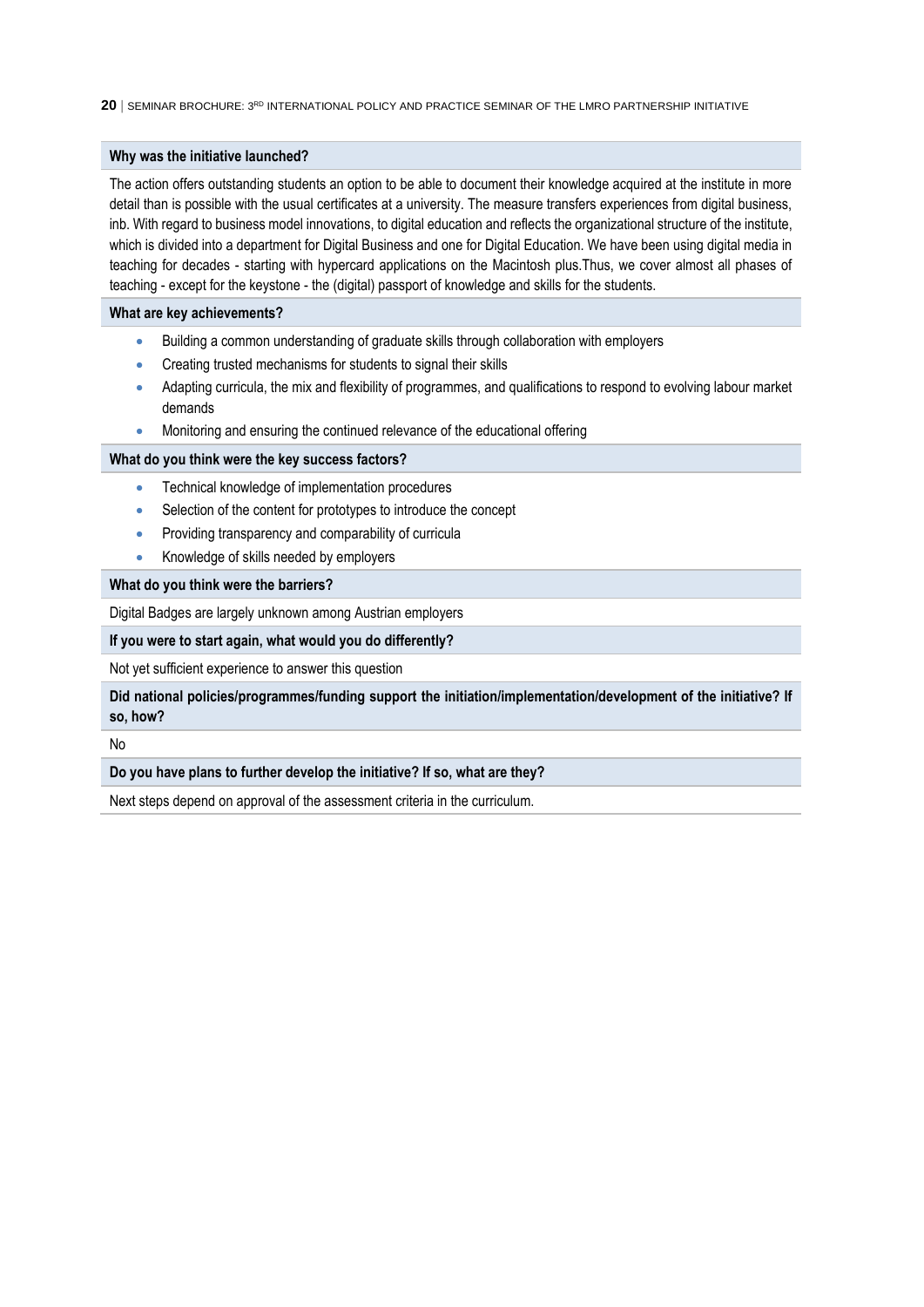**Why was the initiative launched?**

The action offers outstanding students an option to be able to document their knowledge acquired at the institute in more detail than is possible with the usual certificates at a university. The measure transfers experiences from digital business, inb. With regard to business model innovations, to digital education and reflects the organizational structure of the institute, which is divided into a department for Digital Business and one for Digital Education. We have been using digital media in teaching for decades - starting with hypercard applications on the Macintosh plus.Thus, we cover almost all phases of teaching - except for the keystone - the (digital) passport of knowledge and skills for the students.

**What are key achievements?**

- Building a common understanding of graduate skills through collaboration with employers
- Creating trusted mechanisms for students to signal their skills
- Adapting curricula, the mix and flexibility of programmes, and qualifications to respond to evolving labour market demands
- Monitoring and ensuring the continued relevance of the educational offering

**What do you think were the key success factors?**

- Technical knowledge of implementation procedures
- Selection of the content for prototypes to introduce the concept
- Providing transparency and comparability of curricula
- Knowledge of skills needed by employers

**What do you think were the barriers?**

Digital Badges are largely unknown among Austrian employers

**If you were to start again, what would you do differently?**

Not yet sufficient experience to answer this question

**Did national policies/programmes/funding support the initiation/implementation/development of the initiative? If so, how?**

No

**Do you have plans to further develop the initiative? If so, what are they?**

Next steps depend on approval of the assessment criteria in the curriculum.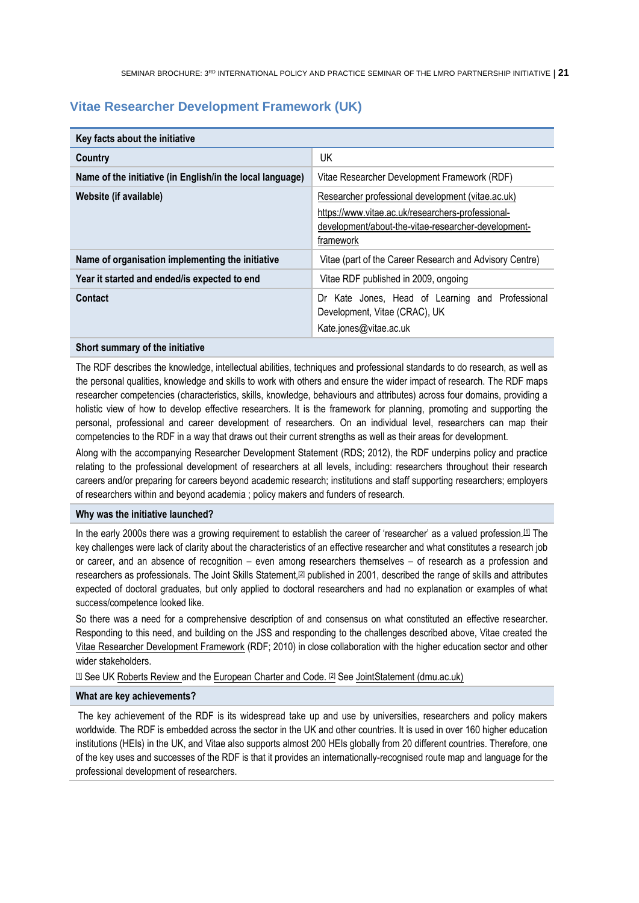## Vitae Researcher Development Framework (UK)

| Key facts about the initiative | |
|---|---|
| **Country** | UK |
| **Name of the initiative (in English/in the local language)** | Vitae Researcher Development Framework (RDF) |
| **Website (if available)** | Researcher professional development (vitae.ac.uk) https://www.vitae.ac.uk/researchers-professional-development/about-the-vitae-researcher-development-framework |
| **Name of organisation implementing the initiative** | Vitae (part of the Career Research and Advisory Centre) |
| **Year it started and ended/is expected to end** | Vitae RDF published in 2009, ongoing |
| **Contact** | Dr Kate Jones, Head of Learning and Professional Development, Vitae (CRAC), UK Kate.jones@vitae.ac.uk |

**Short summary of the initiative**

The RDF describes the knowledge, intellectual abilities, techniques and professional standards to do research, as well as the personal qualities, knowledge and skills to work with others and ensure the wider impact of research. The RDF maps researcher competencies (characteristics, skills, knowledge, behaviours and attributes) across four domains, providing a holistic view of how to develop effective researchers. It is the framework for planning, promoting and supporting the personal, professional and career development of researchers. On an individual level, researchers can map their competencies to the RDF in a way that draws out their current strengths as well as their areas for development.

Along with the accompanying Researcher Development Statement (RDS; 2012), the RDF underpins policy and practice relating to the professional development of researchers at all levels, including: researchers throughout their research careers and/or preparing for careers beyond academic research; institutions and staff supporting researchers; employers of researchers within and beyond academia ; policy makers and funders of research.

**Why was the initiative launched?**

In the early 2000s there was a growing requirement to establish the career of 'researcher' as a valued profession.[1] The key challenges were lack of clarity about the characteristics of an effective researcher and what constitutes a research job or career, and an absence of recognition – even among researchers themselves – of research as a profession and researchers as professionals. The Joint Skills Statement,[2] published in 2001, described the range of skills and attributes expected of doctoral graduates, but only applied to doctoral researchers and had no explanation or examples of what success/competence looked like.

So there was a need for a comprehensive description of and consensus on what constituted an effective researcher. Responding to this need, and building on the JSS and responding to the challenges described above, Vitae created the Vitae Researcher Development Framework (RDF; 2010) in close collaboration with the higher education sector and other wider stakeholders.

[1] See UK Roberts Review and the European Charter and Code. [2] See JointStatement (dmu.ac.uk)

**What are key achievements?**

The key achievement of the RDF is its widespread take up and use by universities, researchers and policy makers worldwide. The RDF is embedded across the sector in the UK and other countries. It is used in over 160 higher education institutions (HEIs) in the UK, and Vitae also supports almost 200 HEIs globally from 20 different countries. Therefore, one of the key uses and successes of the RDF is that it provides an internationally-recognised route map and language for the professional development of researchers.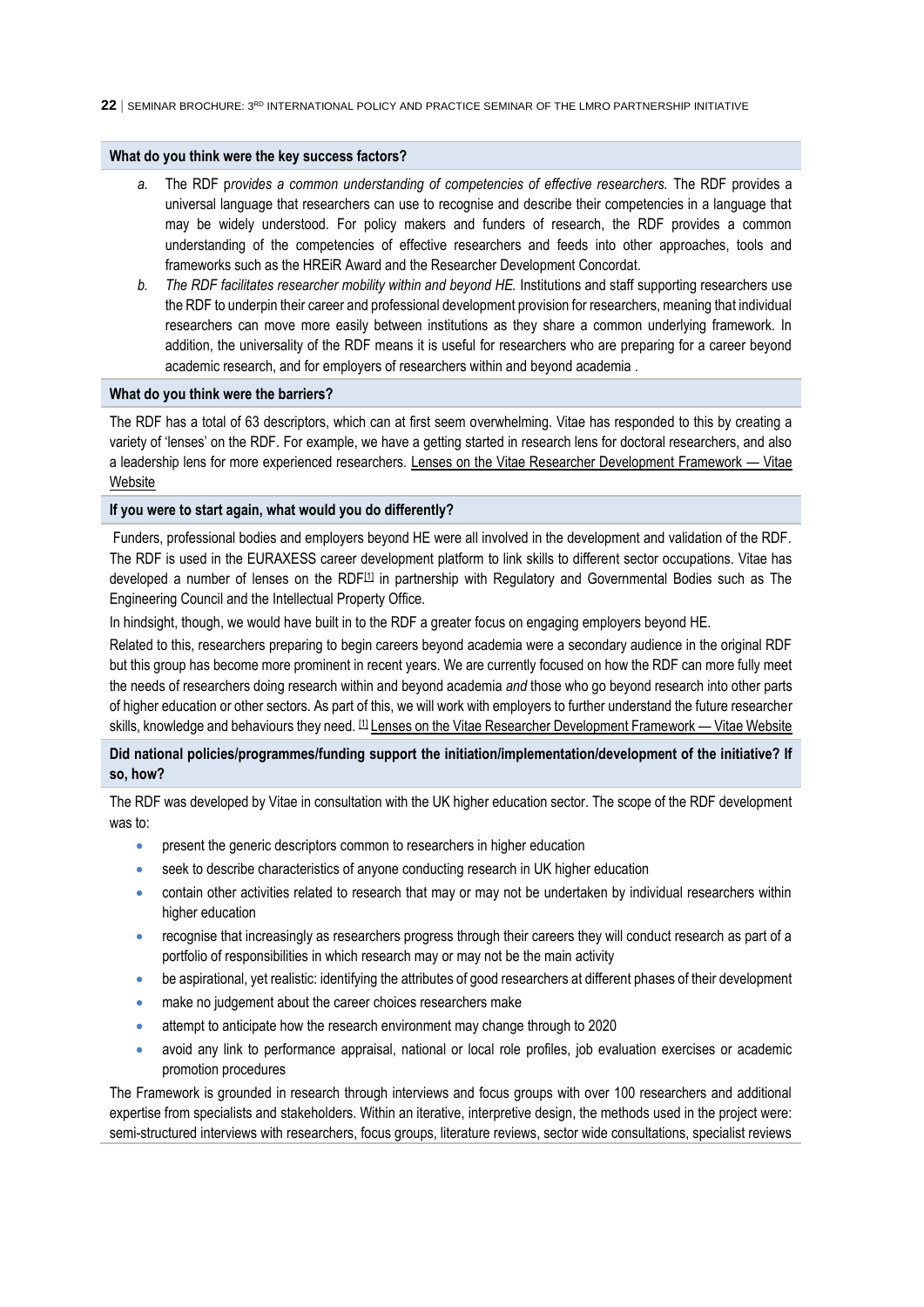**What do you think were the key success factors?**

a. The RDF p*rovides a common understanding of competencies of effective researchers.* The RDF provides a universal language that researchers can use to recognise and describe their competencies in a language that may be widely understood. For policy makers and funders of research, the RDF provides a common understanding of the competencies of effective researchers and feeds into other approaches, tools and frameworks such as the HREiR Award and the Researcher Development Concordat.

b. *The RDF facilitates researcher mobility within and beyond HE.* Institutions and staff supporting researchers use the RDF to underpin their career and professional development provision for researchers, meaning that individual researchers can move more easily between institutions as they share a common underlying framework. In addition, the universality of the RDF means it is useful for researchers who are preparing for a career beyond academic research, and for employers of researchers within and beyond academia .

**What do you think were the barriers?**

The RDF has a total of 63 descriptors, which can at first seem overwhelming. Vitae has responded to this by creating a variety of 'lenses' on the RDF. For example, we have a getting started in research lens for doctoral researchers, and also a leadership lens for more experienced researchers. Lenses on the Vitae Researcher Development Framework — Vitae Website

**If you were to start again, what would you do differently?**

Funders, professional bodies and employers beyond HE were all involved in the development and validation of the RDF. The RDF is used in the EURAXESS career development platform to link skills to different sector occupations. Vitae has developed a number of lenses on the RDF[1] in partnership with Regulatory and Governmental Bodies such as The Engineering Council and the Intellectual Property Office.

In hindsight, though, we would have built in to the RDF a greater focus on engaging employers beyond HE.

Related to this, researchers preparing to begin careers beyond academia were a secondary audience in the original RDF but this group has become more prominent in recent years. We are currently focused on how the RDF can more fully meet the needs of researchers doing research within and beyond academia *and* those who go beyond research into other parts of higher education or other sectors. As part of this, we will work with employers to further understand the future researcher skills, knowledge and behaviours they need. [1] Lenses on the Vitae Researcher Development Framework — Vitae Website

**Did national policies/programmes/funding support the initiation/implementation/development of the initiative? If so, how?**

The RDF was developed by Vitae in consultation with the UK higher education sector. The scope of the RDF development was to:

- present the generic descriptors common to researchers in higher education
- seek to describe characteristics of anyone conducting research in UK higher education
- contain other activities related to research that may or may not be undertaken by individual researchers within higher education
- recognise that increasingly as researchers progress through their careers they will conduct research as part of a portfolio of responsibilities in which research may or may not be the main activity
- be aspirational, yet realistic: identifying the attributes of good researchers at different phases of their development
- make no judgement about the career choices researchers make
- attempt to anticipate how the research environment may change through to 2020
- avoid any link to performance appraisal, national or local role profiles, job evaluation exercises or academic promotion procedures

The Framework is grounded in research through interviews and focus groups with over 100 researchers and additional expertise from specialists and stakeholders. Within an iterative, interpretive design, the methods used in the project were: semi-structured interviews with researchers, focus groups, literature reviews, sector wide consultations, specialist reviews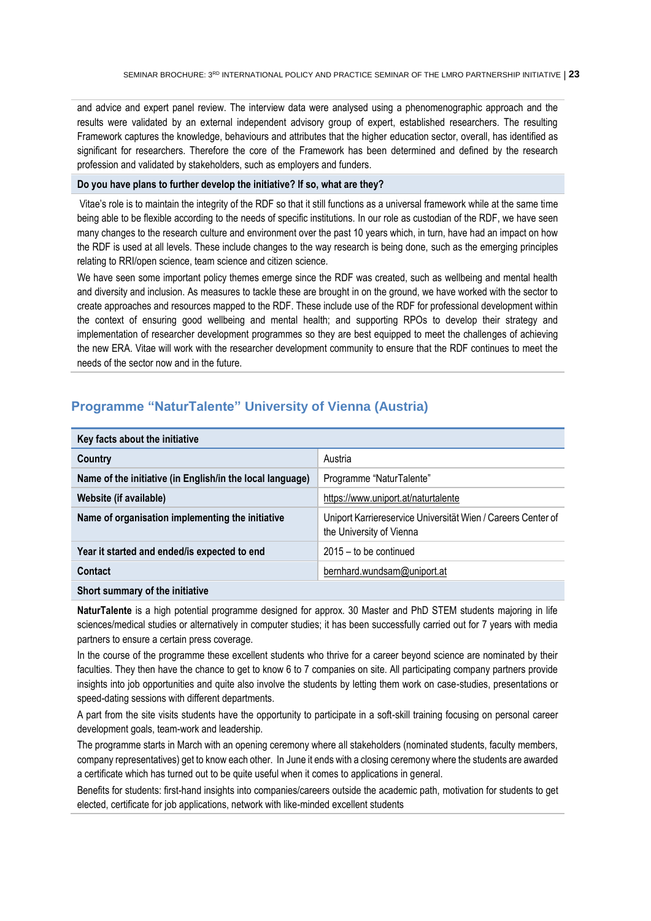and advice and expert panel review. The interview data were analysed using a phenomenographic approach and the results were validated by an external independent advisory group of expert, established researchers. The resulting Framework captures the knowledge, behaviours and attributes that the higher education sector, overall, has identified as significant for researchers. Therefore the core of the Framework has been determined and defined by the research profession and validated by stakeholders, such as employers and funders.

**Do you have plans to further develop the initiative? If so, what are they?**

Vitae's role is to maintain the integrity of the RDF so that it still functions as a universal framework while at the same time being able to be flexible according to the needs of specific institutions. In our role as custodian of the RDF, we have seen many changes to the research culture and environment over the past 10 years which, in turn, have had an impact on how the RDF is used at all levels. These include changes to the way research is being done, such as the emerging principles relating to RRI/open science, team science and citizen science.

We have seen some important policy themes emerge since the RDF was created, such as wellbeing and mental health and diversity and inclusion. As measures to tackle these are brought in on the ground, we have worked with the sector to create approaches and resources mapped to the RDF. These include use of the RDF for professional development within the context of ensuring good wellbeing and mental health; and supporting RPOs to develop their strategy and implementation of researcher development programmes so they are best equipped to meet the challenges of achieving the new ERA. Vitae will work with the researcher development community to ensure that the RDF continues to meet the needs of the sector now and in the future.

## Programme "NaturTalente" University of Vienna (Austria)

| Key facts about the initiative | |
|---|---|
| **Country** | Austria |
| **Name of the initiative (in English/in the local language)** | Programme "NaturTalente" |
| **Website (if available)** | https://www.uniport.at/naturtalente |
| **Name of organisation implementing the initiative** | Uniport Karriereservice Universität Wien / Careers Center of the University of Vienna |
| **Year it started and ended/is expected to end** | 2015 – to be continued |
| **Contact** | bernhard.wundsam@uniport.at |

**Short summary of the initiative**

**NaturTalente** is a high potential programme designed for approx. 30 Master and PhD STEM students majoring in life sciences/medical studies or alternatively in computer studies; it has been successfully carried out for 7 years with media partners to ensure a certain press coverage.

In the course of the programme these excellent students who thrive for a career beyond science are nominated by their faculties. They then have the chance to get to know 6 to 7 companies on site. All participating company partners provide insights into job opportunities and quite also involve the students by letting them work on case-studies, presentations or speed-dating sessions with different departments.

A part from the site visits students have the opportunity to participate in a soft-skill training focusing on personal career development goals, team-work and leadership.

The programme starts in March with an opening ceremony where all stakeholders (nominated students, faculty members, company representatives) get to know each other. In June it ends with a closing ceremony where the students are awarded a certificate which has turned out to be quite useful when it comes to applications in general.

Benefits for students: first-hand insights into companies/careers outside the academic path, motivation for students to get elected, certificate for job applications, network with like-minded excellent students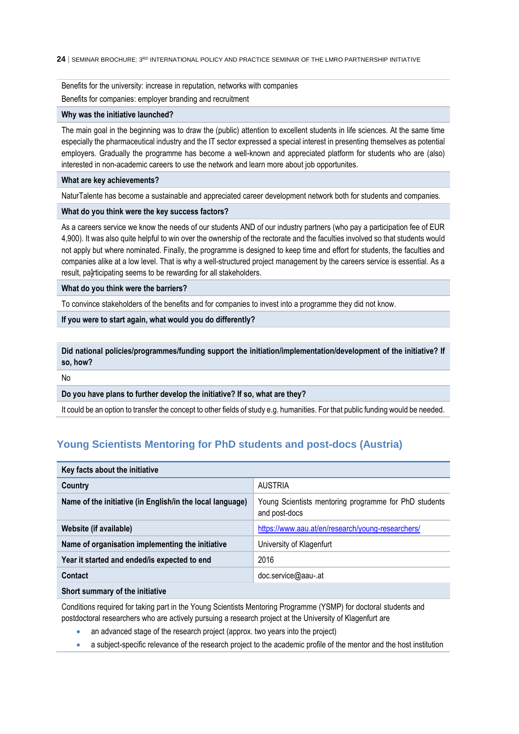Benefits for the university: increase in reputation, networks with companies

Benefits for companies: employer branding and recruitment

**Why was the initiative launched?**

The main goal in the beginning was to draw the (public) attention to excellent students in life sciences. At the same time especially the pharmaceutical industry and the IT sector expressed a special interest in presenting themselves as potential employers. Gradually the programme has become a well-known and appreciated platform for students who are (also) interested in non-academic careers to use the network and learn more about job opportunites.

**What are key achievements?**

NaturTalente has become a sustainable and appreciated career development network both for students and companies.

**What do you think were the key success factors?**

As a careers service we know the needs of our students AND of our industry partners (who pay a participation fee of EUR 4,900). It was also quite helpful to win over the ownership of the rectorate and the faculties involved so that students would not apply but where nominated. Finally, the programme is designed to keep time and effort for students, the faculties and companies alike at a low level. That is why a well-structured project management by the careers service is essential. As a result, participating seems to be rewarding for all stakeholders.

**What do you think were the barriers?**

To convince stakeholders of the benefits and for companies to invest into a programme they did not know.

**If you were to start again, what would you do differently?**

**Did national policies/programmes/funding support the initiation/implementation/development of the initiative? If so, how?**

No

**Do you have plans to further develop the initiative? If so, what are they?**

It could be an option to transfer the concept to other fields of study e.g. humanities. For that public funding would be needed.

## Young Scientists Mentoring for PhD students and post-docs (Austria)

| Key facts about the initiative | |
|---|---|
| **Country** | AUSTRIA |
| **Name of the initiative (in English/in the local language)** | Young Scientists mentoring programme for PhD students and post-docs |
| **Website (if available)** | https://www.aau.at/en/research/young-researchers/ |
| **Name of organisation implementing the initiative** | University of Klagenfurt |
| **Year it started and ended/is expected to end** | 2016 |
| **Contact** | doc.service@aau-.at |

**Short summary of the initiative**

Conditions required for taking part in the Young Scientists Mentoring Programme (YSMP) for doctoral students and postdoctoral researchers who are actively pursuing a research project at the University of Klagenfurt are

- an advanced stage of the research project (approx. two years into the project)
- a subject-specific relevance of the research project to the academic profile of the mentor and the host institution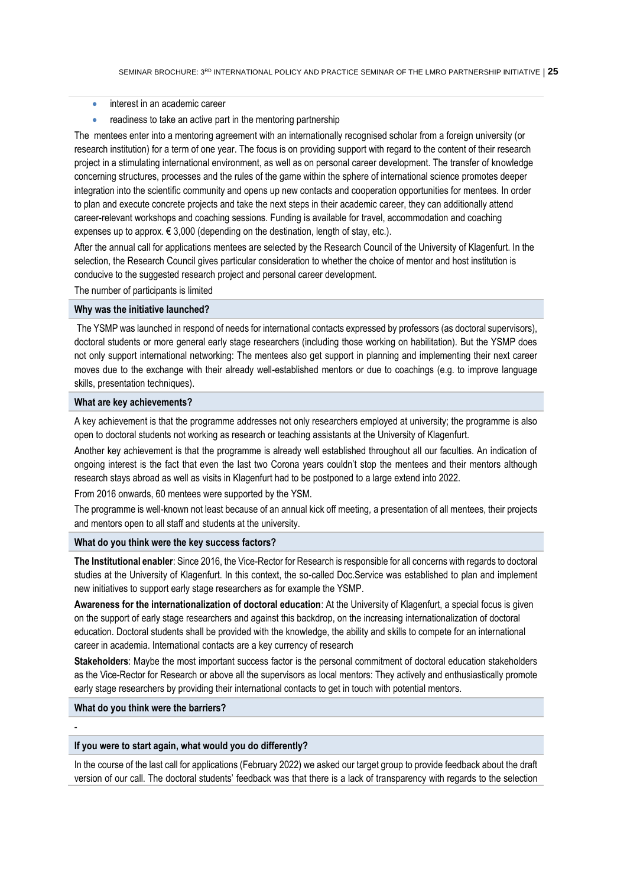- interest in an academic career
- readiness to take an active part in the mentoring partnership

The mentees enter into a mentoring agreement with an internationally recognised scholar from a foreign university (or research institution) for a term of one year. The focus is on providing support with regard to the content of their research project in a stimulating international environment, as well as on personal career development. The transfer of knowledge concerning structures, processes and the rules of the game within the sphere of international science promotes deeper integration into the scientific community and opens up new contacts and cooperation opportunities for mentees. In order to plan and execute concrete projects and take the next steps in their academic career, they can additionally attend career-relevant workshops and coaching sessions. Funding is available for travel, accommodation and coaching expenses up to approx. € 3,000 (depending on the destination, length of stay, etc.).

After the annual call for applications mentees are selected by the Research Council of the University of Klagenfurt. In the selection, the Research Council gives particular consideration to whether the choice of mentor and host institution is conducive to the suggested research project and personal career development.

The number of participants is limited

**Why was the initiative launched?**

The YSMP was launched in respond of needs for international contacts expressed by professors (as doctoral supervisors), doctoral students or more general early stage researchers (including those working on habilitation). But the YSMP does not only support international networking: The mentees also get support in planning and implementing their next career moves due to the exchange with their already well-established mentors or due to coachings (e.g. to improve language skills, presentation techniques).

**What are key achievements?**

A key achievement is that the programme addresses not only researchers employed at university; the programme is also open to doctoral students not working as research or teaching assistants at the University of Klagenfurt.

Another key achievement is that the programme is already well established throughout all our faculties. An indication of ongoing interest is the fact that even the last two Corona years couldn't stop the mentees and their mentors although research stays abroad as well as visits in Klagenfurt had to be postponed to a large extend into 2022.

From 2016 onwards, 60 mentees were supported by the YSM.

The programme is well-known not least because of an annual kick off meeting, a presentation of all mentees, their projects and mentors open to all staff and students at the university.

**What do you think were the key success factors?**

**The Institutional enabler**: Since 2016, the Vice-Rector for Research is responsible for all concerns with regards to doctoral studies at the University of Klagenfurt. In this context, the so-called Doc.Service was established to plan and implement new initiatives to support early stage researchers as for example the YSMP.

**Awareness for the internationalization of doctoral education**: At the University of Klagenfurt, a special focus is given on the support of early stage researchers and against this backdrop, on the increasing internationalization of doctoral education. Doctoral students shall be provided with the knowledge, the ability and skills to compete for an international career in academia. International contacts are a key currency of research

**Stakeholders**: Maybe the most important success factor is the personal commitment of doctoral education stakeholders as the Vice-Rector for Research or above all the supervisors as local mentors: They actively and enthusiastically promote early stage researchers by providing their international contacts to get in touch with potential mentors.

**What do you think were the barriers?**

-

**If you were to start again, what would you do differently?**

In the course of the last call for applications (February 2022) we asked our target group to provide feedback about the draft version of our call. The doctoral students' feedback was that there is a lack of transparency with regards to the selection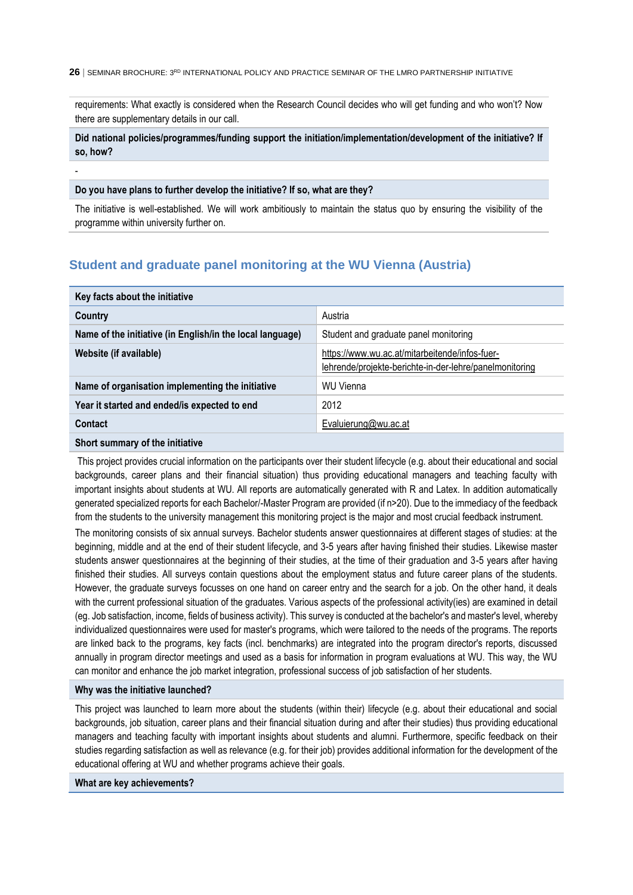requirements: What exactly is considered when the Research Council decides who will get funding and who won't? Now there are supplementary details in our call.

**Did national policies/programmes/funding support the initiation/implementation/development of the initiative? If so, how?**

-

**Do you have plans to further develop the initiative? If so, what are they?**

The initiative is well-established. We will work ambitiously to maintain the status quo by ensuring the visibility of the programme within university further on.

## Student and graduate panel monitoring at the WU Vienna (Austria)

| Key facts about the initiative | |
|---|---|
| **Country** | Austria |
| **Name of the initiative (in English/in the local language)** | Student and graduate panel monitoring |
| **Website (if available)** | https://www.wu.ac.at/mitarbeitende/infos-fuer-lehrende/projekte-berichte-in-der-lehre/panelmonitoring |
| **Name of organisation implementing the initiative** | WU Vienna |
| **Year it started and ended/is expected to end** | 2012 |
| **Contact** | Evaluierung@wu.ac.at |

**Short summary of the initiative**

This project provides crucial information on the participants over their student lifecycle (e.g. about their educational and social backgrounds, career plans and their financial situation) thus providing educational managers and teaching faculty with important insights about students at WU. All reports are automatically generated with R and Latex. In addition automatically generated specialized reports for each Bachelor/-Master Program are provided (if n>20). Due to the immediacy of the feedback from the students to the university management this monitoring project is the major and most crucial feedback instrument.

The monitoring consists of six annual surveys. Bachelor students answer questionnaires at different stages of studies: at the beginning, middle and at the end of their student lifecycle, and 3-5 years after having finished their studies. Likewise master students answer questionnaires at the beginning of their studies, at the time of their graduation and 3-5 years after having finished their studies. All surveys contain questions about the employment status and future career plans of the students. However, the graduate surveys focusses on one hand on career entry and the search for a job. On the other hand, it deals with the current professional situation of the graduates. Various aspects of the professional activity(ies) are examined in detail (eg. Job satisfaction, income, fields of business activity). This survey is conducted at the bachelor's and master's level, whereby individualized questionnaires were used for master's programs, which were tailored to the needs of the programs. The reports are linked back to the programs, key facts (incl. benchmarks) are integrated into the program director's reports, discussed annually in program director meetings and used as a basis for information in program evaluations at WU. This way, the WU can monitor and enhance the job market integration, professional success of job satisfaction of her students.

**Why was the initiative launched?**

This project was launched to learn more about the students (within their) lifecycle (e.g. about their educational and social backgrounds, job situation, career plans and their financial situation during and after their studies) thus providing educational managers and teaching faculty with important insights about students and alumni. Furthermore, specific feedback on their studies regarding satisfaction as well as relevance (e.g. for their job) provides additional information for the development of the educational offering at WU and whether programs achieve their goals.

**What are key achievements?**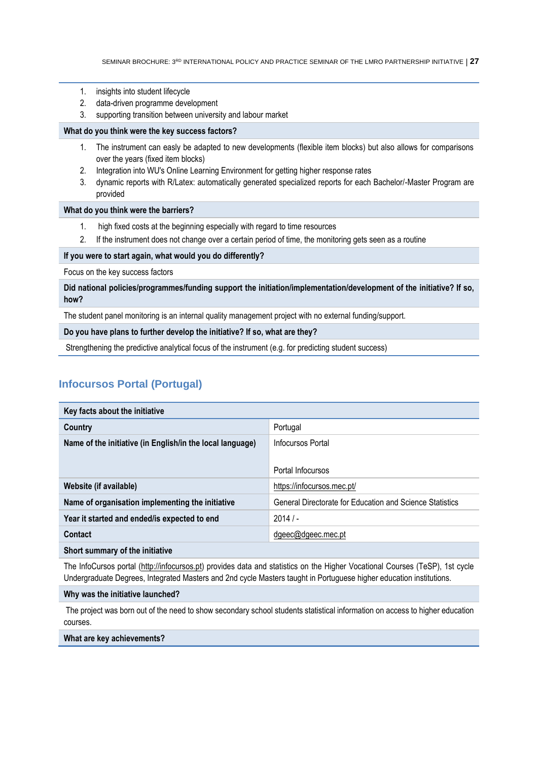1. insights into student lifecycle
2. data-driven programme development
3. supporting transition between university and labour market

**What do you think were the key success factors?**

1. The instrument can easily be adapted to new developments (flexible item blocks) but also allows for comparisons over the years (fixed item blocks)
2. Integration into WU's Online Learning Environment for getting higher response rates
3. dynamic reports with R/Latex: automatically generated specialized reports for each Bachelor/-Master Program are provided

**What do you think were the barriers?**

1. high fixed costs at the beginning especially with regard to time resources
2. If the instrument does not change over a certain period of time, the monitoring gets seen as a routine

**If you were to start again, what would you do differently?**

Focus on the key success factors

**Did national policies/programmes/funding support the initiation/implementation/development of the initiative? If so, how?**

The student panel monitoring is an internal quality management project with no external funding/support.

**Do you have plans to further develop the initiative? If so, what are they?**

Strengthening the predictive analytical focus of the instrument (e.g. for predicting student success)

## Infocursos Portal (Portugal)

| Key facts about the initiative | |
|---|---|
| **Country** | Portugal |
| **Name of the initiative (in English/in the local language)** | Infocursos Portal<br><br>Portal Infocursos |
| **Website (if available)** | https://infocursos.mec.pt/ |
| **Name of organisation implementing the initiative** | General Directorate for Education and Science Statistics |
| **Year it started and ended/is expected to end** | 2014 / - |
| **Contact** | dgeec@dgeec.mec.pt |

**Short summary of the initiative**

The InfoCursos portal (http://infocursos.pt) provides data and statistics on the Higher Vocational Courses (TeSP), 1st cycle Undergraduate Degrees, Integrated Masters and 2nd cycle Masters taught in Portuguese higher education institutions.

**Why was the initiative launched?**

The project was born out of the need to show secondary school students statistical information on access to higher education courses.

**What are key achievements?**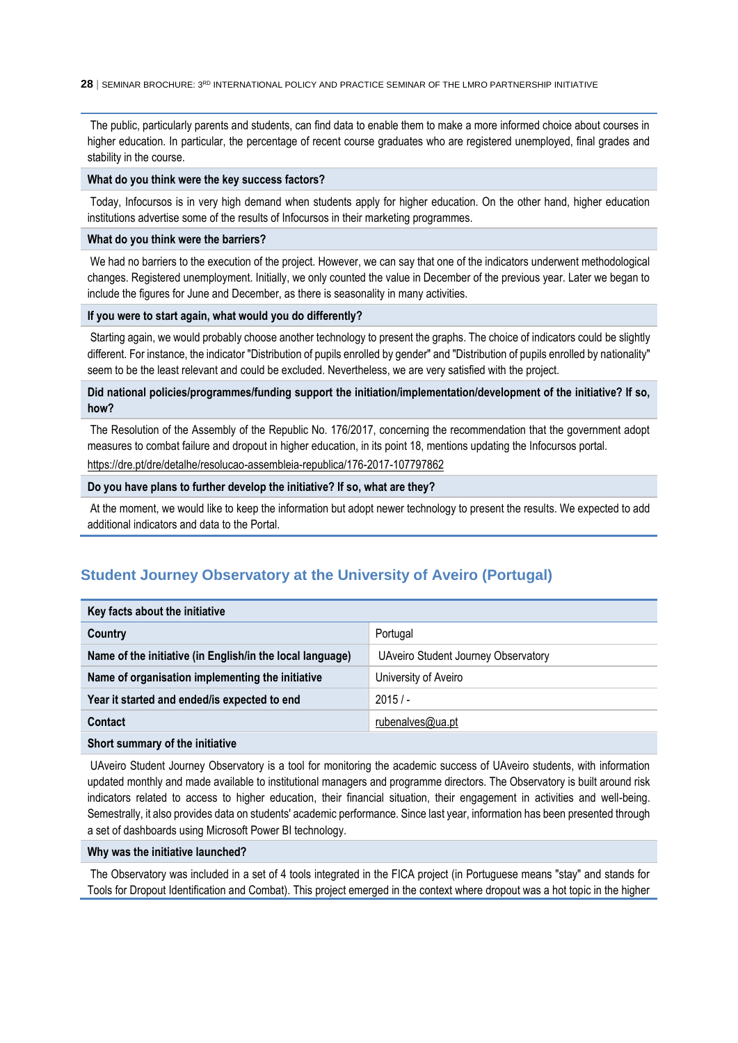The public, particularly parents and students, can find data to enable them to make a more informed choice about courses in higher education. In particular, the percentage of recent course graduates who are registered unemployed, final grades and stability in the course.

**What do you think were the key success factors?**

Today, Infocursos is in very high demand when students apply for higher education. On the other hand, higher education institutions advertise some of the results of Infocursos in their marketing programmes.

**What do you think were the barriers?**

We had no barriers to the execution of the project. However, we can say that one of the indicators underwent methodological changes. Registered unemployment. Initially, we only counted the value in December of the previous year. Later we began to include the figures for June and December, as there is seasonality in many activities.

**If you were to start again, what would you do differently?**

Starting again, we would probably choose another technology to present the graphs. The choice of indicators could be slightly different. For instance, the indicator "Distribution of pupils enrolled by gender" and "Distribution of pupils enrolled by nationality" seem to be the least relevant and could be excluded. Nevertheless, we are very satisfied with the project.

**Did national policies/programmes/funding support the initiation/implementation/development of the initiative? If so, how?**

The Resolution of the Assembly of the Republic No. 176/2017, concerning the recommendation that the government adopt measures to combat failure and dropout in higher education, in its point 18, mentions updating the Infocursos portal.

https://dre.pt/dre/detalhe/resolucao-assembleia-republica/176-2017-107797862

**Do you have plans to further develop the initiative? If so, what are they?**

At the moment, we would like to keep the information but adopt newer technology to present the results. We expected to add additional indicators and data to the Portal.

## Student Journey Observatory at the University of Aveiro (Portugal)

| Key facts about the initiative | |
|---|---|
| **Country** | Portugal |
| **Name of the initiative (in English/in the local language)** | UAveiro Student Journey Observatory |
| **Name of organisation implementing the initiative** | University of Aveiro |
| **Year it started and ended/is expected to end** | 2015 / - |
| **Contact** | rubenalves@ua.pt |

**Short summary of the initiative**

UAveiro Student Journey Observatory is a tool for monitoring the academic success of UAveiro students, with information updated monthly and made available to institutional managers and programme directors. The Observatory is built around risk indicators related to access to higher education, their financial situation, their engagement in activities and well-being. Semestrally, it also provides data on students' academic performance. Since last year, information has been presented through a set of dashboards using Microsoft Power BI technology.

**Why was the initiative launched?**

The Observatory was included in a set of 4 tools integrated in the FICA project (in Portuguese means "stay" and stands for Tools for Dropout Identification and Combat). This project emerged in the context where dropout was a hot topic in the higher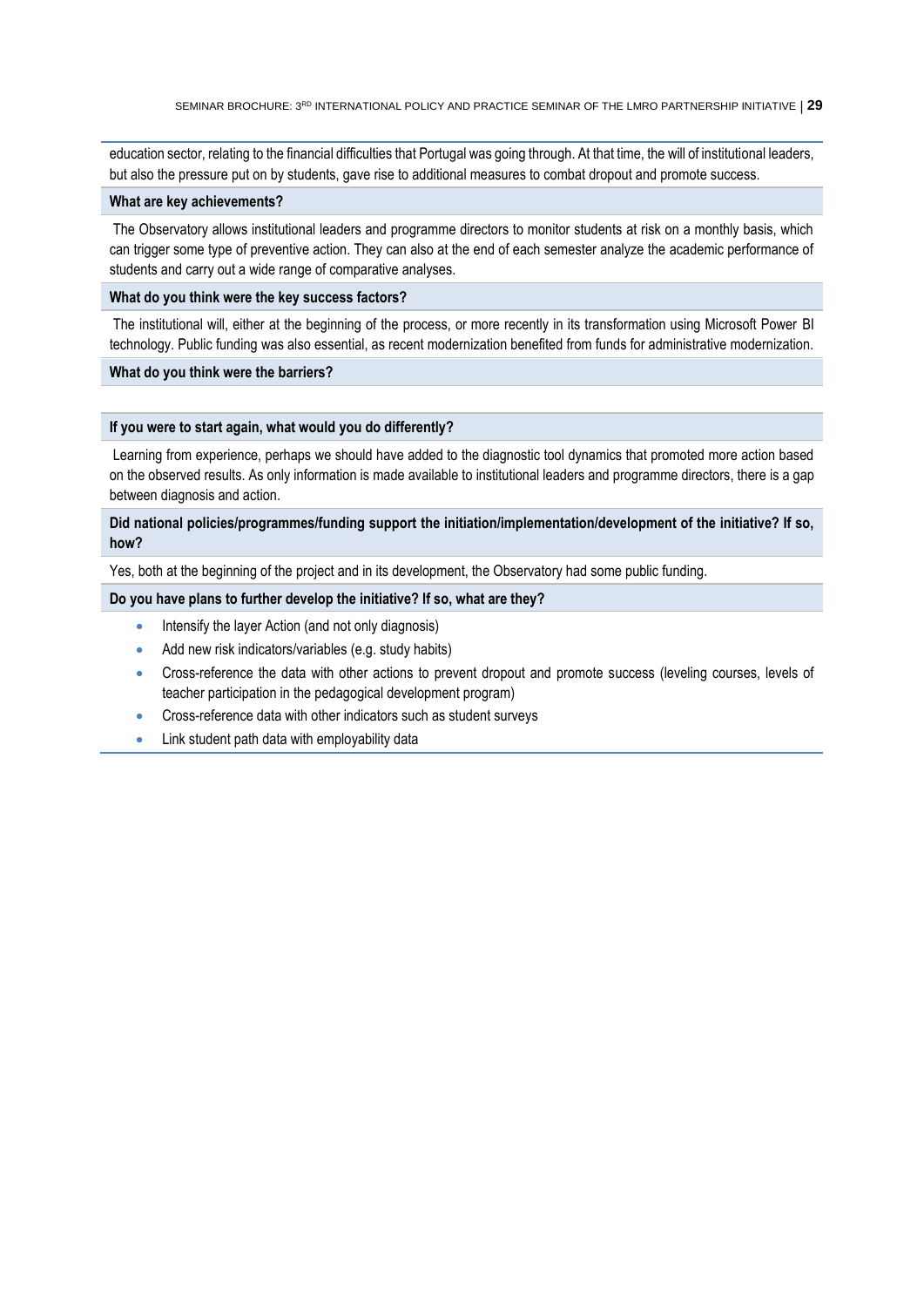education sector, relating to the financial difficulties that Portugal was going through. At that time, the will of institutional leaders, but also the pressure put on by students, gave rise to additional measures to combat dropout and promote success.

**What are key achievements?**

The Observatory allows institutional leaders and programme directors to monitor students at risk on a monthly basis, which can trigger some type of preventive action. They can also at the end of each semester analyze the academic performance of students and carry out a wide range of comparative analyses.

**What do you think were the key success factors?**

The institutional will, either at the beginning of the process, or more recently in its transformation using Microsoft Power BI technology. Public funding was also essential, as recent modernization benefited from funds for administrative modernization.

**What do you think were the barriers?**

**If you were to start again, what would you do differently?**

Learning from experience, perhaps we should have added to the diagnostic tool dynamics that promoted more action based on the observed results. As only information is made available to institutional leaders and programme directors, there is a gap between diagnosis and action.

**Did national policies/programmes/funding support the initiation/implementation/development of the initiative? If so, how?**

Yes, both at the beginning of the project and in its development, the Observatory had some public funding.

**Do you have plans to further develop the initiative? If so, what are they?**

- Intensify the layer Action (and not only diagnosis)
- Add new risk indicators/variables (e.g. study habits)
- Cross-reference the data with other actions to prevent dropout and promote success (leveling courses, levels of teacher participation in the pedagogical development program)
- Cross-reference data with other indicators such as student surveys
- Link student path data with employability data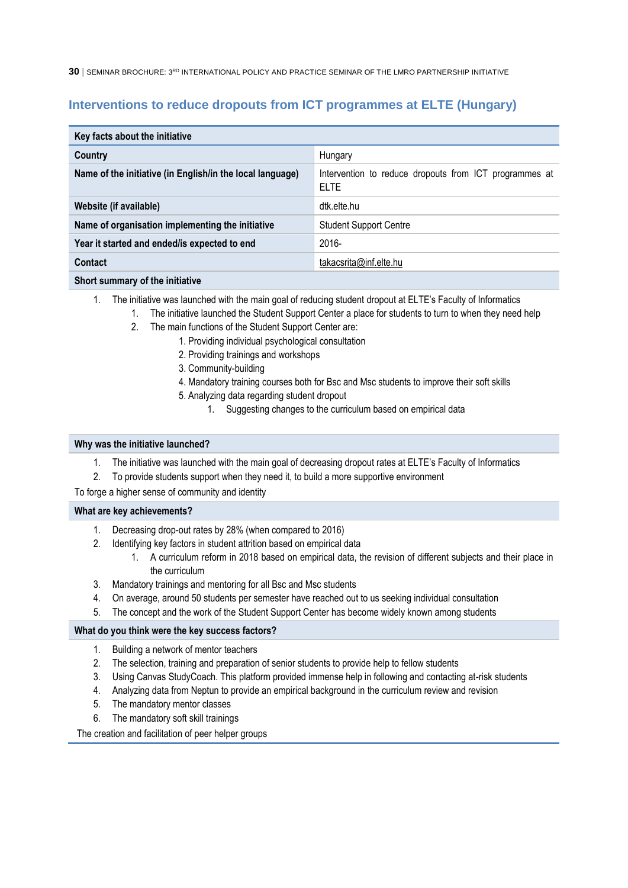## Interventions to reduce dropouts from ICT programmes at ELTE (Hungary)

| Key facts about the initiative | |
|---|---|
| **Country** | Hungary |
| **Name of the initiative (in English/in the local language)** | Intervention to reduce dropouts from ICT programmes at ELTE |
| **Website (if available)** | dtk.elte.hu |
| **Name of organisation implementing the initiative** | Student Support Centre |
| **Year it started and ended/is expected to end** | 2016- |
| **Contact** | takacsrita@inf.elte.hu |

**Short summary of the initiative**

1. The initiative was launched with the main goal of reducing student dropout at ELTE's Faculty of Informatics
   1. The initiative launched the Student Support Center a place for students to turn to when they need help
   2. The main functions of the Student Support Center are:
      1. Providing individual psychological consultation
      2. Providing trainings and workshops
      3. Community-building
      4. Mandatory training courses both for Bsc and Msc students to improve their soft skills
      5. Analyzing data regarding student dropout
         1. Suggesting changes to the curriculum based on empirical data

**Why was the initiative launched?**

1. The initiative was launched with the main goal of decreasing dropout rates at ELTE's Faculty of Informatics
2. To provide students support when they need it, to build a more supportive environment

To forge a higher sense of community and identity

**What are key achievements?**

1. Decreasing drop-out rates by 28% (when compared to 2016)
2. Identifying key factors in student attrition based on empirical data
   1. A curriculum reform in 2018 based on empirical data, the revision of different subjects and their place in the curriculum
3. Mandatory trainings and mentoring for all Bsc and Msc students
4. On average, around 50 students per semester have reached out to us seeking individual consultation
5. The concept and the work of the Student Support Center has become widely known among students

**What do you think were the key success factors?**

1. Building a network of mentor teachers
2. The selection, training and preparation of senior students to provide help to fellow students
3. Using Canvas StudyCoach. This platform provided immense help in following and contacting at-risk students
4. Analyzing data from Neptun to provide an empirical background in the curriculum review and revision
5. The mandatory mentor classes
6. The mandatory soft skill trainings

The creation and facilitation of peer helper groups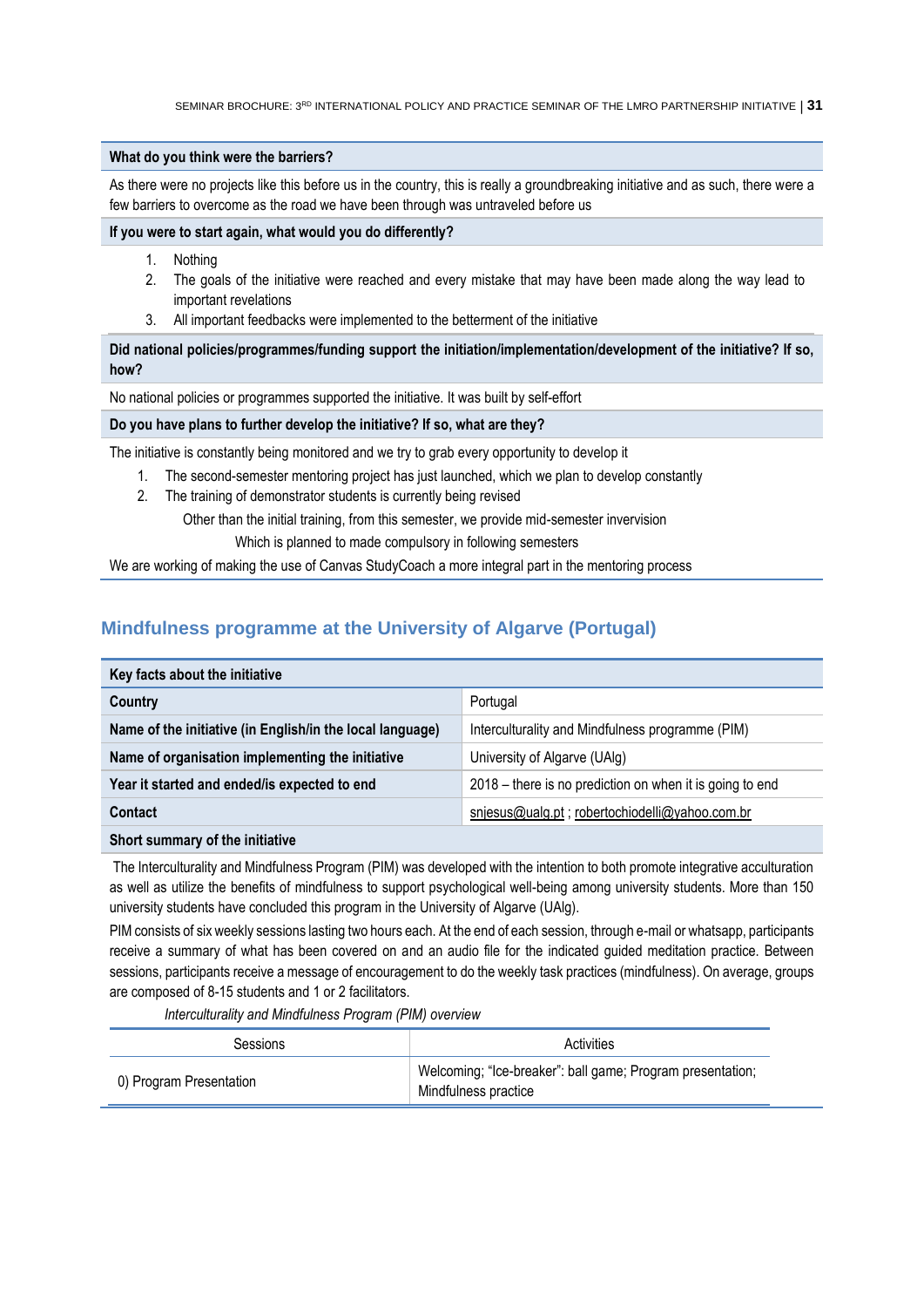| What do you think were the barriers? |
|---|
| As there were no projects like this before us in the country, this is really a groundbreaking initiative and as such, there were a few barriers to overcome as the road we have been through was untraveled before us |

**If you were to start again, what would you do differently?**

1. Nothing
2. The goals of the initiative were reached and every mistake that may have been made along the way lead to important revelations
3. All important feedbacks were implemented to the betterment of the initiative

**Did national policies/programmes/funding support the initiation/implementation/development of the initiative? If so, how?**

No national policies or programmes supported the initiative. It was built by self-effort

**Do you have plans to further develop the initiative? If so, what are they?**

The initiative is constantly being monitored and we try to grab every opportunity to develop it

1. The second-semester mentoring project has just launched, which we plan to develop constantly
2. The training of demonstrator students is currently being revised

   Other than the initial training, from this semester, we provide mid-semester invervision

   Which is planned to made compulsory in following semesters

We are working of making the use of Canvas StudyCoach a more integral part in the mentoring process

## Mindfulness programme at the University of Algarve (Portugal)

| Key facts about the initiative | |
|---|---|
| **Country** | Portugal |
| **Name of the initiative (in English/in the local language)** | Interculturality and Mindfulness programme (PIM) |
| **Name of organisation implementing the initiative** | University of Algarve (UAlg) |
| **Year it started and ended/is expected to end** | 2018 – there is no prediction on when it is going to end |
| **Contact** | snjesus@ualg.pt ; robertochiodelli@yahoo.com.br |

**Short summary of the initiative**

The Interculturality and Mindfulness Program (PIM) was developed with the intention to both promote integrative acculturation as well as utilize the benefits of mindfulness to support psychological well-being among university students. More than 150 university students have concluded this program in the University of Algarve (UAlg).

PIM consists of six weekly sessions lasting two hours each. At the end of each session, through e-mail or whatsapp, participants receive a summary of what has been covered on and an audio file for the indicated guided meditation practice. Between sessions, participants receive a message of encouragement to do the weekly task practices (mindfulness). On average, groups are composed of 8-15 students and 1 or 2 facilitators.

*Interculturality and Mindfulness Program (PIM) overview*

| Sessions | Activities |
|---|---|
| 0) Program Presentation | Welcoming; "Ice-breaker": ball game; Program presentation; Mindfulness practice |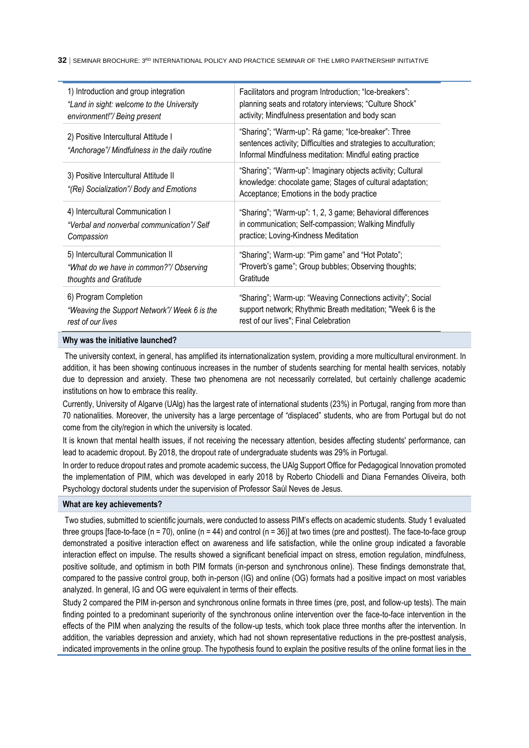| 1) Introduction and group integration *"Land in sight: welcome to the University environment!"/ Being present* | Facilitators and program Introduction; "Ice-breakers": planning seats and rotatory interviews; "Culture Shock" activity; Mindfulness presentation and body scan |
|---|---|
| 2) Positive Intercultural Attitude I *"Anchorage"/ Mindfulness in the daily routine* | "Sharing"; "Warm-up": Rá game; "Ice-breaker": Three sentences activity; Difficulties and strategies to acculturation; Informal Mindfulness meditation: Mindful eating practice |
| 3) Positive Intercultural Attitude II *"(Re) Socialization"/ Body and Emotions* | "Sharing"; "Warm-up": Imaginary objects activity; Cultural knowledge: chocolate game; Stages of cultural adaptation; Acceptance; Emotions in the body practice |
| 4) Intercultural Communication I *"Verbal and nonverbal communication"/ Self Compassion* | "Sharing"; "Warm-up": 1, 2, 3 game; Behavioral differences in communication; Self-compassion; Walking Mindfully practice; Loving-Kindness Meditation |
| 5) Intercultural Communication II *"What do we have in common?"/ Observing thoughts and Gratitude* | "Sharing"; Warm-up: "Pim game" and "Hot Potato"; "Proverb's game"; Group bubbles; Observing thoughts; Gratitude |
| 6) Program Completion *"Weaving the Support Network"/ Week 6 is the rest of our lives* | "Sharing"; Warm-up: "Weaving Connections activity"; Social support network; Rhythmic Breath meditation; "Week 6 is the rest of our lives"; Final Celebration |

**Why was the initiative launched?**

The university context, in general, has amplified its internationalization system, providing a more multicultural environment. In addition, it has been showing continuous increases in the number of students searching for mental health services, notably due to depression and anxiety. These two phenomena are not necessarily correlated, but certainly challenge academic institutions on how to embrace this reality.

Currently, University of Algarve (UAlg) has the largest rate of international students (23%) in Portugal, ranging from more than 70 nationalities. Moreover, the university has a large percentage of "displaced" students, who are from Portugal but do not come from the city/region in which the university is located.

It is known that mental health issues, if not receiving the necessary attention, besides affecting students' performance, can lead to academic dropout. By 2018, the dropout rate of undergraduate students was 29% in Portugal.

In order to reduce dropout rates and promote academic success, the UAlg Support Office for Pedagogical Innovation promoted the implementation of PIM, which was developed in early 2018 by Roberto Chiodelli and Diana Fernandes Oliveira, both Psychology doctoral students under the supervision of Professor Saúl Neves de Jesus.

**What are key achievements?**

Two studies, submitted to scientific journals, were conducted to assess PIM's effects on academic students. Study 1 evaluated three groups [face-to-face ($n = 70$), online ($n = 44$) and control ($n = 36$)] at two times (pre and posttest). The face-to-face group demonstrated a positive interaction effect on awareness and life satisfaction, while the online group indicated a favorable interaction effect on impulse. The results showed a significant beneficial impact on stress, emotion regulation, mindfulness, positive solitude, and optimism in both PIM formats (in-person and synchronous online). These findings demonstrate that, compared to the passive control group, both in-person (IG) and online (OG) formats had a positive impact on most variables analyzed. In general, IG and OG were equivalent in terms of their effects.

Study 2 compared the PIM in-person and synchronous online formats in three times (pre, post, and follow-up tests). The main finding pointed to a predominant superiority of the synchronous online intervention over the face-to-face intervention in the effects of the PIM when analyzing the results of the follow-up tests, which took place three months after the intervention. In addition, the variables depression and anxiety, which had not shown representative reductions in the pre-posttest analysis, indicated improvements in the online group. The hypothesis found to explain the positive results of the online format lies in the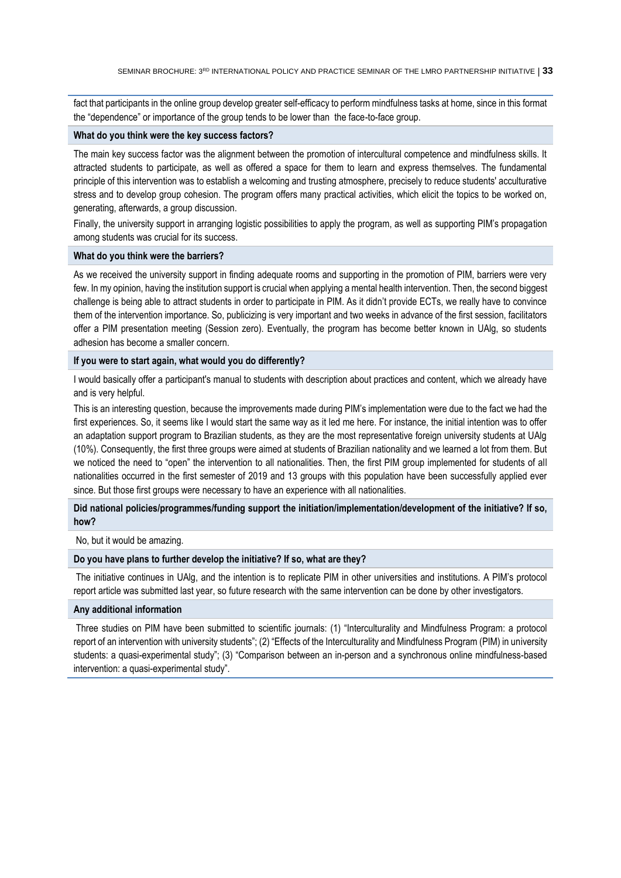fact that participants in the online group develop greater self-efficacy to perform mindfulness tasks at home, since in this format the "dependence" or importance of the group tends to be lower than the face-to-face group.

**What do you think were the key success factors?**

The main key success factor was the alignment between the promotion of intercultural competence and mindfulness skills. It attracted students to participate, as well as offered a space for them to learn and express themselves. The fundamental principle of this intervention was to establish a welcoming and trusting atmosphere, precisely to reduce students' acculturative stress and to develop group cohesion. The program offers many practical activities, which elicit the topics to be worked on, generating, afterwards, a group discussion.

Finally, the university support in arranging logistic possibilities to apply the program, as well as supporting PIM's propagation among students was crucial for its success.

**What do you think were the barriers?**

As we received the university support in finding adequate rooms and supporting in the promotion of PIM, barriers were very few. In my opinion, having the institution support is crucial when applying a mental health intervention. Then, the second biggest challenge is being able to attract students in order to participate in PIM. As it didn't provide ECTs, we really have to convince them of the intervention importance. So, publicizing is very important and two weeks in advance of the first session, facilitators offer a PIM presentation meeting (Session zero). Eventually, the program has become better known in UAlg, so students adhesion has become a smaller concern.

**If you were to start again, what would you do differently?**

I would basically offer a participant's manual to students with description about practices and content, which we already have and is very helpful.

This is an interesting question, because the improvements made during PIM's implementation were due to the fact we had the first experiences. So, it seems like I would start the same way as it led me here. For instance, the initial intention was to offer an adaptation support program to Brazilian students, as they are the most representative foreign university students at UAlg (10%). Consequently, the first three groups were aimed at students of Brazilian nationality and we learned a lot from them. But we noticed the need to "open" the intervention to all nationalities. Then, the first PIM group implemented for students of all nationalities occurred in the first semester of 2019 and 13 groups with this population have been successfully applied ever since. But those first groups were necessary to have an experience with all nationalities.

**Did national policies/programmes/funding support the initiation/implementation/development of the initiative? If so, how?**

No, but it would be amazing.

**Do you have plans to further develop the initiative? If so, what are they?**

The initiative continues in UAlg, and the intention is to replicate PIM in other universities and institutions. A PIM's protocol report article was submitted last year, so future research with the same intervention can be done by other investigators.

**Any additional information**

Three studies on PIM have been submitted to scientific journals: (1) "Interculturality and Mindfulness Program: a protocol report of an intervention with university students"; (2) "Effects of the Interculturality and Mindfulness Program (PIM) in university students: a quasi-experimental study"; (3) "Comparison between an in-person and a synchronous online mindfulness-based intervention: a quasi-experimental study".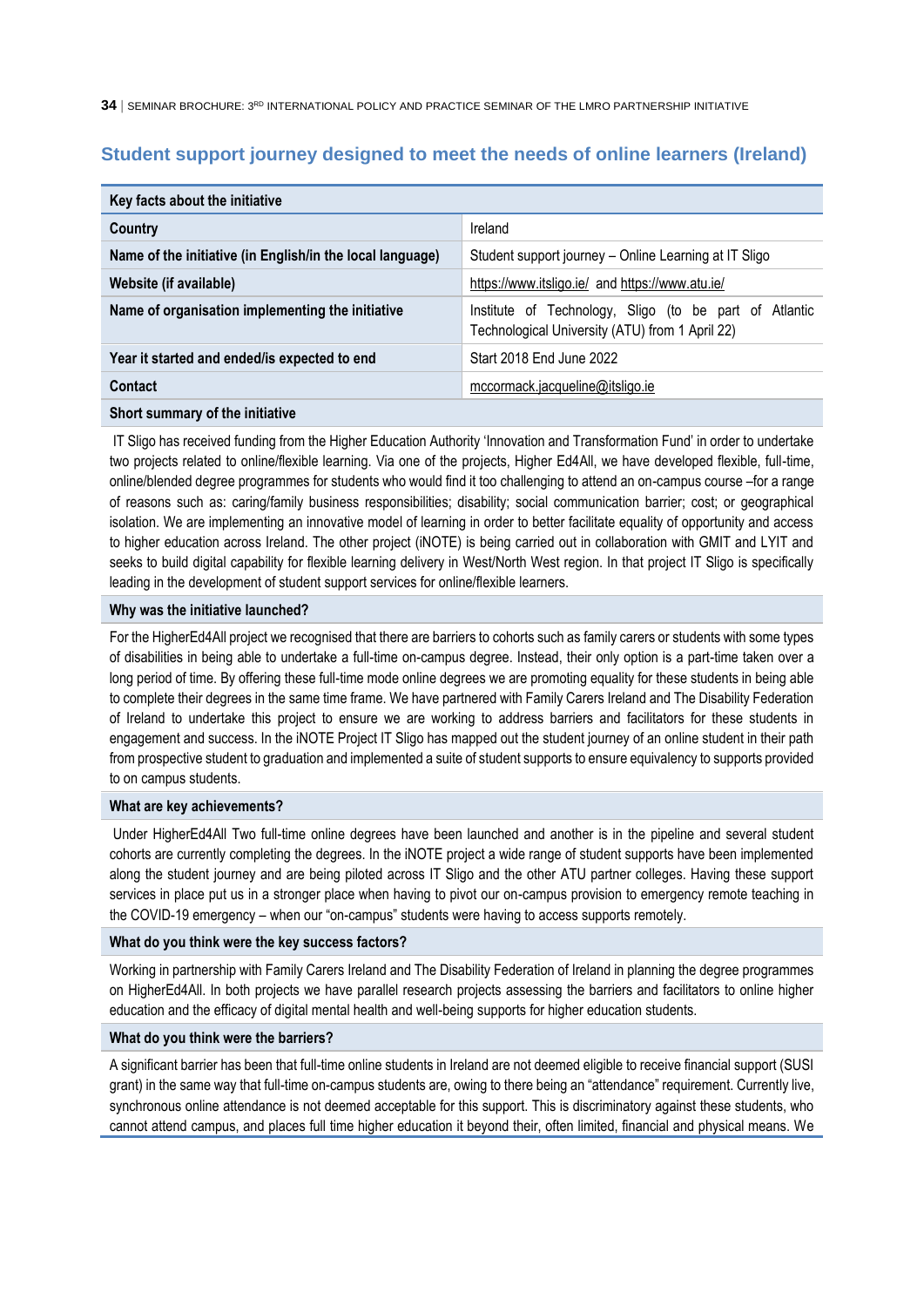## Student support journey designed to meet the needs of online learners (Ireland)

| Key facts about the initiative | |
|---|---|
| **Country** | Ireland |
| **Name of the initiative (in English/in the local language)** | Student support journey – Online Learning at IT Sligo |
| **Website (if available)** | https://www.itsligo.ie/ and https://www.atu.ie/ |
| **Name of organisation implementing the initiative** | Institute of Technology, Sligo (to be part of Atlantic Technological University (ATU) from 1 April 22) |
| **Year it started and ended/is expected to end** | Start 2018 End June 2022 |
| **Contact** | mccormack.jacqueline@itsligo.ie |

**Short summary of the initiative**

IT Sligo has received funding from the Higher Education Authority 'Innovation and Transformation Fund' in order to undertake two projects related to online/flexible learning. Via one of the projects, Higher Ed4All, we have developed flexible, full-time, online/blended degree programmes for students who would find it too challenging to attend an on-campus course –for a range of reasons such as: caring/family business responsibilities; disability; social communication barrier; cost; or geographical isolation. We are implementing an innovative model of learning in order to better facilitate equality of opportunity and access to higher education across Ireland. The other project (iNOTE) is being carried out in collaboration with GMIT and LYIT and seeks to build digital capability for flexible learning delivery in West/North West region. In that project IT Sligo is specifically leading in the development of student support services for online/flexible learners.

**Why was the initiative launched?**

For the HigherEd4All project we recognised that there are barriers to cohorts such as family carers or students with some types of disabilities in being able to undertake a full-time on-campus degree. Instead, their only option is a part-time taken over a long period of time. By offering these full-time mode online degrees we are promoting equality for these students in being able to complete their degrees in the same time frame. We have partnered with Family Carers Ireland and The Disability Federation of Ireland to undertake this project to ensure we are working to address barriers and facilitators for these students in engagement and success. In the iNOTE Project IT Sligo has mapped out the student journey of an online student in their path from prospective student to graduation and implemented a suite of student supports to ensure equivalency to supports provided to on campus students.

**What are key achievements?**

Under HigherEd4All Two full-time online degrees have been launched and another is in the pipeline and several student cohorts are currently completing the degrees. In the iNOTE project a wide range of student supports have been implemented along the student journey and are being piloted across IT Sligo and the other ATU partner colleges. Having these support services in place put us in a stronger place when having to pivot our on-campus provision to emergency remote teaching in the COVID-19 emergency – when our "on-campus" students were having to access supports remotely.

**What do you think were the key success factors?**

Working in partnership with Family Carers Ireland and The Disability Federation of Ireland in planning the degree programmes on HigherEd4All. In both projects we have parallel research projects assessing the barriers and facilitators to online higher education and the efficacy of digital mental health and well-being supports for higher education students.

**What do you think were the barriers?**

A significant barrier has been that full-time online students in Ireland are not deemed eligible to receive financial support (SUSI grant) in the same way that full-time on-campus students are, owing to there being an "attendance" requirement. Currently live, synchronous online attendance is not deemed acceptable for this support. This is discriminatory against these students, who cannot attend campus, and places full time higher education it beyond their, often limited, financial and physical means. We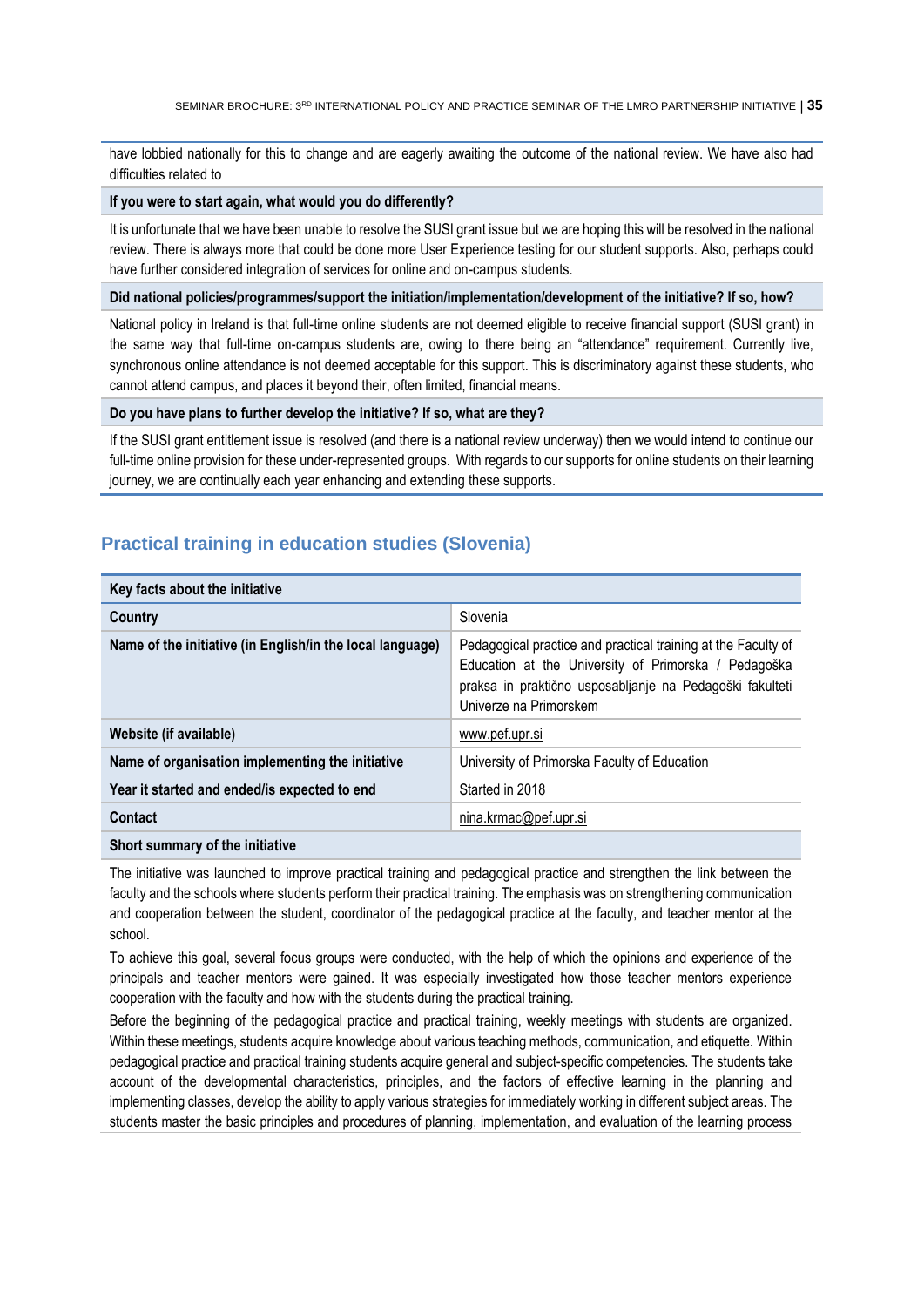have lobbied nationally for this to change and are eagerly awaiting the outcome of the national review. We have also had difficulties related to

**If you were to start again, what would you do differently?**

It is unfortunate that we have been unable to resolve the SUSI grant issue but we are hoping this will be resolved in the national review. There is always more that could be done more User Experience testing for our student supports. Also, perhaps could have further considered integration of services for online and on-campus students.

**Did national policies/programmes/support the initiation/implementation/development of the initiative? If so, how?**

National policy in Ireland is that full-time online students are not deemed eligible to receive financial support (SUSI grant) in the same way that full-time on-campus students are, owing to there being an "attendance" requirement. Currently live, synchronous online attendance is not deemed acceptable for this support. This is discriminatory against these students, who cannot attend campus, and places it beyond their, often limited, financial means.

**Do you have plans to further develop the initiative? If so, what are they?**

If the SUSI grant entitlement issue is resolved (and there is a national review underway) then we would intend to continue our full-time online provision for these under-represented groups. With regards to our supports for online students on their learning journey, we are continually each year enhancing and extending these supports.

## Practical training in education studies (Slovenia)

| Key facts about the initiative | |
|---|---|
| **Country** | Slovenia |
| **Name of the initiative (in English/in the local language)** | Pedagogical practice and practical training at the Faculty of Education at the University of Primorska / Pedagoška praksa in praktično usposabljanje na Pedagoški fakulteti Univerze na Primorskem |
| **Website (if available)** | www.pef.upr.si |
| **Name of organisation implementing the initiative** | University of Primorska Faculty of Education |
| **Year it started and ended/is expected to end** | Started in 2018 |
| **Contact** | nina.krmac@pef.upr.si |

**Short summary of the initiative**

The initiative was launched to improve practical training and pedagogical practice and strengthen the link between the faculty and the schools where students perform their practical training. The emphasis was on strengthening communication and cooperation between the student, coordinator of the pedagogical practice at the faculty, and teacher mentor at the school.

To achieve this goal, several focus groups were conducted, with the help of which the opinions and experience of the principals and teacher mentors were gained. It was especially investigated how those teacher mentors experience cooperation with the faculty and how with the students during the practical training.

Before the beginning of the pedagogical practice and practical training, weekly meetings with students are organized. Within these meetings, students acquire knowledge about various teaching methods, communication, and etiquette. Within pedagogical practice and practical training students acquire general and subject-specific competencies. The students take account of the developmental characteristics, principles, and the factors of effective learning in the planning and implementing classes, develop the ability to apply various strategies for immediately working in different subject areas. The students master the basic principles and procedures of planning, implementation, and evaluation of the learning process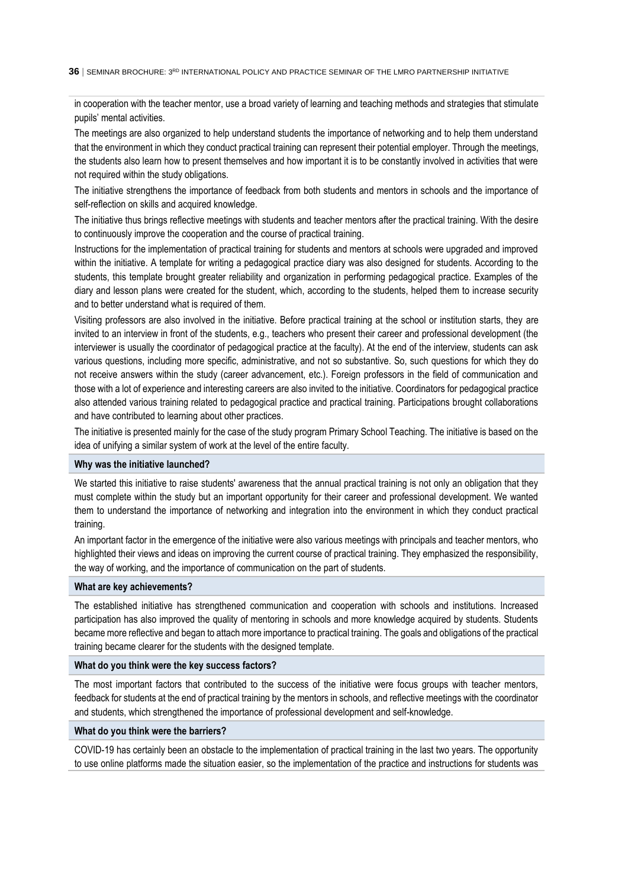in cooperation with the teacher mentor, use a broad variety of learning and teaching methods and strategies that stimulate pupils' mental activities.

The meetings are also organized to help understand students the importance of networking and to help them understand that the environment in which they conduct practical training can represent their potential employer. Through the meetings, the students also learn how to present themselves and how important it is to be constantly involved in activities that were not required within the study obligations.

The initiative strengthens the importance of feedback from both students and mentors in schools and the importance of self-reflection on skills and acquired knowledge.

The initiative thus brings reflective meetings with students and teacher mentors after the practical training. With the desire to continuously improve the cooperation and the course of practical training.

Instructions for the implementation of practical training for students and mentors at schools were upgraded and improved within the initiative. A template for writing a pedagogical practice diary was also designed for students. According to the students, this template brought greater reliability and organization in performing pedagogical practice. Examples of the diary and lesson plans were created for the student, which, according to the students, helped them to increase security and to better understand what is required of them.

Visiting professors are also involved in the initiative. Before practical training at the school or institution starts, they are invited to an interview in front of the students, e.g., teachers who present their career and professional development (the interviewer is usually the coordinator of pedagogical practice at the faculty). At the end of the interview, students can ask various questions, including more specific, administrative, and not so substantive. So, such questions for which they do not receive answers within the study (career advancement, etc.). Foreign professors in the field of communication and those with a lot of experience and interesting careers are also invited to the initiative. Coordinators for pedagogical practice also attended various training related to pedagogical practice and practical training. Participations brought collaborations and have contributed to learning about other practices.

The initiative is presented mainly for the case of the study program Primary School Teaching. The initiative is based on the idea of unifying a similar system of work at the level of the entire faculty.

**Why was the initiative launched?**

We started this initiative to raise students' awareness that the annual practical training is not only an obligation that they must complete within the study but an important opportunity for their career and professional development. We wanted them to understand the importance of networking and integration into the environment in which they conduct practical training.

An important factor in the emergence of the initiative were also various meetings with principals and teacher mentors, who highlighted their views and ideas on improving the current course of practical training. They emphasized the responsibility, the way of working, and the importance of communication on the part of students.

**What are key achievements?**

The established initiative has strengthened communication and cooperation with schools and institutions. Increased participation has also improved the quality of mentoring in schools and more knowledge acquired by students. Students became more reflective and began to attach more importance to practical training. The goals and obligations of the practical training became clearer for the students with the designed template.

**What do you think were the key success factors?**

The most important factors that contributed to the success of the initiative were focus groups with teacher mentors, feedback for students at the end of practical training by the mentors in schools, and reflective meetings with the coordinator and students, which strengthened the importance of professional development and self-knowledge.

**What do you think were the barriers?**

COVID-19 has certainly been an obstacle to the implementation of practical training in the last two years. The opportunity to use online platforms made the situation easier, so the implementation of the practice and instructions for students was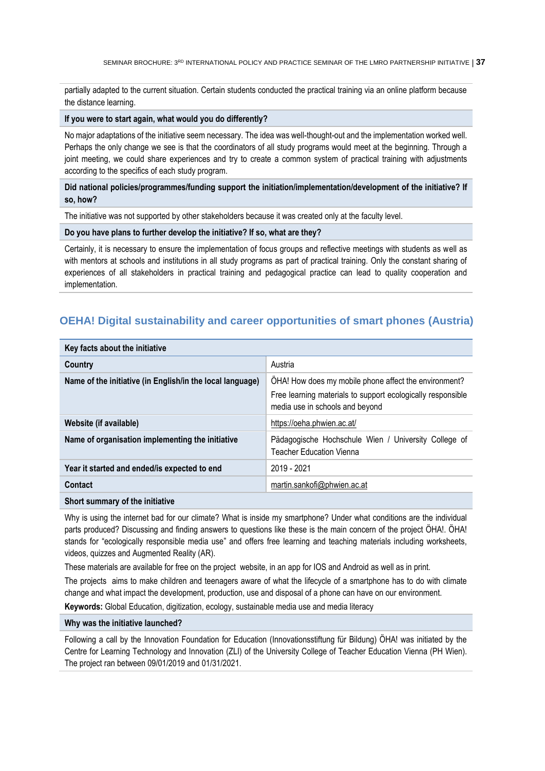partially adapted to the current situation. Certain students conducted the practical training via an online platform because the distance learning.

**If you were to start again, what would you do differently?**

No major adaptations of the initiative seem necessary. The idea was well-thought-out and the implementation worked well. Perhaps the only change we see is that the coordinators of all study programs would meet at the beginning. Through a joint meeting, we could share experiences and try to create a common system of practical training with adjustments according to the specifics of each study program.

**Did national policies/programmes/funding support the initiation/implementation/development of the initiative? If so, how?**

The initiative was not supported by other stakeholders because it was created only at the faculty level.

**Do you have plans to further develop the initiative? If so, what are they?**

Certainly, it is necessary to ensure the implementation of focus groups and reflective meetings with students as well as with mentors at schools and institutions in all study programs as part of practical training. Only the constant sharing of experiences of all stakeholders in practical training and pedagogical practice can lead to quality cooperation and implementation.

## OEHA! Digital sustainability and career opportunities of smart phones (Austria)

| Key facts about the initiative | |
|---|---|
| **Country** | Austria |
| **Name of the initiative (in English/in the local language)** | ÖHA! How does my mobile phone affect the environment? Free learning materials to support ecologically responsible media use in schools and beyond |
| **Website (if available)** | https://oeha.phwien.ac.at/ |
| **Name of organisation implementing the initiative** | Pädagogische Hochschule Wien / University College of Teacher Education Vienna |
| **Year it started and ended/is expected to end** | 2019 - 2021 |
| **Contact** | martin.sankofi@phwien.ac.at |

**Short summary of the initiative**

Why is using the internet bad for our climate? What is inside my smartphone? Under what conditions are the individual parts produced? Discussing and finding answers to questions like these is the main concern of the project ÖHA!. ÖHA! stands for "ecologically responsible media use" and offers free learning and teaching materials including worksheets, videos, quizzes and Augmented Reality (AR).

These materials are available for free on the project website, in an app for IOS and Android as well as in print.

The projects aims to make children and teenagers aware of what the lifecycle of a smartphone has to do with climate change and what impact the development, production, use and disposal of a phone can have on our environment.

**Keywords:** Global Education, digitization, ecology, sustainable media use and media literacy

**Why was the initiative launched?**

Following a call by the Innovation Foundation for Education (Innovationsstiftung für Bildung) ÖHA! was initiated by the Centre for Learning Technology and Innovation (ZLI) of the University College of Teacher Education Vienna (PH Wien). The project ran between 09/01/2019 and 01/31/2021.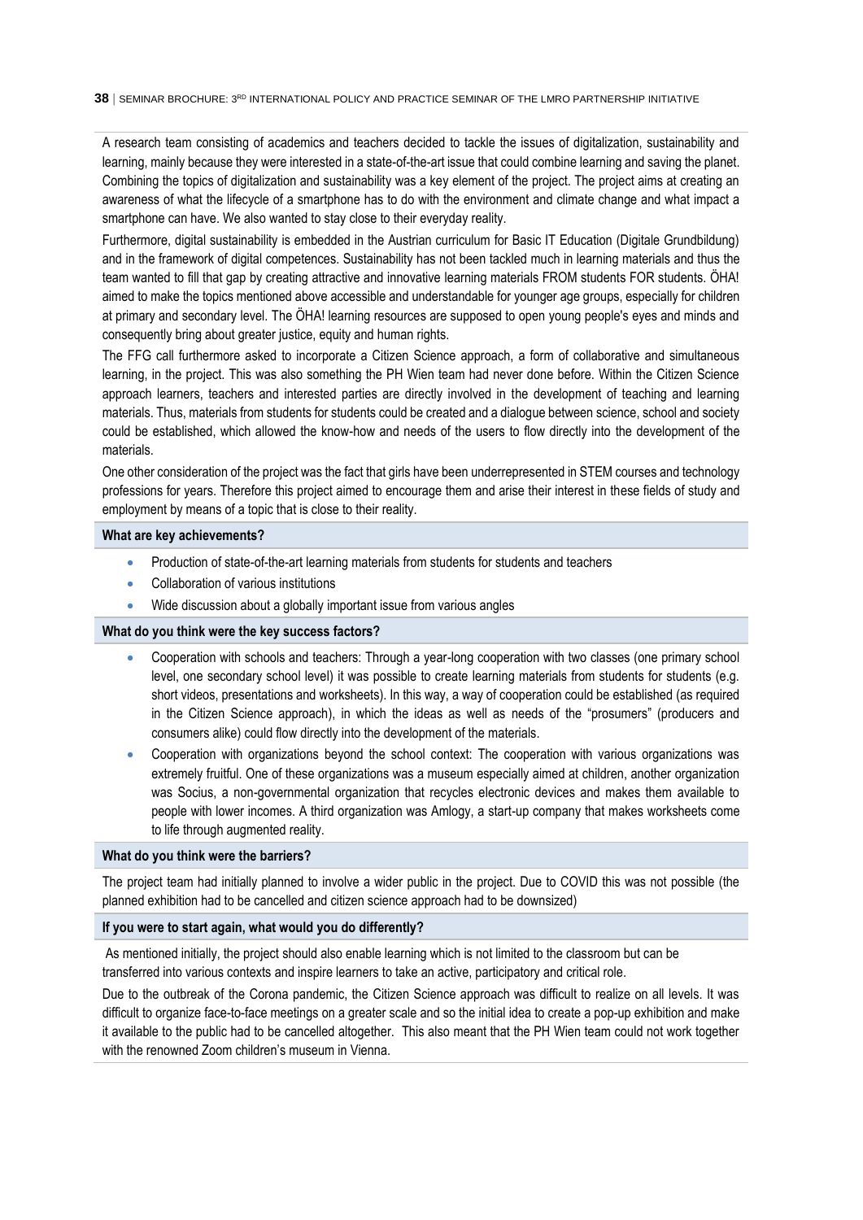A research team consisting of academics and teachers decided to tackle the issues of digitalization, sustainability and learning, mainly because they were interested in a state-of-the-art issue that could combine learning and saving the planet. Combining the topics of digitalization and sustainability was a key element of the project. The project aims at creating an awareness of what the lifecycle of a smartphone has to do with the environment and climate change and what impact a smartphone can have. We also wanted to stay close to their everyday reality.

Furthermore, digital sustainability is embedded in the Austrian curriculum for Basic IT Education (Digitale Grundbildung) and in the framework of digital competences. Sustainability has not been tackled much in learning materials and thus the team wanted to fill that gap by creating attractive and innovative learning materials FROM students FOR students. ÖHA! aimed to make the topics mentioned above accessible and understandable for younger age groups, especially for children at primary and secondary level. The ÖHA! learning resources are supposed to open young people's eyes and minds and consequently bring about greater justice, equity and human rights.

The FFG call furthermore asked to incorporate a Citizen Science approach, a form of collaborative and simultaneous learning, in the project. This was also something the PH Wien team had never done before. Within the Citizen Science approach learners, teachers and interested parties are directly involved in the development of teaching and learning materials. Thus, materials from students for students could be created and a dialogue between science, school and society could be established, which allowed the know-how and needs of the users to flow directly into the development of the materials.

One other consideration of the project was the fact that girls have been underrepresented in STEM courses and technology professions for years. Therefore this project aimed to encourage them and arise their interest in these fields of study and employment by means of a topic that is close to their reality.

**What are key achievements?**

- Production of state-of-the-art learning materials from students for students and teachers
- Collaboration of various institutions
- Wide discussion about a globally important issue from various angles

**What do you think were the key success factors?**

- Cooperation with schools and teachers: Through a year-long cooperation with two classes (one primary school level, one secondary school level) it was possible to create learning materials from students for students (e.g. short videos, presentations and worksheets). In this way, a way of cooperation could be established (as required in the Citizen Science approach), in which the ideas as well as needs of the "prosumers" (producers and consumers alike) could flow directly into the development of the materials.
- Cooperation with organizations beyond the school context: The cooperation with various organizations was extremely fruitful. One of these organizations was a museum especially aimed at children, another organization was Socius, a non-governmental organization that recycles electronic devices and makes them available to people with lower incomes. A third organization was Amlogy, a start-up company that makes worksheets come to life through augmented reality.

**What do you think were the barriers?**

The project team had initially planned to involve a wider public in the project. Due to COVID this was not possible (the planned exhibition had to be cancelled and citizen science approach had to be downsized)

**If you were to start again, what would you do differently?**

As mentioned initially, the project should also enable learning which is not limited to the classroom but can be transferred into various contexts and inspire learners to take an active, participatory and critical role.

Due to the outbreak of the Corona pandemic, the Citizen Science approach was difficult to realize on all levels. It was difficult to organize face-to-face meetings on a greater scale and so the initial idea to create a pop-up exhibition and make it available to the public had to be cancelled altogether. This also meant that the PH Wien team could not work together with the renowned Zoom children's museum in Vienna.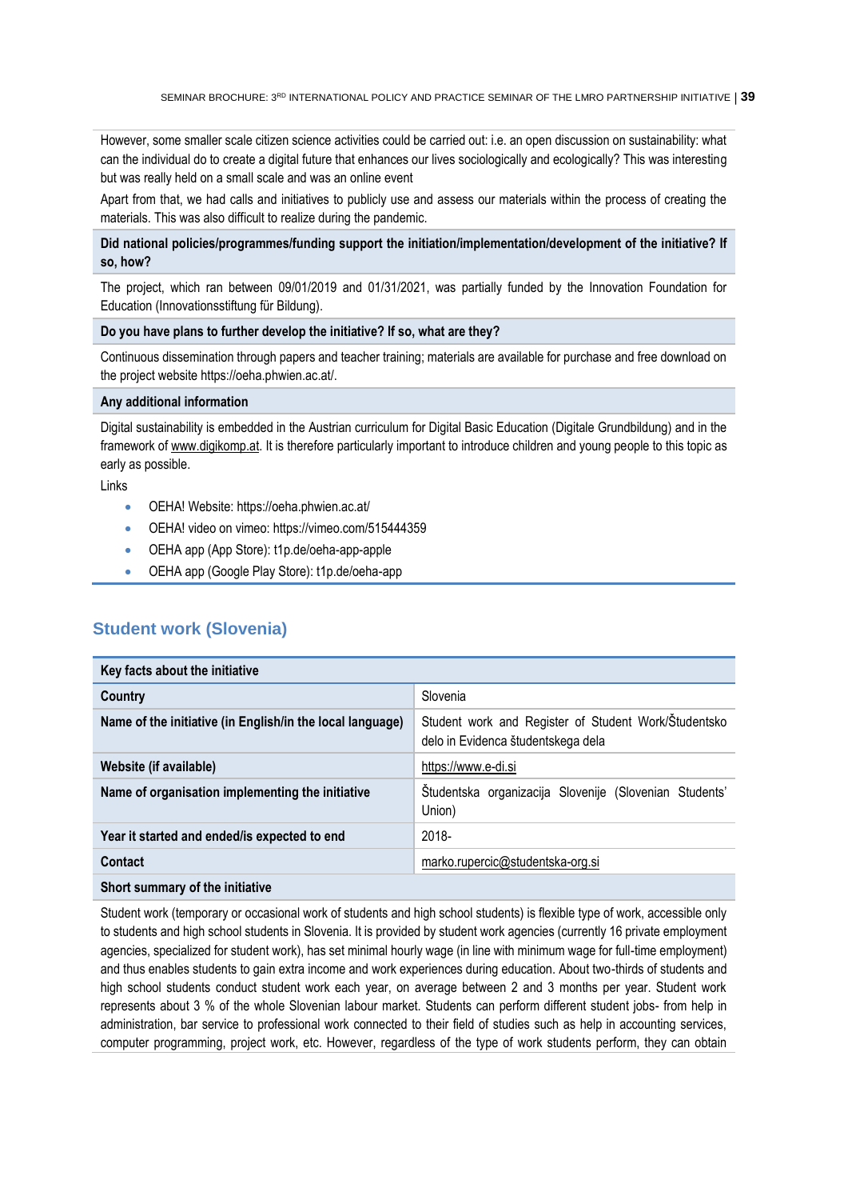However, some smaller scale citizen science activities could be carried out: i.e. an open discussion on sustainability: what can the individual do to create a digital future that enhances our lives sociologically and ecologically? This was interesting but was really held on a small scale and was an online event

Apart from that, we had calls and initiatives to publicly use and assess our materials within the process of creating the materials. This was also difficult to realize during the pandemic.

**Did national policies/programmes/funding support the initiation/implementation/development of the initiative? If so, how?**

The project, which ran between 09/01/2019 and 01/31/2021, was partially funded by the Innovation Foundation for Education (Innovationsstiftung für Bildung).

**Do you have plans to further develop the initiative? If so, what are they?**

Continuous dissemination through papers and teacher training; materials are available for purchase and free download on the project website https://oeha.phwien.ac.at/.

**Any additional information**

Digital sustainability is embedded in the Austrian curriculum for Digital Basic Education (Digitale Grundbildung) and in the framework of www.digikomp.at. It is therefore particularly important to introduce children and young people to this topic as early as possible.

Links

- OEHA! Website: https://oeha.phwien.ac.at/
- OEHA! video on vimeo: https://vimeo.com/515444359
- OEHA app (App Store): t1p.de/oeha-app-apple
- OEHA app (Google Play Store): t1p.de/oeha-app

## Student work (Slovenia)

| Key facts about the initiative | |
|---|---|
| **Country** | Slovenia |
| **Name of the initiative (in English/in the local language)** | Student work and Register of Student Work/Študentsko delo in Evidenca študentskega dela |
| **Website (if available)** | https://www.e-di.si |
| **Name of organisation implementing the initiative** | Študentska organizacija Slovenije (Slovenian Students' Union) |
| **Year it started and ended/is expected to end** | 2018- |
| **Contact** | marko.rupercic@studentska-org.si |

**Short summary of the initiative**

Student work (temporary or occasional work of students and high school students) is flexible type of work, accessible only to students and high school students in Slovenia. It is provided by student work agencies (currently 16 private employment agencies, specialized for student work), has set minimal hourly wage (in line with minimum wage for full-time employment) and thus enables students to gain extra income and work experiences during education. About two-thirds of students and high school students conduct student work each year, on average between 2 and 3 months per year. Student work represents about 3 % of the whole Slovenian labour market. Students can perform different student jobs- from help in administration, bar service to professional work connected to their field of studies such as help in accounting services, computer programming, project work, etc. However, regardless of the type of work students perform, they can obtain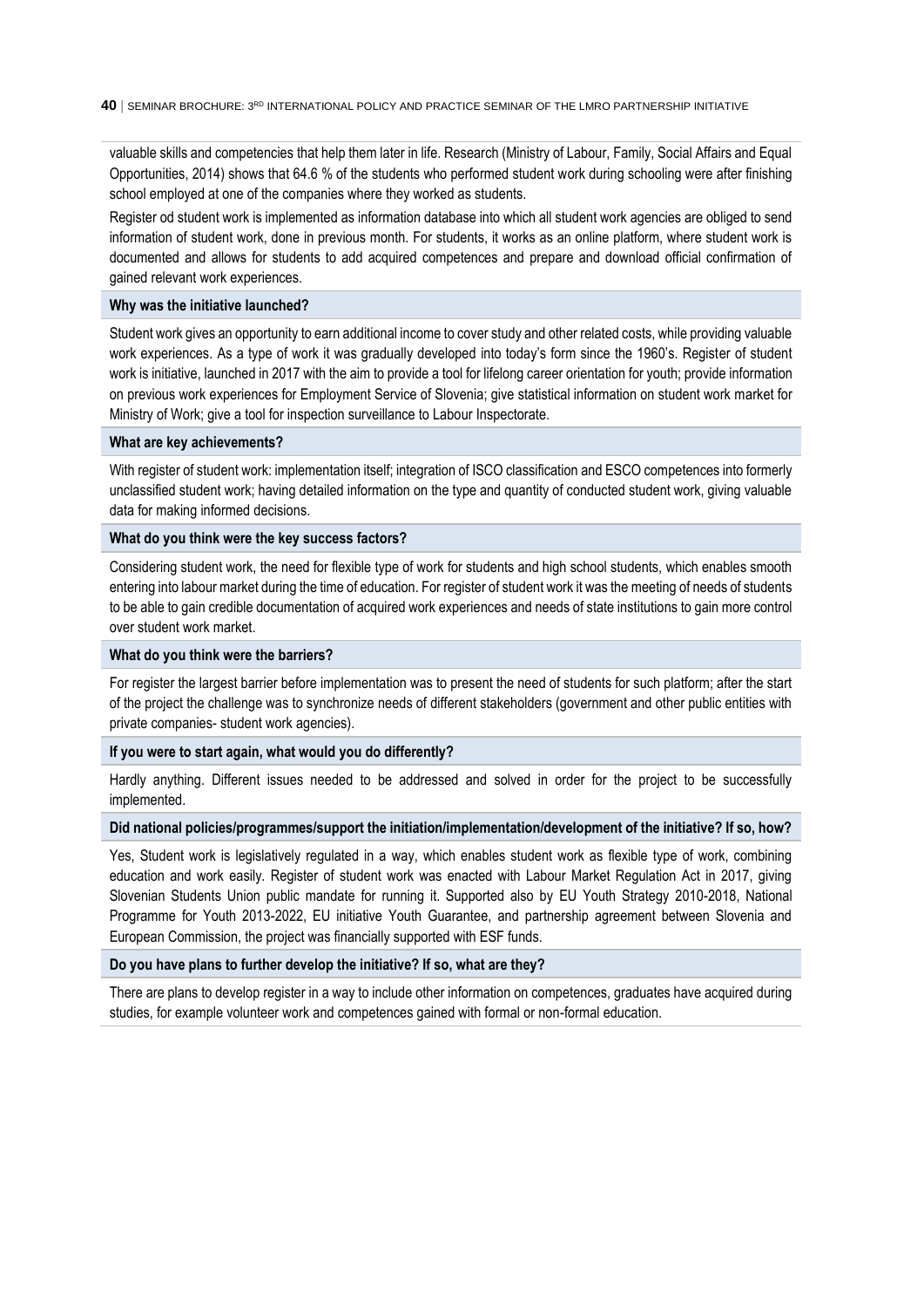valuable skills and competencies that help them later in life. Research (Ministry of Labour, Family, Social Affairs and Equal Opportunities, 2014) shows that 64.6 % of the students who performed student work during schooling were after finishing school employed at one of the companies where they worked as students.

Register od student work is implemented as information database into which all student work agencies are obliged to send information of student work, done in previous month. For students, it works as an online platform, where student work is documented and allows for students to add acquired competences and prepare and download official confirmation of gained relevant work experiences.

**Why was the initiative launched?**

Student work gives an opportunity to earn additional income to cover study and other related costs, while providing valuable work experiences. As a type of work it was gradually developed into today's form since the 1960's. Register of student work is initiative, launched in 2017 with the aim to provide a tool for lifelong career orientation for youth; provide information on previous work experiences for Employment Service of Slovenia; give statistical information on student work market for Ministry of Work; give a tool for inspection surveillance to Labour Inspectorate.

**What are key achievements?**

With register of student work: implementation itself; integration of ISCO classification and ESCO competences into formerly unclassified student work; having detailed information on the type and quantity of conducted student work, giving valuable data for making informed decisions.

**What do you think were the key success factors?**

Considering student work, the need for flexible type of work for students and high school students, which enables smooth entering into labour market during the time of education. For register of student work it was the meeting of needs of students to be able to gain credible documentation of acquired work experiences and needs of state institutions to gain more control over student work market.

**What do you think were the barriers?**

For register the largest barrier before implementation was to present the need of students for such platform; after the start of the project the challenge was to synchronize needs of different stakeholders (government and other public entities with private companies- student work agencies).

**If you were to start again, what would you do differently?**

Hardly anything. Different issues needed to be addressed and solved in order for the project to be successfully implemented.

**Did national policies/programmes/support the initiation/implementation/development of the initiative? If so, how?**

Yes, Student work is legislatively regulated in a way, which enables student work as flexible type of work, combining education and work easily. Register of student work was enacted with Labour Market Regulation Act in 2017, giving Slovenian Students Union public mandate for running it. Supported also by EU Youth Strategy 2010-2018, National Programme for Youth 2013-2022, EU initiative Youth Guarantee, and partnership agreement between Slovenia and European Commission, the project was financially supported with ESF funds.

**Do you have plans to further develop the initiative? If so, what are they?**

There are plans to develop register in a way to include other information on competences, graduates have acquired during studies, for example volunteer work and competences gained with formal or non-formal education.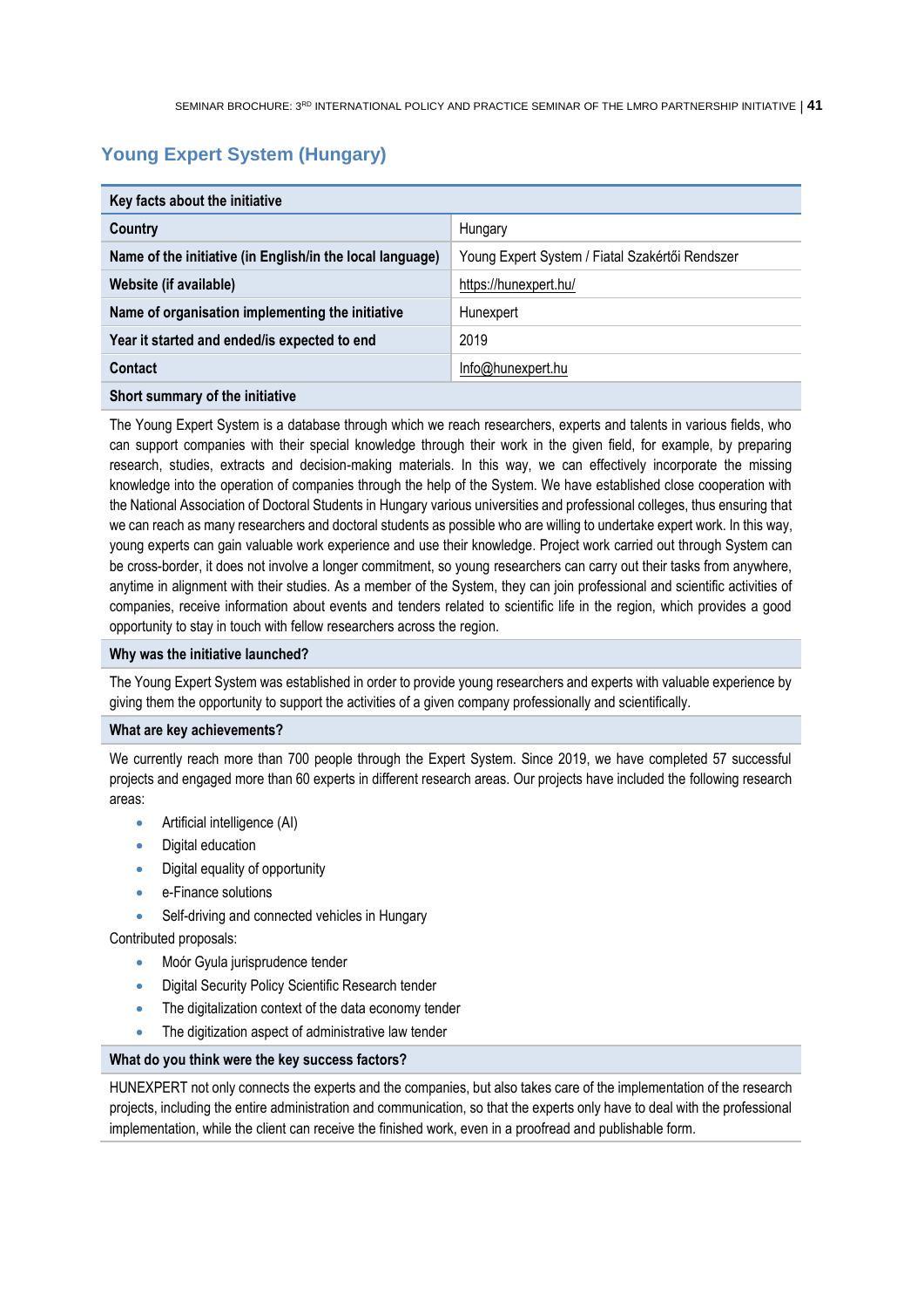## Young Expert System (Hungary)

| Key facts about the initiative | |
|---|---|
| **Country** | Hungary |
| **Name of the initiative (in English/in the local language)** | Young Expert System / Fiatal Szakértői Rendszer |
| **Website (if available)** | https://hunexpert.hu/ |
| **Name of organisation implementing the initiative** | Hunexpert |
| **Year it started and ended/is expected to end** | 2019 |
| **Contact** | Info@hunexpert.hu |

**Short summary of the initiative**

The Young Expert System is a database through which we reach researchers, experts and talents in various fields, who can support companies with their special knowledge through their work in the given field, for example, by preparing research, studies, extracts and decision-making materials. In this way, we can effectively incorporate the missing knowledge into the operation of companies through the help of the System. We have established close cooperation with the National Association of Doctoral Students in Hungary various universities and professional colleges, thus ensuring that we can reach as many researchers and doctoral students as possible who are willing to undertake expert work. In this way, young experts can gain valuable work experience and use their knowledge. Project work carried out through System can be cross-border, it does not involve a longer commitment, so young researchers can carry out their tasks from anywhere, anytime in alignment with their studies. As a member of the System, they can join professional and scientific activities of companies, receive information about events and tenders related to scientific life in the region, which provides a good opportunity to stay in touch with fellow researchers across the region.

**Why was the initiative launched?**

The Young Expert System was established in order to provide young researchers and experts with valuable experience by giving them the opportunity to support the activities of a given company professionally and scientifically.

**What are key achievements?**

We currently reach more than 700 people through the Expert System. Since 2019, we have completed 57 successful projects and engaged more than 60 experts in different research areas. Our projects have included the following research areas:

- Artificial intelligence (AI)
- Digital education
- Digital equality of opportunity
- e-Finance solutions
- Self-driving and connected vehicles in Hungary

Contributed proposals:

- Moór Gyula jurisprudence tender
- Digital Security Policy Scientific Research tender
- The digitalization context of the data economy tender
- The digitization aspect of administrative law tender

**What do you think were the key success factors?**

HUNEXPERT not only connects the experts and the companies, but also takes care of the implementation of the research projects, including the entire administration and communication, so that the experts only have to deal with the professional implementation, while the client can receive the finished work, even in a proofread and publishable form.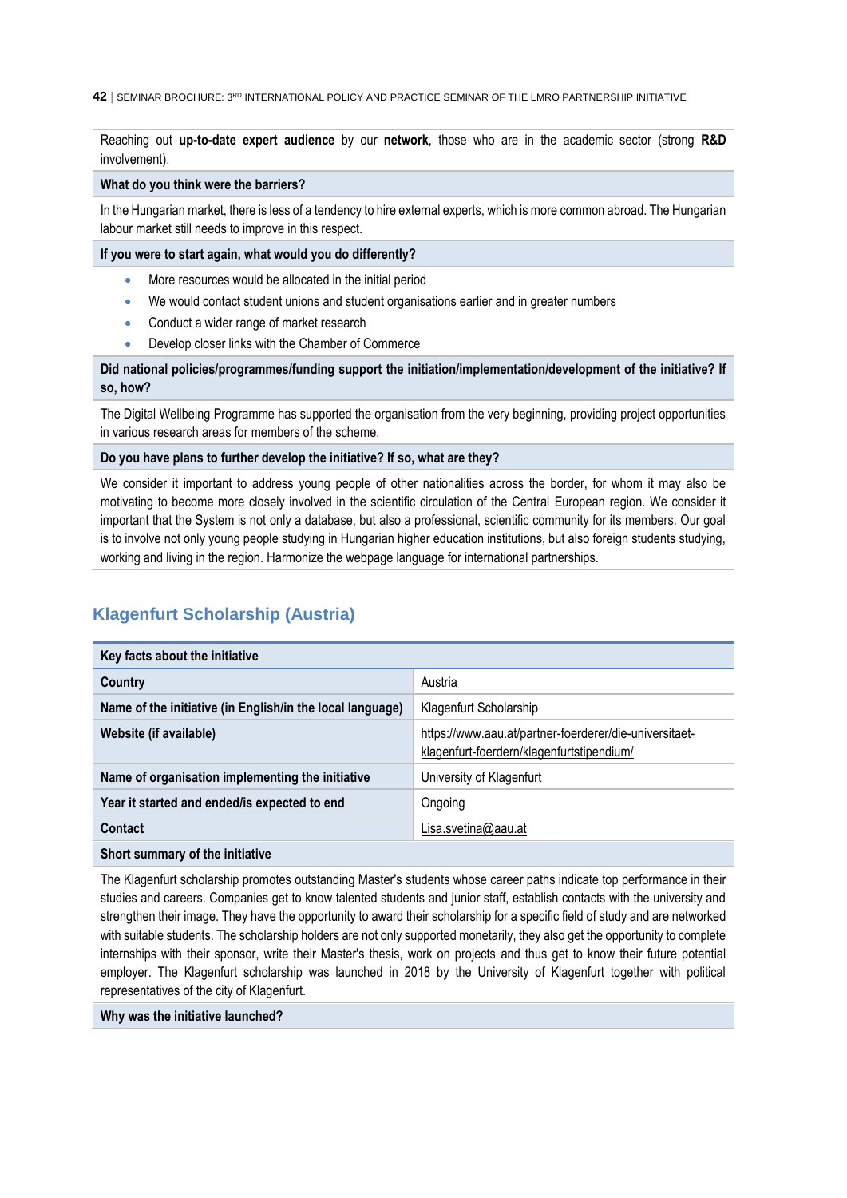Reaching out **up-to-date expert audience** by our **network**, those who are in the academic sector (strong **R&D** involvement).

**What do you think were the barriers?**

In the Hungarian market, there is less of a tendency to hire external experts, which is more common abroad. The Hungarian labour market still needs to improve in this respect.

**If you were to start again, what would you do differently?**

- More resources would be allocated in the initial period
- We would contact student unions and student organisations earlier and in greater numbers
- Conduct a wider range of market research
- Develop closer links with the Chamber of Commerce

**Did national policies/programmes/funding support the initiation/implementation/development of the initiative? If so, how?**

The Digital Wellbeing Programme has supported the organisation from the very beginning, providing project opportunities in various research areas for members of the scheme.

**Do you have plans to further develop the initiative? If so, what are they?**

We consider it important to address young people of other nationalities across the border, for whom it may also be motivating to become more closely involved in the scientific circulation of the Central European region. We consider it important that the System is not only a database, but also a professional, scientific community for its members. Our goal is to involve not only young people studying in Hungarian higher education institutions, but also foreign students studying, working and living in the region. Harmonize the webpage language for international partnerships.

## Klagenfurt Scholarship (Austria)

| Key facts about the initiative | |
|---|---|
| **Country** | Austria |
| **Name of the initiative (in English/in the local language)** | Klagenfurt Scholarship |
| **Website (if available)** | https://www.aau.at/partner-foerderer/die-universitaet-klagenfurt-foerdern/klagenfurtstipendium/ |
| **Name of organisation implementing the initiative** | University of Klagenfurt |
| **Year it started and ended/is expected to end** | Ongoing |
| **Contact** | Lisa.svetina@aau.at |

**Short summary of the initiative**

The Klagenfurt scholarship promotes outstanding Master's students whose career paths indicate top performance in their studies and careers. Companies get to know talented students and junior staff, establish contacts with the university and strengthen their image. They have the opportunity to award their scholarship for a specific field of study and are networked with suitable students. The scholarship holders are not only supported monetarily, they also get the opportunity to complete internships with their sponsor, write their Master's thesis, work on projects and thus get to know their future potential employer. The Klagenfurt scholarship was launched in 2018 by the University of Klagenfurt together with political representatives of the city of Klagenfurt.

**Why was the initiative launched?**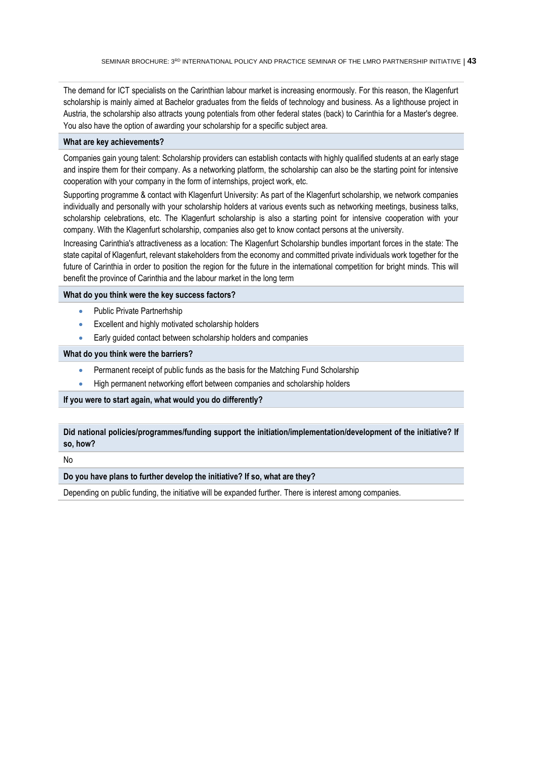The demand for ICT specialists on the Carinthian labour market is increasing enormously. For this reason, the Klagenfurt scholarship is mainly aimed at Bachelor graduates from the fields of technology and business. As a lighthouse project in Austria, the scholarship also attracts young potentials from other federal states (back) to Carinthia for a Master's degree. You also have the option of awarding your scholarship for a specific subject area.

**What are key achievements?**

Companies gain young talent: Scholarship providers can establish contacts with highly qualified students at an early stage and inspire them for their company. As a networking platform, the scholarship can also be the starting point for intensive cooperation with your company in the form of internships, project work, etc.

Supporting programme & contact with Klagenfurt University: As part of the Klagenfurt scholarship, we network companies individually and personally with your scholarship holders at various events such as networking meetings, business talks, scholarship celebrations, etc. The Klagenfurt scholarship is also a starting point for intensive cooperation with your company. With the Klagenfurt scholarship, companies also get to know contact persons at the university.

Increasing Carinthia's attractiveness as a location: The Klagenfurt Scholarship bundles important forces in the state: The state capital of Klagenfurt, relevant stakeholders from the economy and committed private individuals work together for the future of Carinthia in order to position the region for the future in the international competition for bright minds. This will benefit the province of Carinthia and the labour market in the long term

**What do you think were the key success factors?**

- Public Private Partnerhship
- Excellent and highly motivated scholarship holders
- Early guided contact between scholarship holders and companies

**What do you think were the barriers?**

- Permanent receipt of public funds as the basis for the Matching Fund Scholarship
- High permanent networking effort between companies and scholarship holders

**If you were to start again, what would you do differently?**

**Did national policies/programmes/funding support the initiation/implementation/development of the initiative? If so, how?**

No

**Do you have plans to further develop the initiative? If so, what are they?**

Depending on public funding, the initiative will be expanded further. There is interest among companies.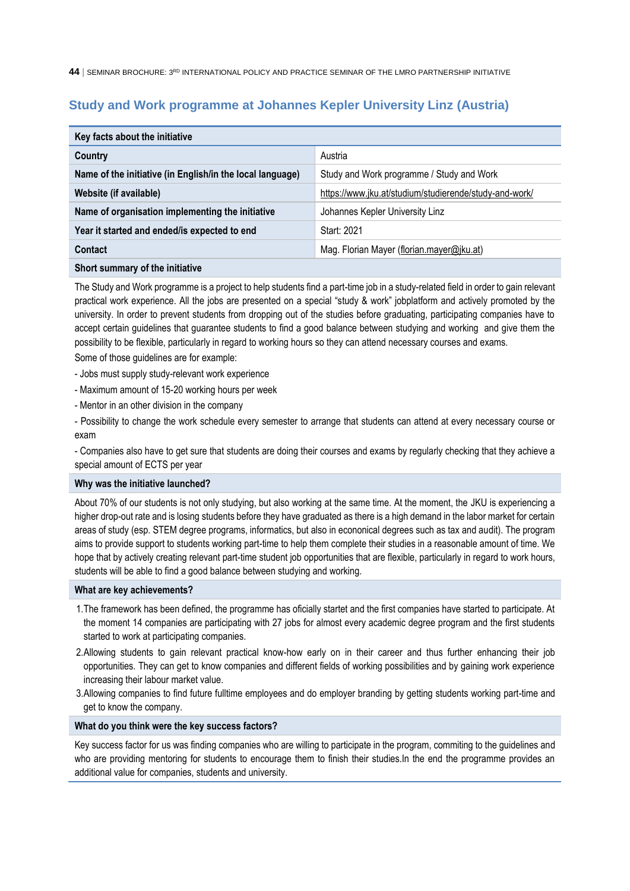## Study and Work programme at Johannes Kepler University Linz (Austria)

| Key facts about the initiative | |
|---|---|
| **Country** | Austria |
| **Name of the initiative (in English/in the local language)** | Study and Work programme / Study and Work |
| **Website (if available)** | https://www.jku.at/studium/studierende/study-and-work/ |
| **Name of organisation implementing the initiative** | Johannes Kepler University Linz |
| **Year it started and ended/is expected to end** | Start: 2021 |
| **Contact** | Mag. Florian Mayer (florian.mayer@jku.at) |

**Short summary of the initiative**

The Study and Work programme is a project to help students find a part-time job in a study-related field in order to gain relevant practical work experience. All the jobs are presented on a special "study & work" jobplatform and actively promoted by the university. In order to prevent students from dropping out of the studies before graduating, participating companies have to accept certain guidelines that guarantee students to find a good balance between studying and working and give them the possibility to be flexible, particularly in regard to working hours so they can attend necessary courses and exams.

Some of those guidelines are for example:

- Jobs must supply study-relevant work experience
- Maximum amount of 15-20 working hours per week
- Mentor in an other division in the company
- Possibility to change the work schedule every semester to arrange that students can attend at every necessary course or exam
- Companies also have to get sure that students are doing their courses and exams by regularly checking that they achieve a special amount of ECTS per year

**Why was the initiative launched?**

About 70% of our students is not only studying, but also working at the same time. At the moment, the JKU is experiencing a higher drop-out rate and is losing students before they have graduated as there is a high demand in the labor market for certain areas of study (esp. STEM degree programs, informatics, but also in econonical degrees such as tax and audit). The program aims to provide support to students working part-time to help them complete their studies in a reasonable amount of time. We hope that by actively creating relevant part-time student job opportunities that are flexible, particularly in regard to work hours, students will be able to find a good balance between studying and working.

**What are key achievements?**

1. The framework has been defined, the programme has oficially startet and the first companies have started to participate. At the moment 14 companies are participating with 27 jobs for almost every academic degree program and the first students started to work at participating companies.
2. Allowing students to gain relevant practical know-how early on in their career and thus further enhancing their job opportunities. They can get to know companies and different fields of working possibilities and by gaining work experience increasing their labour market value.
3. Allowing companies to find future fulltime employees and do employer branding by getting students working part-time and get to know the company.

**What do you think were the key success factors?**

Key success factor for us was finding companies who are willing to participate in the program, commiting to the guidelines and who are providing mentoring for students to encourage them to finish their studies.In the end the programme provides an additional value for companies, students and university.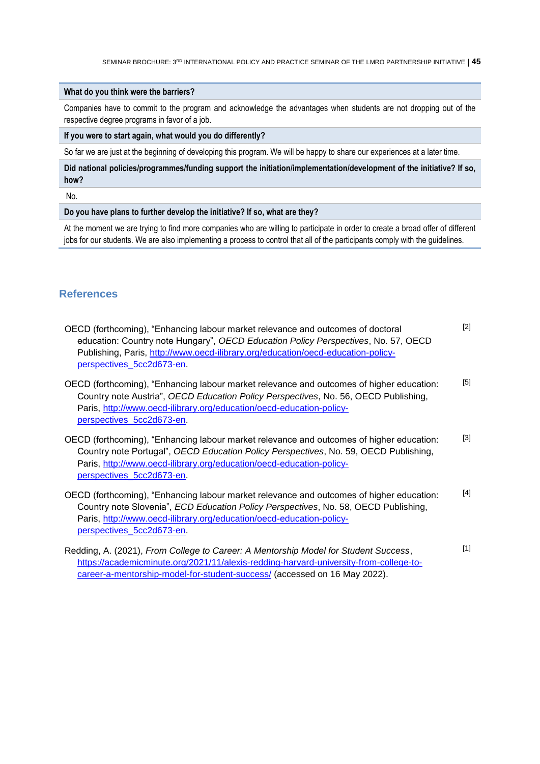**What do you think were the barriers?**

Companies have to commit to the program and acknowledge the advantages when students are not dropping out of the respective degree programs in favor of a job.

**If you were to start again, what would you do differently?**

So far we are just at the beginning of developing this program. We will be happy to share our experiences at a later time.

**Did national policies/programmes/funding support the initiation/implementation/development of the initiative? If so, how?**

No.

**Do you have plans to further develop the initiative? If so, what are they?**

At the moment we are trying to find more companies who are willing to participate in order to create a broad offer of different jobs for our students. We are also implementing a process to control that all of the participants comply with the guidelines.

## References

OECD (forthcoming), "Enhancing labour market relevance and outcomes of doctoral education: Country note Hungary", *OECD Education Policy Perspectives*, No. 57, OECD Publishing, Paris, http://www.oecd-ilibrary.org/education/oecd-education-policy-perspectives_5cc2d673-en. [2]

OECD (forthcoming), "Enhancing labour market relevance and outcomes of higher education: Country note Austria", *OECD Education Policy Perspectives*, No. 56, OECD Publishing, Paris, http://www.oecd-ilibrary.org/education/oecd-education-policy-perspectives_5cc2d673-en. [5]

OECD (forthcoming), "Enhancing labour market relevance and outcomes of higher education: Country note Portugal", *OECD Education Policy Perspectives*, No. 59, OECD Publishing, Paris, http://www.oecd-ilibrary.org/education/oecd-education-policy-perspectives_5cc2d673-en. [3]

OECD (forthcoming), "Enhancing labour market relevance and outcomes of higher education: Country note Slovenia", *ECD Education Policy Perspectives*, No. 58, OECD Publishing, Paris, http://www.oecd-ilibrary.org/education/oecd-education-policy-perspectives_5cc2d673-en. [4]

Redding, A. (2021), *From College to Career: A Mentorship Model for Student Success*, https://academicminute.org/2021/11/alexis-redding-harvard-university-from-college-to-career-a-mentorship-model-for-student-success/ (accessed on 16 May 2022). [1]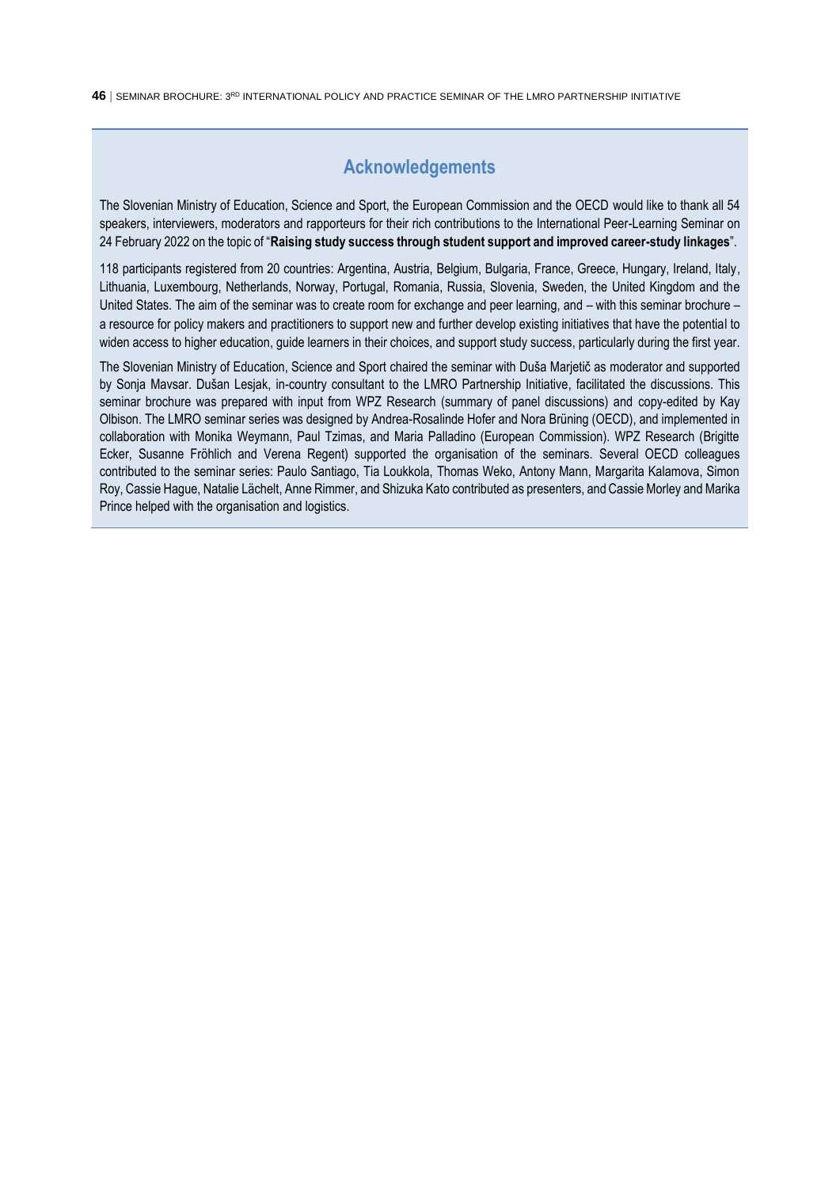## Acknowledgements

The Slovenian Ministry of Education, Science and Sport, the European Commission and the OECD would like to thank all 54 speakers, interviewers, moderators and rapporteurs for their rich contributions to the International Peer-Learning Seminar on 24 February 2022 on the topic of "**Raising study success through student support and improved career-study linkages**".

118 participants registered from 20 countries: Argentina, Austria, Belgium, Bulgaria, France, Greece, Hungary, Ireland, Italy, Lithuania, Luxembourg, Netherlands, Norway, Portugal, Romania, Russia, Slovenia, Sweden, the United Kingdom and the United States. The aim of the seminar was to create room for exchange and peer learning, and – with this seminar brochure – a resource for policy makers and practitioners to support new and further develop existing initiatives that have the potential to widen access to higher education, guide learners in their choices, and support study success, particularly during the first year.

The Slovenian Ministry of Education, Science and Sport chaired the seminar with Duša Marjetič as moderator and supported by Sonja Mavsar. Dušan Lesjak, in-country consultant to the LMRO Partnership Initiative, facilitated the discussions. This seminar brochure was prepared with input from WPZ Research (summary of panel discussions) and copy-edited by Kay Olbison. The LMRO seminar series was designed by Andrea-Rosalinde Hofer and Nora Brüning (OECD), and implemented in collaboration with Monika Weymann, Paul Tzimas, and Maria Palladino (European Commission). WPZ Research (Brigitte Ecker, Susanne Fröhlich and Verena Regent) supported the organisation of the seminars. Several OECD colleagues contributed to the seminar series: Paulo Santiago, Tia Loukkola, Thomas Weko, Antony Mann, Margarita Kalamova, Simon Roy, Cassie Hague, Natalie Lächelt, Anne Rimmer, and Shizuka Kato contributed as presenters, and Cassie Morley and Marika Prince helped with the organisation and logistics.